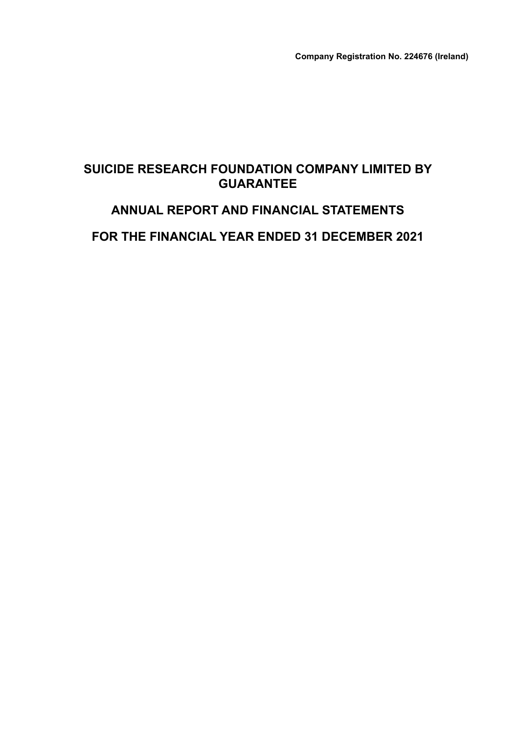**Company Registration No. 224676 (Ireland)**

# SUICIDE RESEARCH FOUNDATION COMPANY LIMITED BY GUARANTEE

# ANNUAL REPORT AND FINANCIAL STATEMENTS

# FOR THE FINANCIAL YEAR ENDED 31 DECEMBER 2021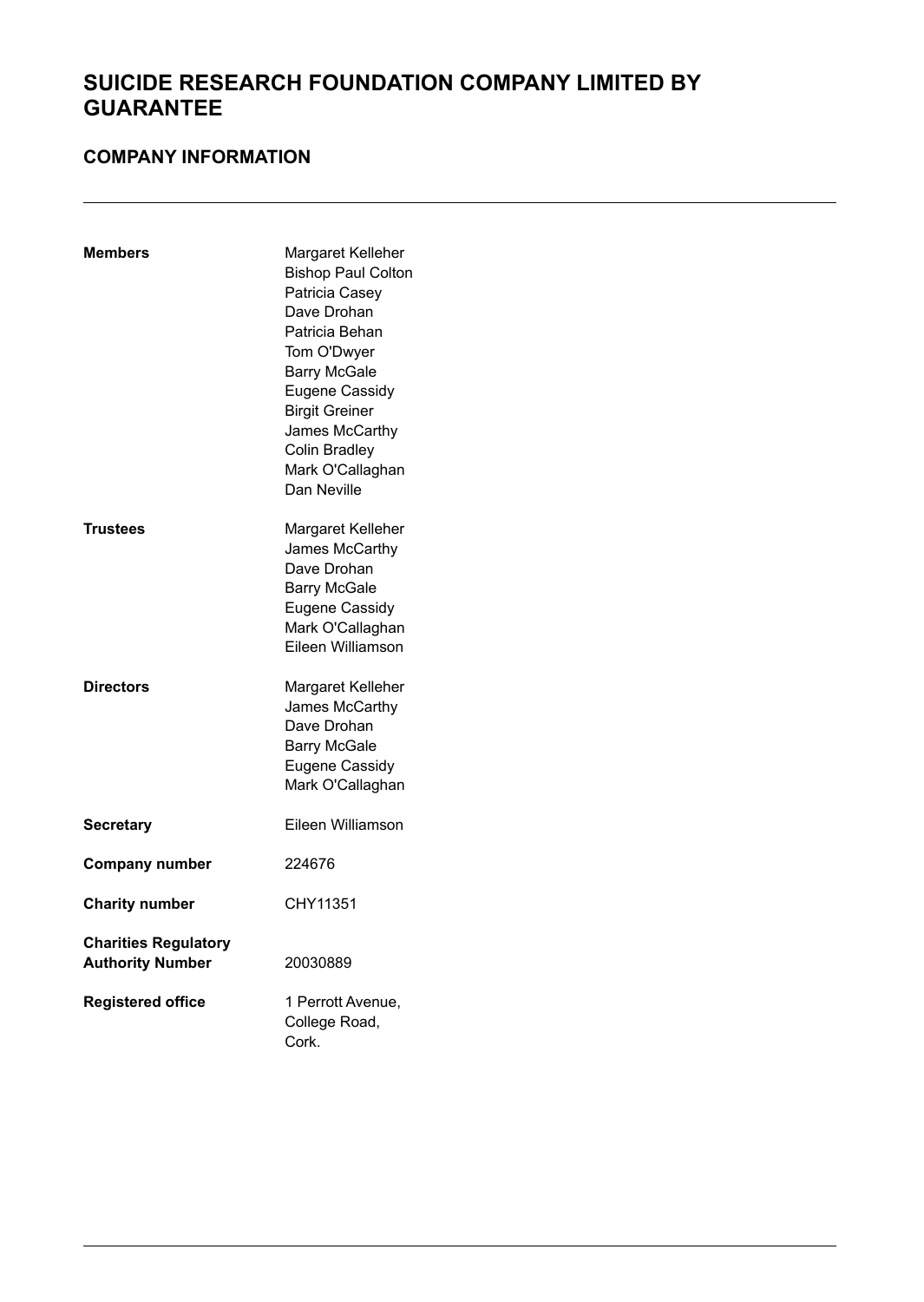# SUICIDE RESEARCH FOUNDATION COMPANY LIMITED BY GUARANTEE

## COMPANY INFORMATION

| | |
|---|---|
| **Members** | Margaret Kelleher<br>Bishop Paul Colton<br>Patricia Casey<br>Dave Drohan<br>Patricia Behan<br>Tom O'Dwyer<br>Barry McGale<br>Eugene Cassidy<br>Birgit Greiner<br>James McCarthy<br>Colin Bradley<br>Mark O'Callaghan<br>Dan Neville |
| **Trustees** | Margaret Kelleher<br>James McCarthy<br>Dave Drohan<br>Barry McGale<br>Eugene Cassidy<br>Mark O'Callaghan<br>Eileen Williamson |
| **Directors** | Margaret Kelleher<br>James McCarthy<br>Dave Drohan<br>Barry McGale<br>Eugene Cassidy<br>Mark O'Callaghan |
| **Secretary** | Eileen Williamson |
| **Company number** | 224676 |
| **Charity number** | CHY11351 |
| **Charities Regulatory Authority Number** | 20030889 |
| **Registered office** | 1 Perrott Avenue,<br>College Road,<br>Cork. |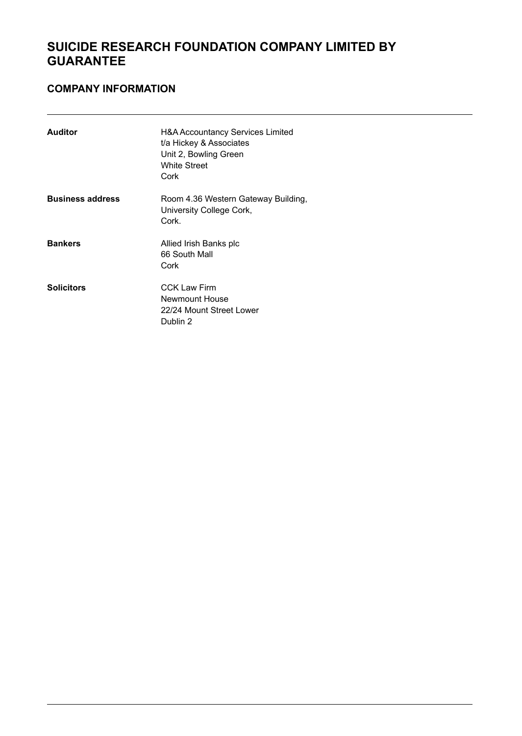# SUICIDE RESEARCH FOUNDATION COMPANY LIMITED BY GUARANTEE

## COMPANY INFORMATION

---

**Auditor**
H&A Accountancy Services Limited
t/a Hickey & Associates
Unit 2, Bowling Green
White Street
Cork

**Business address**
Room 4.36 Western Gateway Building,
University College Cork,
Cork.

**Bankers**
Allied Irish Banks plc
66 South Mall
Cork

**Solicitors**
CCK Law Firm
Newmount House
22/24 Mount Street Lower
Dublin 2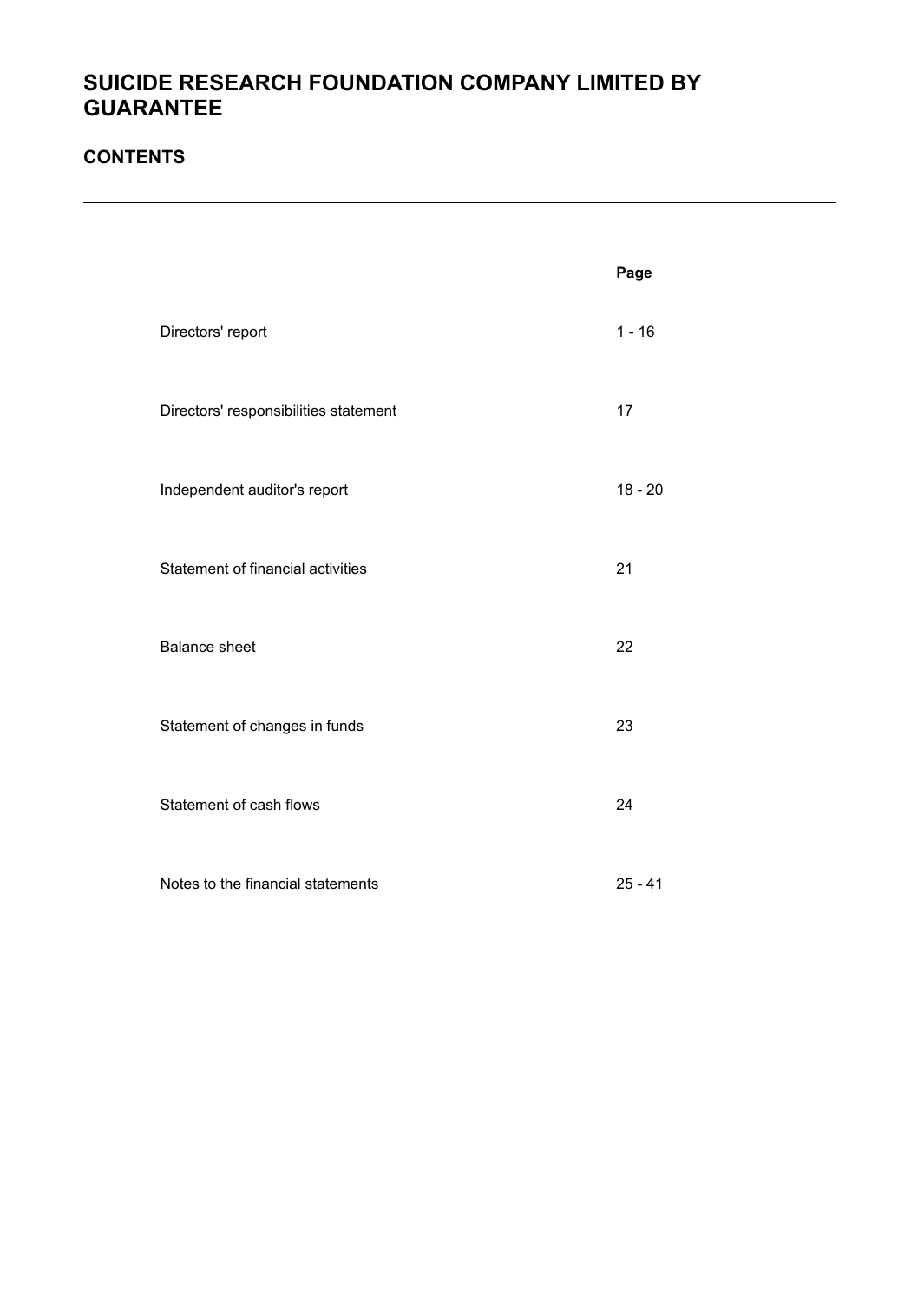# SUICIDE RESEARCH FOUNDATION COMPANY LIMITED BY GUARANTEE

## CONTENTS

| | Page |
|---|---|
| Directors' report | 1 - 16 |
| Directors' responsibilities statement | 17 |
| Independent auditor's report | 18 - 20 |
| Statement of financial activities | 21 |
| Balance sheet | 22 |
| Statement of changes in funds | 23 |
| Statement of cash flows | 24 |
| Notes to the financial statements | 25 - 41 |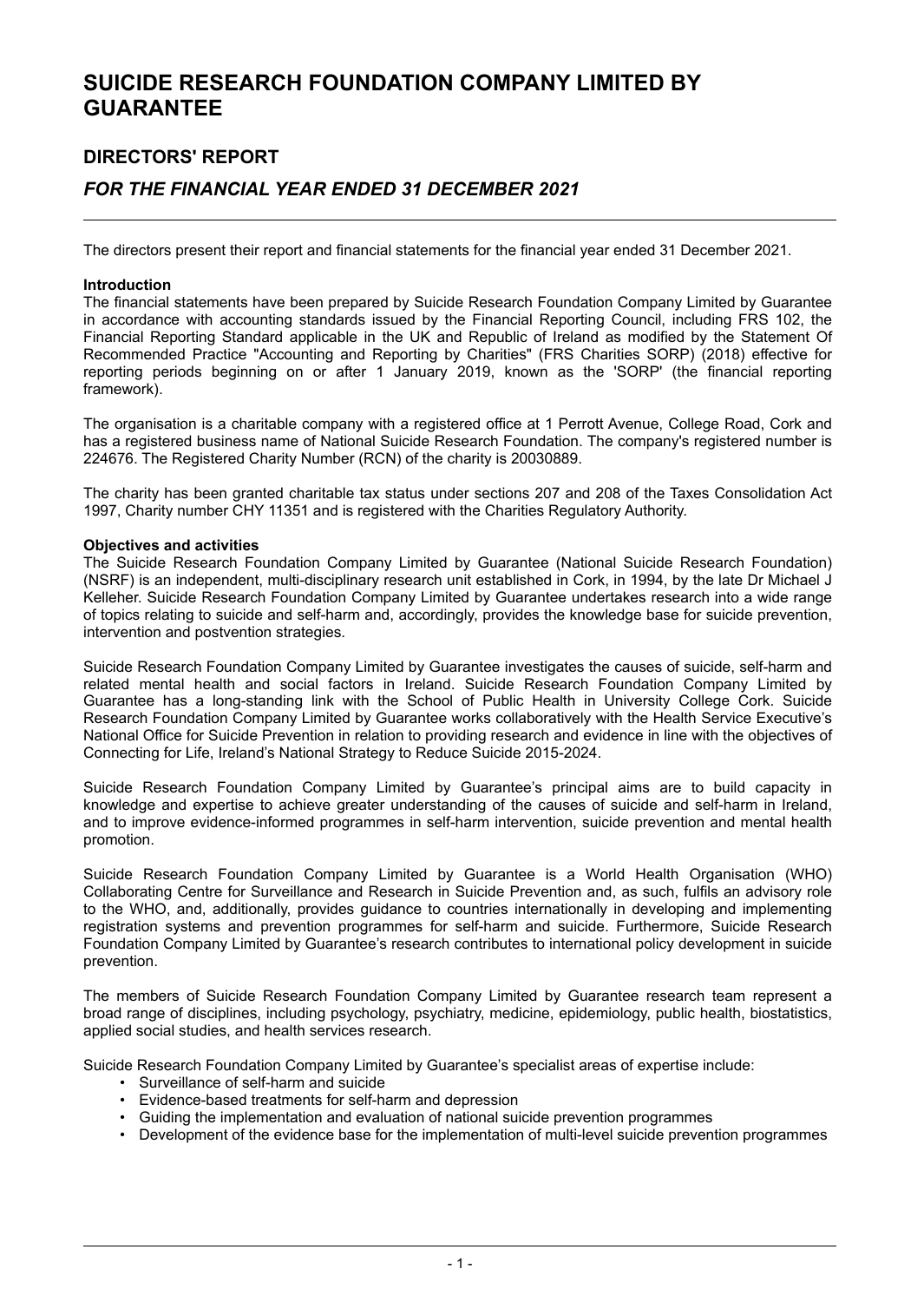# SUICIDE RESEARCH FOUNDATION COMPANY LIMITED BY GUARANTEE

## DIRECTORS' REPORT

### *FOR THE FINANCIAL YEAR ENDED 31 DECEMBER 2021*

The directors present their report and financial statements for the financial year ended 31 December 2021.

**Introduction**

The financial statements have been prepared by Suicide Research Foundation Company Limited by Guarantee in accordance with accounting standards issued by the Financial Reporting Council, including FRS 102, the Financial Reporting Standard applicable in the UK and Republic of Ireland as modified by the Statement Of Recommended Practice "Accounting and Reporting by Charities" (FRS Charities SORP) (2018) effective for reporting periods beginning on or after 1 January 2019, known as the 'SORP' (the financial reporting framework).

The organisation is a charitable company with a registered office at 1 Perrott Avenue, College Road, Cork and has a registered business name of National Suicide Research Foundation. The company's registered number is 224676. The Registered Charity Number (RCN) of the charity is 20030889.

The charity has been granted charitable tax status under sections 207 and 208 of the Taxes Consolidation Act 1997, Charity number CHY 11351 and is registered with the Charities Regulatory Authority.

**Objectives and activities**

The Suicide Research Foundation Company Limited by Guarantee (National Suicide Research Foundation) (NSRF) is an independent, multi-disciplinary research unit established in Cork, in 1994, by the late Dr Michael J Kelleher. Suicide Research Foundation Company Limited by Guarantee undertakes research into a wide range of topics relating to suicide and self-harm and, accordingly, provides the knowledge base for suicide prevention, intervention and postvention strategies.

Suicide Research Foundation Company Limited by Guarantee investigates the causes of suicide, self-harm and related mental health and social factors in Ireland. Suicide Research Foundation Company Limited by Guarantee has a long-standing link with the School of Public Health in University College Cork. Suicide Research Foundation Company Limited by Guarantee works collaboratively with the Health Service Executive's National Office for Suicide Prevention in relation to providing research and evidence in line with the objectives of Connecting for Life, Ireland's National Strategy to Reduce Suicide 2015-2024.

Suicide Research Foundation Company Limited by Guarantee's principal aims are to build capacity in knowledge and expertise to achieve greater understanding of the causes of suicide and self-harm in Ireland, and to improve evidence-informed programmes in self-harm intervention, suicide prevention and mental health promotion.

Suicide Research Foundation Company Limited by Guarantee is a World Health Organisation (WHO) Collaborating Centre for Surveillance and Research in Suicide Prevention and, as such, fulfils an advisory role to the WHO, and, additionally, provides guidance to countries internationally in developing and implementing registration systems and prevention programmes for self-harm and suicide. Furthermore, Suicide Research Foundation Company Limited by Guarantee's research contributes to international policy development in suicide prevention.

The members of Suicide Research Foundation Company Limited by Guarantee research team represent a broad range of disciplines, including psychology, psychiatry, medicine, epidemiology, public health, biostatistics, applied social studies, and health services research.

Suicide Research Foundation Company Limited by Guarantee's specialist areas of expertise include:

- Surveillance of self-harm and suicide
- Evidence-based treatments for self-harm and depression
- Guiding the implementation and evaluation of national suicide prevention programmes
- Development of the evidence base for the implementation of multi-level suicide prevention programmes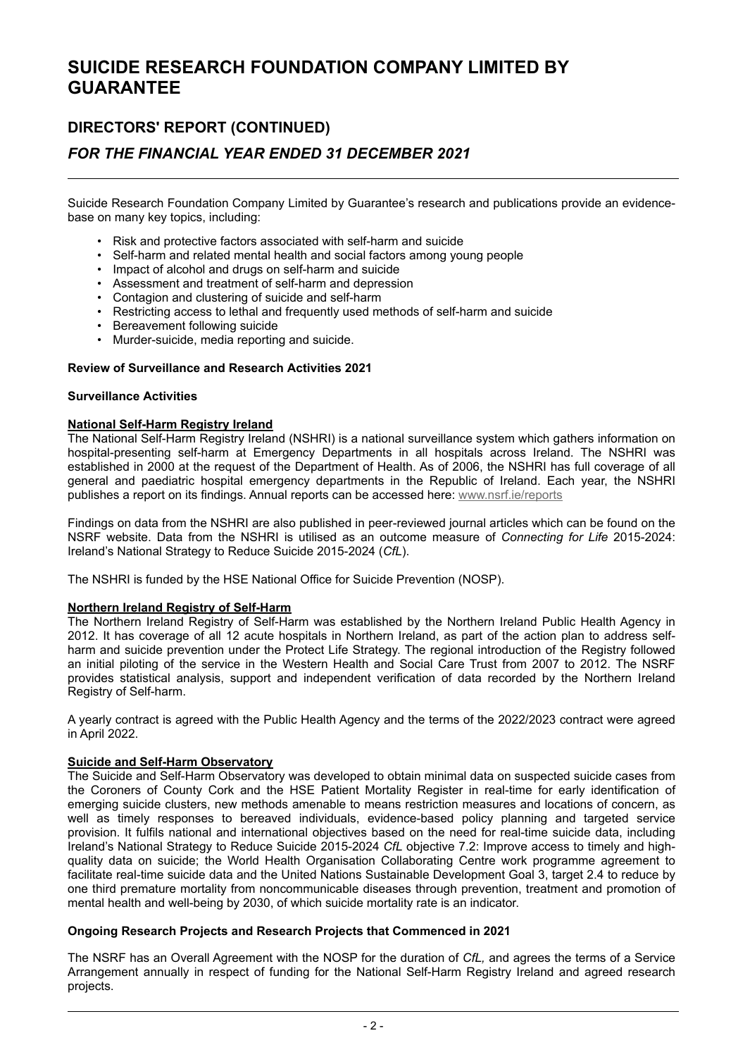# SUICIDE RESEARCH FOUNDATION COMPANY LIMITED BY GUARANTEE

## DIRECTORS' REPORT (CONTINUED)

## *FOR THE FINANCIAL YEAR ENDED 31 DECEMBER 2021*

Suicide Research Foundation Company Limited by Guarantee's research and publications provide an evidence-base on many key topics, including:

- Risk and protective factors associated with self-harm and suicide
- Self-harm and related mental health and social factors among young people
- Impact of alcohol and drugs on self-harm and suicide
- Assessment and treatment of self-harm and depression
- Contagion and clustering of suicide and self-harm
- Restricting access to lethal and frequently used methods of self-harm and suicide
- Bereavement following suicide
- Murder-suicide, media reporting and suicide.

**Review of Surveillance and Research Activities 2021**

**Surveillance Activities**

**National Self-Harm Registry Ireland**

The National Self-Harm Registry Ireland (NSHRI) is a national surveillance system which gathers information on hospital-presenting self-harm at Emergency Departments in all hospitals across Ireland. The NSHRI was established in 2000 at the request of the Department of Health. As of 2006, the NSHRI has full coverage of all general and paediatric hospital emergency departments in the Republic of Ireland. Each year, the NSHRI publishes a report on its findings. Annual reports can be accessed here: www.nsrf.ie/reports

Findings on data from the NSHRI are also published in peer-reviewed journal articles which can be found on the NSRF website. Data from the NSHRI is utilised as an outcome measure of *Connecting for Life* 2015-2024: Ireland's National Strategy to Reduce Suicide 2015-2024 (*CfL*).

The NSHRI is funded by the HSE National Office for Suicide Prevention (NOSP).

**Northern Ireland Registry of Self-Harm**

The Northern Ireland Registry of Self-Harm was established by the Northern Ireland Public Health Agency in 2012. It has coverage of all 12 acute hospitals in Northern Ireland, as part of the action plan to address self-harm and suicide prevention under the Protect Life Strategy. The regional introduction of the Registry followed an initial piloting of the service in the Western Health and Social Care Trust from 2007 to 2012. The NSRF provides statistical analysis, support and independent verification of data recorded by the Northern Ireland Registry of Self-harm.

A yearly contract is agreed with the Public Health Agency and the terms of the 2022/2023 contract were agreed in April 2022.

**Suicide and Self-Harm Observatory**

The Suicide and Self-Harm Observatory was developed to obtain minimal data on suspected suicide cases from the Coroners of County Cork and the HSE Patient Mortality Register in real-time for early identification of emerging suicide clusters, new methods amenable to means restriction measures and locations of concern, as well as timely responses to bereaved individuals, evidence-based policy planning and targeted service provision. It fulfils national and international objectives based on the need for real-time suicide data, including Ireland's National Strategy to Reduce Suicide 2015-2024 *CfL* objective 7.2: Improve access to timely and high-quality data on suicide; the World Health Organisation Collaborating Centre work programme agreement to facilitate real-time suicide data and the United Nations Sustainable Development Goal 3, target 2.4 to reduce by one third premature mortality from noncommunicable diseases through prevention, treatment and promotion of mental health and well-being by 2030, of which suicide mortality rate is an indicator.

**Ongoing Research Projects and Research Projects that Commenced in 2021**

The NSRF has an Overall Agreement with the NOSP for the duration of *CfL,* and agrees the terms of a Service Arrangement annually in respect of funding for the National Self-Harm Registry Ireland and agreed research projects.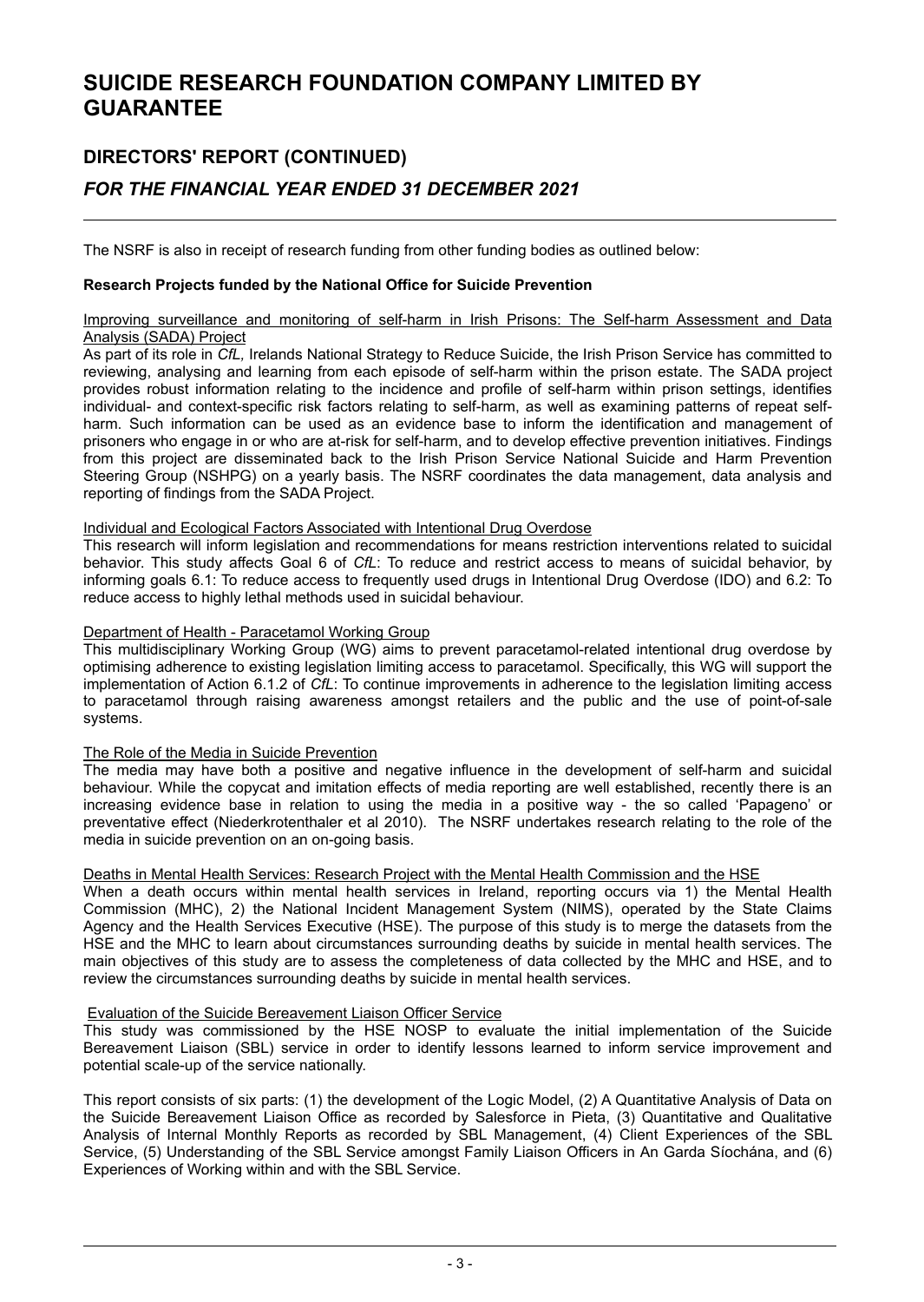# SUICIDE RESEARCH FOUNDATION COMPANY LIMITED BY GUARANTEE

## DIRECTORS' REPORT (CONTINUED)

## *FOR THE FINANCIAL YEAR ENDED 31 DECEMBER 2021*

The NSRF is also in receipt of research funding from other funding bodies as outlined below:

**Research Projects funded by the National Office for Suicide Prevention**

Improving surveillance and monitoring of self-harm in Irish Prisons: The Self-harm Assessment and Data Analysis (SADA) Project

As part of its role in *CfL,* Irelands National Strategy to Reduce Suicide, the Irish Prison Service has committed to reviewing, analysing and learning from each episode of self-harm within the prison estate. The SADA project provides robust information relating to the incidence and profile of self-harm within prison settings, identifies individual- and context-specific risk factors relating to self-harm, as well as examining patterns of repeat self-harm. Such information can be used as an evidence base to inform the identification and management of prisoners who engage in or who are at-risk for self-harm, and to develop effective prevention initiatives. Findings from this project are disseminated back to the Irish Prison Service National Suicide and Harm Prevention Steering Group (NSHPG) on a yearly basis. The NSRF coordinates the data management, data analysis and reporting of findings from the SADA Project.

Individual and Ecological Factors Associated with Intentional Drug Overdose

This research will inform legislation and recommendations for means restriction interventions related to suicidal behavior. This study affects Goal 6 of *CfL*: To reduce and restrict access to means of suicidal behavior, by informing goals 6.1: To reduce access to frequently used drugs in Intentional Drug Overdose (IDO) and 6.2: To reduce access to highly lethal methods used in suicidal behaviour.

Department of Health - Paracetamol Working Group

This multidisciplinary Working Group (WG) aims to prevent paracetamol-related intentional drug overdose by optimising adherence to existing legislation limiting access to paracetamol. Specifically, this WG will support the implementation of Action 6.1.2 of *CfL*: To continue improvements in adherence to the legislation limiting access to paracetamol through raising awareness amongst retailers and the public and the use of point-of-sale systems.

The Role of the Media in Suicide Prevention

The media may have both a positive and negative influence in the development of self-harm and suicidal behaviour. While the copycat and imitation effects of media reporting are well established, recently there is an increasing evidence base in relation to using the media in a positive way - the so called 'Papageno' or preventative effect (Niederkrotenthaler et al 2010). The NSRF undertakes research relating to the role of the media in suicide prevention on an on-going basis.

Deaths in Mental Health Services: Research Project with the Mental Health Commission and the HSE

When a death occurs within mental health services in Ireland, reporting occurs via 1) the Mental Health Commission (MHC), 2) the National Incident Management System (NIMS), operated by the State Claims Agency and the Health Services Executive (HSE). The purpose of this study is to merge the datasets from the HSE and the MHC to learn about circumstances surrounding deaths by suicide in mental health services. The main objectives of this study are to assess the completeness of data collected by the MHC and HSE, and to review the circumstances surrounding deaths by suicide in mental health services.

Evaluation of the Suicide Bereavement Liaison Officer Service

This study was commissioned by the HSE NOSP to evaluate the initial implementation of the Suicide Bereavement Liaison (SBL) service in order to identify lessons learned to inform service improvement and potential scale-up of the service nationally.

This report consists of six parts: (1) the development of the Logic Model, (2) A Quantitative Analysis of Data on the Suicide Bereavement Liaison Office as recorded by Salesforce in Pieta, (3) Quantitative and Qualitative Analysis of Internal Monthly Reports as recorded by SBL Management, (4) Client Experiences of the SBL Service, (5) Understanding of the SBL Service amongst Family Liaison Officers in An Garda Síochána, and (6) Experiences of Working within and with the SBL Service.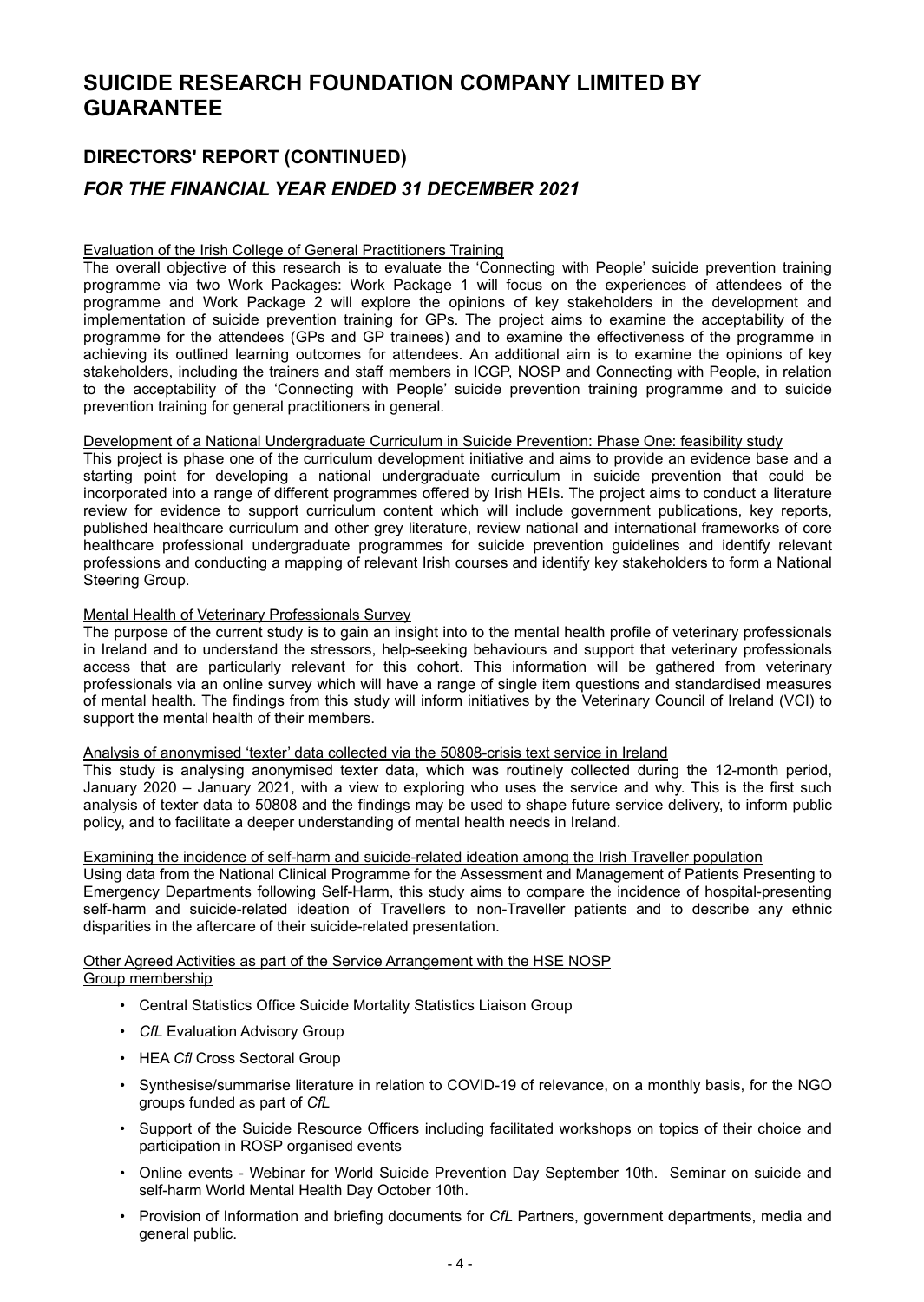# SUICIDE RESEARCH FOUNDATION COMPANY LIMITED BY GUARANTEE

## DIRECTORS' REPORT (CONTINUED)

### *FOR THE FINANCIAL YEAR ENDED 31 DECEMBER 2021*

Evaluation of the Irish College of General Practitioners Training

The overall objective of this research is to evaluate the 'Connecting with People' suicide prevention training programme via two Work Packages: Work Package 1 will focus on the experiences of attendees of the programme and Work Package 2 will explore the opinions of key stakeholders in the development and implementation of suicide prevention training for GPs. The project aims to examine the acceptability of the programme for the attendees (GPs and GP trainees) and to examine the effectiveness of the programme in achieving its outlined learning outcomes for attendees. An additional aim is to examine the opinions of key stakeholders, including the trainers and staff members in ICGP, NOSP and Connecting with People, in relation to the acceptability of the 'Connecting with People' suicide prevention training programme and to suicide prevention training for general practitioners in general.

Development of a National Undergraduate Curriculum in Suicide Prevention: Phase One: feasibility study

This project is phase one of the curriculum development initiative and aims to provide an evidence base and a starting point for developing a national undergraduate curriculum in suicide prevention that could be incorporated into a range of different programmes offered by Irish HEIs. The project aims to conduct a literature review for evidence to support curriculum content which will include government publications, key reports, published healthcare curriculum and other grey literature, review national and international frameworks of core healthcare professional undergraduate programmes for suicide prevention guidelines and identify relevant professions and conducting a mapping of relevant Irish courses and identify key stakeholders to form a National Steering Group.

Mental Health of Veterinary Professionals Survey

The purpose of the current study is to gain an insight into to the mental health profile of veterinary professionals in Ireland and to understand the stressors, help-seeking behaviours and support that veterinary professionals access that are particularly relevant for this cohort. This information will be gathered from veterinary professionals via an online survey which will have a range of single item questions and standardised measures of mental health. The findings from this study will inform initiatives by the Veterinary Council of Ireland (VCI) to support the mental health of their members.

Analysis of anonymised 'texter' data collected via the 50808-crisis text service in Ireland

This study is analysing anonymised texter data, which was routinely collected during the 12-month period, January 2020 – January 2021, with a view to exploring who uses the service and why. This is the first such analysis of texter data to 50808 and the findings may be used to shape future service delivery, to inform public policy, and to facilitate a deeper understanding of mental health needs in Ireland.

Examining the incidence of self-harm and suicide-related ideation among the Irish Traveller population

Using data from the National Clinical Programme for the Assessment and Management of Patients Presenting to Emergency Departments following Self-Harm, this study aims to compare the incidence of hospital-presenting self-harm and suicide-related ideation of Travellers to non-Traveller patients and to describe any ethnic disparities in the aftercare of their suicide-related presentation.

Other Agreed Activities as part of the Service Arrangement with the HSE NOSP

Group membership

- Central Statistics Office Suicide Mortality Statistics Liaison Group
- *CfL* Evaluation Advisory Group
- HEA *Cfl* Cross Sectoral Group
- Synthesise/summarise literature in relation to COVID-19 of relevance, on a monthly basis, for the NGO groups funded as part of *CfL*
- Support of the Suicide Resource Officers including facilitated workshops on topics of their choice and participation in ROSP organised events
- Online events - Webinar for World Suicide Prevention Day September 10th. Seminar on suicide and self-harm World Mental Health Day October 10th.
- Provision of Information and briefing documents for *CfL* Partners, government departments, media and general public.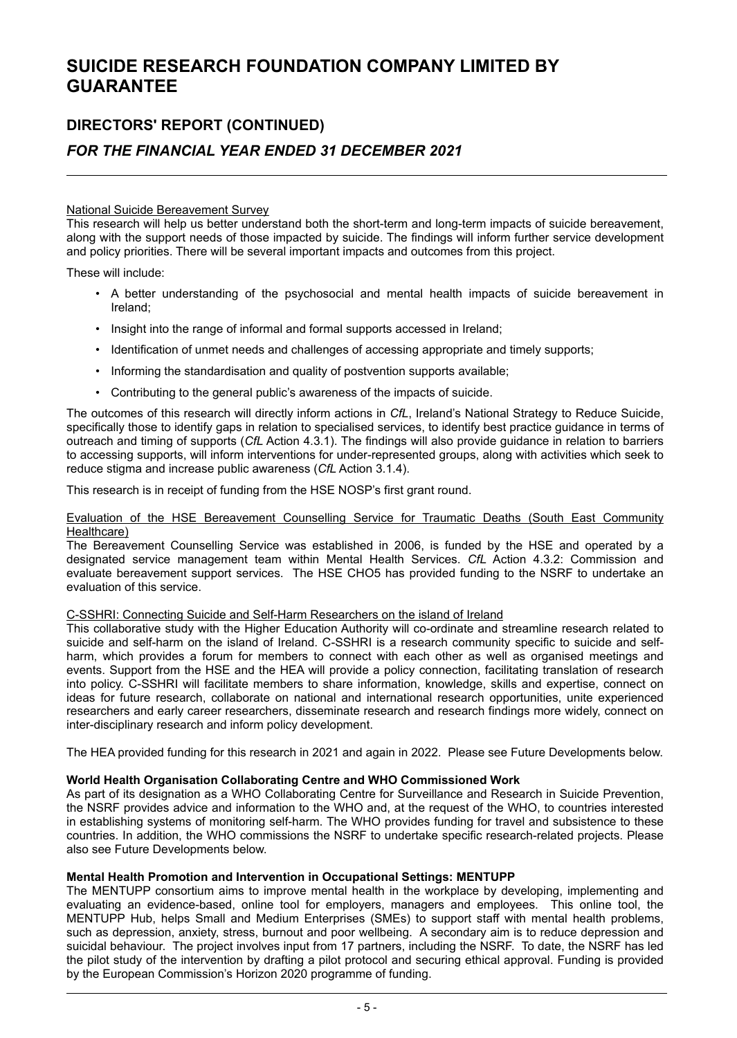# SUICIDE RESEARCH FOUNDATION COMPANY LIMITED BY GUARANTEE

## DIRECTORS' REPORT (CONTINUED)

## *FOR THE FINANCIAL YEAR ENDED 31 DECEMBER 2021*

National Suicide Bereavement Survey

This research will help us better understand both the short-term and long-term impacts of suicide bereavement, along with the support needs of those impacted by suicide. The findings will inform further service development and policy priorities. There will be several important impacts and outcomes from this project.

These will include:

- A better understanding of the psychosocial and mental health impacts of suicide bereavement in Ireland;
- Insight into the range of informal and formal supports accessed in Ireland;
- Identification of unmet needs and challenges of accessing appropriate and timely supports;
- Informing the standardisation and quality of postvention supports available;
- Contributing to the general public's awareness of the impacts of suicide.

The outcomes of this research will directly inform actions in *CfL*, Ireland's National Strategy to Reduce Suicide, specifically those to identify gaps in relation to specialised services, to identify best practice guidance in terms of outreach and timing of supports (*CfL* Action 4.3.1). The findings will also provide guidance in relation to barriers to accessing supports, will inform interventions for under-represented groups, along with activities which seek to reduce stigma and increase public awareness (*CfL* Action 3.1.4).

This research is in receipt of funding from the HSE NOSP's first grant round.

Evaluation of the HSE Bereavement Counselling Service for Traumatic Deaths (South East Community Healthcare)

The Bereavement Counselling Service was established in 2006, is funded by the HSE and operated by a designated service management team within Mental Health Services. *CfL* Action 4.3.2: Commission and evaluate bereavement support services. The HSE CHO5 has provided funding to the NSRF to undertake an evaluation of this service.

C-SSHRI: Connecting Suicide and Self-Harm Researchers on the island of Ireland

This collaborative study with the Higher Education Authority will co-ordinate and streamline research related to suicide and self-harm on the island of Ireland. C-SSHRI is a research community specific to suicide and self-harm, which provides a forum for members to connect with each other as well as organised meetings and events. Support from the HSE and the HEA will provide a policy connection, facilitating translation of research into policy. C-SSHRI will facilitate members to share information, knowledge, skills and expertise, connect on ideas for future research, collaborate on national and international research opportunities, unite experienced researchers and early career researchers, disseminate research and research findings more widely, connect on inter-disciplinary research and inform policy development.

The HEA provided funding for this research in 2021 and again in 2022. Please see Future Developments below.

**World Health Organisation Collaborating Centre and WHO Commissioned Work**

As part of its designation as a WHO Collaborating Centre for Surveillance and Research in Suicide Prevention, the NSRF provides advice and information to the WHO and, at the request of the WHO, to countries interested in establishing systems of monitoring self-harm. The WHO provides funding for travel and subsistence to these countries. In addition, the WHO commissions the NSRF to undertake specific research-related projects. Please also see Future Developments below.

**Mental Health Promotion and Intervention in Occupational Settings: MENTUPP**

The MENTUPP consortium aims to improve mental health in the workplace by developing, implementing and evaluating an evidence-based, online tool for employers, managers and employees. This online tool, the MENTUPP Hub, helps Small and Medium Enterprises (SMEs) to support staff with mental health problems, such as depression, anxiety, stress, burnout and poor wellbeing. A secondary aim is to reduce depression and suicidal behaviour. The project involves input from 17 partners, including the NSRF. To date, the NSRF has led the pilot study of the intervention by drafting a pilot protocol and securing ethical approval. Funding is provided by the European Commission's Horizon 2020 programme of funding.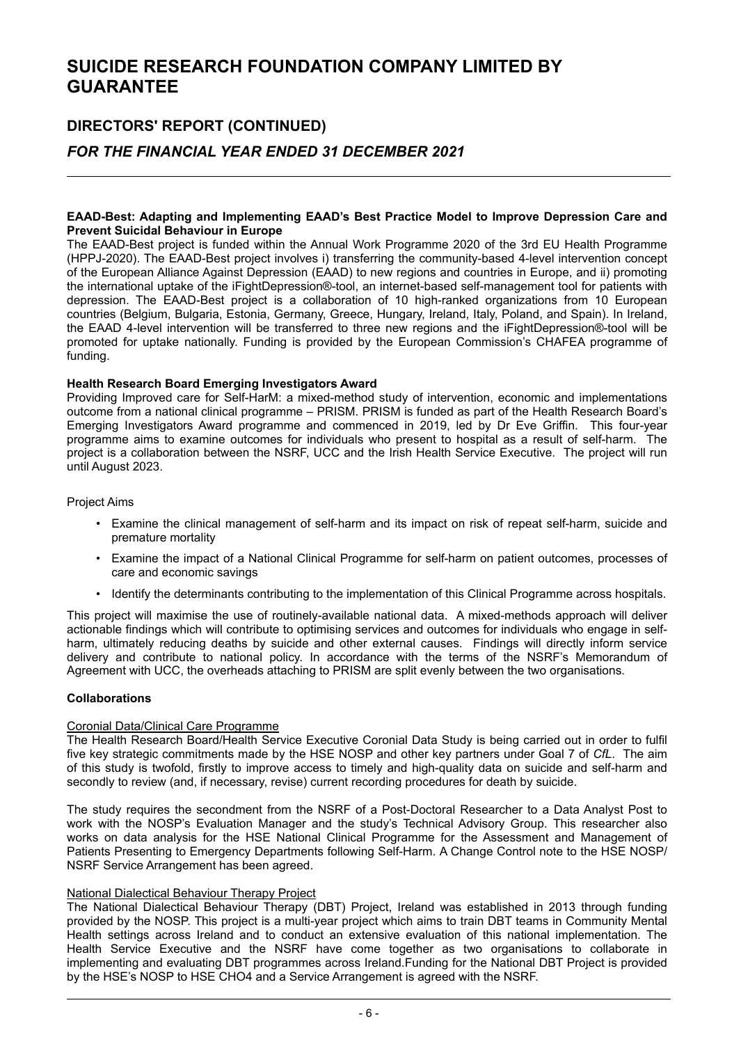# SUICIDE RESEARCH FOUNDATION COMPANY LIMITED BY GUARANTEE

## DIRECTORS' REPORT (CONTINUED)

## *FOR THE FINANCIAL YEAR ENDED 31 DECEMBER 2021*

**EAAD-Best: Adapting and Implementing EAAD's Best Practice Model to Improve Depression Care and Prevent Suicidal Behaviour in Europe**

The EAAD-Best project is funded within the Annual Work Programme 2020 of the 3rd EU Health Programme (HPPJ-2020). The EAAD-Best project involves i) transferring the community-based 4-level intervention concept of the European Alliance Against Depression (EAAD) to new regions and countries in Europe, and ii) promoting the international uptake of the iFightDepression®-tool, an internet-based self-management tool for patients with depression. The EAAD-Best project is a collaboration of 10 high-ranked organizations from 10 European countries (Belgium, Bulgaria, Estonia, Germany, Greece, Hungary, Ireland, Italy, Poland, and Spain). In Ireland, the EAAD 4-level intervention will be transferred to three new regions and the iFightDepression®-tool will be promoted for uptake nationally. Funding is provided by the European Commission's CHAFEA programme of funding.

**Health Research Board Emerging Investigators Award**

Providing Improved care for Self-HarM: a mixed-method study of intervention, economic and implementations outcome from a national clinical programme – PRISM. PRISM is funded as part of the Health Research Board's Emerging Investigators Award programme and commenced in 2019, led by Dr Eve Griffin. This four-year programme aims to examine outcomes for individuals who present to hospital as a result of self-harm. The project is a collaboration between the NSRF, UCC and the Irish Health Service Executive. The project will run until August 2023.

Project Aims

- Examine the clinical management of self-harm and its impact on risk of repeat self-harm, suicide and premature mortality
- Examine the impact of a National Clinical Programme for self-harm on patient outcomes, processes of care and economic savings
- Identify the determinants contributing to the implementation of this Clinical Programme across hospitals.

This project will maximise the use of routinely-available national data. A mixed-methods approach will deliver actionable findings which will contribute to optimising services and outcomes for individuals who engage in self-harm, ultimately reducing deaths by suicide and other external causes. Findings will directly inform service delivery and contribute to national policy. In accordance with the terms of the NSRF's Memorandum of Agreement with UCC, the overheads attaching to PRISM are split evenly between the two organisations.

**Collaborations**

Coronial Data/Clinical Care Programme

The Health Research Board/Health Service Executive Coronial Data Study is being carried out in order to fulfil five key strategic commitments made by the HSE NOSP and other key partners under Goal 7 of *CfL*. The aim of this study is twofold, firstly to improve access to timely and high-quality data on suicide and self-harm and secondly to review (and, if necessary, revise) current recording procedures for death by suicide.

The study requires the secondment from the NSRF of a Post-Doctoral Researcher to a Data Analyst Post to work with the NOSP's Evaluation Manager and the study's Technical Advisory Group. This researcher also works on data analysis for the HSE National Clinical Programme for the Assessment and Management of Patients Presenting to Emergency Departments following Self-Harm. A Change Control note to the HSE NOSP/ NSRF Service Arrangement has been agreed.

National Dialectical Behaviour Therapy Project

The National Dialectical Behaviour Therapy (DBT) Project, Ireland was established in 2013 through funding provided by the NOSP. This project is a multi-year project which aims to train DBT teams in Community Mental Health settings across Ireland and to conduct an extensive evaluation of this national implementation. The Health Service Executive and the NSRF have come together as two organisations to collaborate in implementing and evaluating DBT programmes across Ireland.Funding for the National DBT Project is provided by the HSE's NOSP to HSE CHO4 and a Service Arrangement is agreed with the NSRF.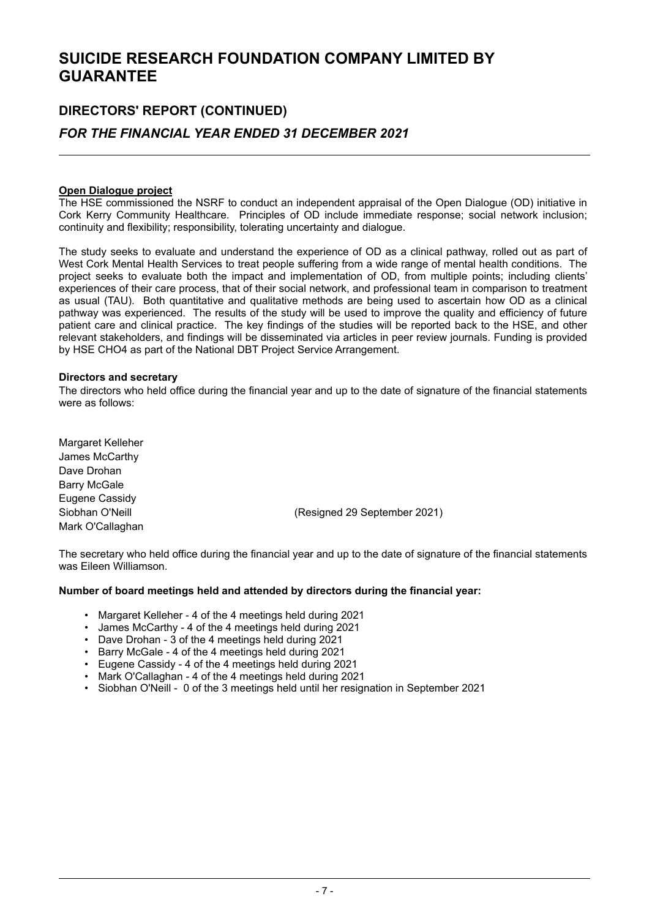# SUICIDE RESEARCH FOUNDATION COMPANY LIMITED BY GUARANTEE

## DIRECTORS' REPORT (CONTINUED)

### *FOR THE FINANCIAL YEAR ENDED 31 DECEMBER 2021*

**Open Dialogue project**

The HSE commissioned the NSRF to conduct an independent appraisal of the Open Dialogue (OD) initiative in Cork Kerry Community Healthcare. Principles of OD include immediate response; social network inclusion; continuity and flexibility; responsibility, tolerating uncertainty and dialogue.

The study seeks to evaluate and understand the experience of OD as a clinical pathway, rolled out as part of West Cork Mental Health Services to treat people suffering from a wide range of mental health conditions. The project seeks to evaluate both the impact and implementation of OD, from multiple points; including clients' experiences of their care process, that of their social network, and professional team in comparison to treatment as usual (TAU). Both quantitative and qualitative methods are being used to ascertain how OD as a clinical pathway was experienced. The results of the study will be used to improve the quality and efficiency of future patient care and clinical practice. The key findings of the studies will be reported back to the HSE, and other relevant stakeholders, and findings will be disseminated via articles in peer review journals. Funding is provided by HSE CHO4 as part of the National DBT Project Service Arrangement.

**Directors and secretary**

The directors who held office during the financial year and up to the date of signature of the financial statements were as follows:

Margaret Kelleher
James McCarthy
Dave Drohan
Barry McGale
Eugene Cassidy
Siobhan O'Neill (Resigned 29 September 2021)
Mark O'Callaghan

The secretary who held office during the financial year and up to the date of signature of the financial statements was Eileen Williamson.

**Number of board meetings held and attended by directors during the financial year:**

- Margaret Kelleher - 4 of the 4 meetings held during 2021
- James McCarthy - 4 of the 4 meetings held during 2021
- Dave Drohan - 3 of the 4 meetings held during 2021
- Barry McGale - 4 of the 4 meetings held during 2021
- Eugene Cassidy - 4 of the 4 meetings held during 2021
- Mark O'Callaghan - 4 of the 4 meetings held during 2021
- Siobhan O'Neill - 0 of the 3 meetings held until her resignation in September 2021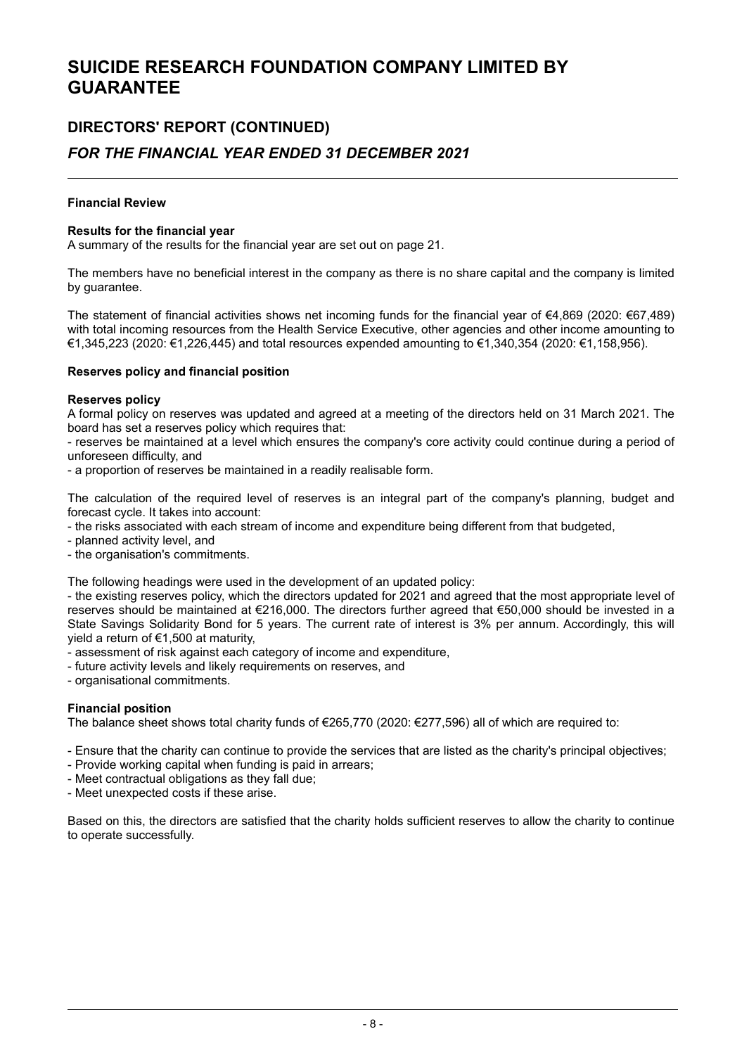# SUICIDE RESEARCH FOUNDATION COMPANY LIMITED BY GUARANTEE

## DIRECTORS' REPORT (CONTINUED)

## *FOR THE FINANCIAL YEAR ENDED 31 DECEMBER 2021*

**Financial Review**

**Results for the financial year**
A summary of the results for the financial year are set out on page 21.

The members have no beneficial interest in the company as there is no share capital and the company is limited by guarantee.

The statement of financial activities shows net incoming funds for the financial year of €4,869 (2020: €67,489) with total incoming resources from the Health Service Executive, other agencies and other income amounting to €1,345,223 (2020: €1,226,445) and total resources expended amounting to €1,340,354 (2020: €1,158,956).

**Reserves policy and financial position**

**Reserves policy**
A formal policy on reserves was updated and agreed at a meeting of the directors held on 31 March 2021. The board has set a reserves policy which requires that:
- reserves be maintained at a level which ensures the company's core activity could continue during a period of unforeseen difficulty, and
- a proportion of reserves be maintained in a readily realisable form.

The calculation of the required level of reserves is an integral part of the company's planning, budget and forecast cycle. It takes into account:
- the risks associated with each stream of income and expenditure being different from that budgeted,
- planned activity level, and
- the organisation's commitments.

The following headings were used in the development of an updated policy:
- the existing reserves policy, which the directors updated for 2021 and agreed that the most appropriate level of reserves should be maintained at €216,000. The directors further agreed that €50,000 should be invested in a State Savings Solidarity Bond for 5 years. The current rate of interest is 3% per annum. Accordingly, this will yield a return of €1,500 at maturity,
- assessment of risk against each category of income and expenditure,
- future activity levels and likely requirements on reserves, and
- organisational commitments.

**Financial position**
The balance sheet shows total charity funds of €265,770 (2020: €277,596) all of which are required to:

- Ensure that the charity can continue to provide the services that are listed as the charity's principal objectives;
- Provide working capital when funding is paid in arrears;
- Meet contractual obligations as they fall due;
- Meet unexpected costs if these arise.

Based on this, the directors are satisfied that the charity holds sufficient reserves to allow the charity to continue to operate successfully.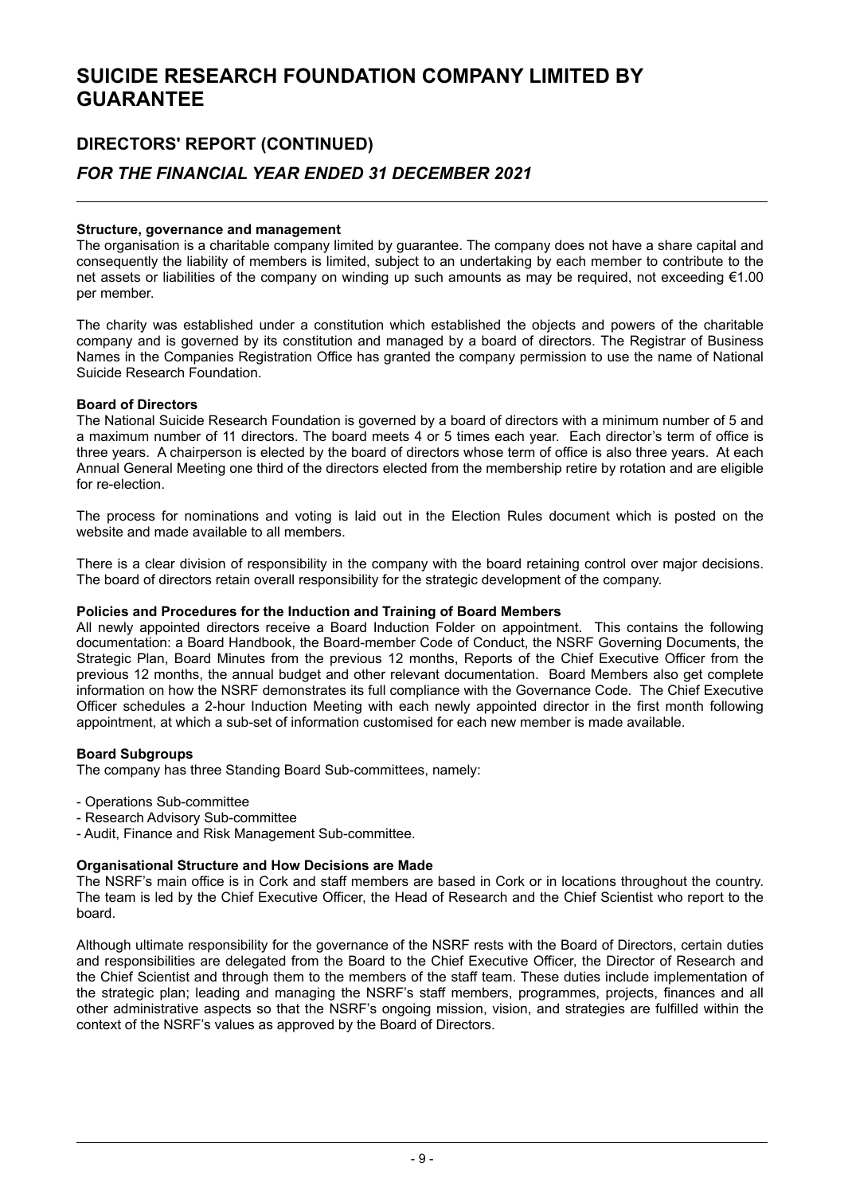# SUICIDE RESEARCH FOUNDATION COMPANY LIMITED BY GUARANTEE

## DIRECTORS' REPORT (CONTINUED)

## *FOR THE FINANCIAL YEAR ENDED 31 DECEMBER 2021*

**Structure, governance and management**

The organisation is a charitable company limited by guarantee. The company does not have a share capital and consequently the liability of members is limited, subject to an undertaking by each member to contribute to the net assets or liabilities of the company on winding up such amounts as may be required, not exceeding €1.00 per member.

The charity was established under a constitution which established the objects and powers of the charitable company and is governed by its constitution and managed by a board of directors. The Registrar of Business Names in the Companies Registration Office has granted the company permission to use the name of National Suicide Research Foundation.

**Board of Directors**

The National Suicide Research Foundation is governed by a board of directors with a minimum number of 5 and a maximum number of 11 directors. The board meets 4 or 5 times each year. Each director's term of office is three years. A chairperson is elected by the board of directors whose term of office is also three years. At each Annual General Meeting one third of the directors elected from the membership retire by rotation and are eligible for re-election.

The process for nominations and voting is laid out in the Election Rules document which is posted on the website and made available to all members.

There is a clear division of responsibility in the company with the board retaining control over major decisions. The board of directors retain overall responsibility for the strategic development of the company.

**Policies and Procedures for the Induction and Training of Board Members**

All newly appointed directors receive a Board Induction Folder on appointment. This contains the following documentation: a Board Handbook, the Board-member Code of Conduct, the NSRF Governing Documents, the Strategic Plan, Board Minutes from the previous 12 months, Reports of the Chief Executive Officer from the previous 12 months, the annual budget and other relevant documentation. Board Members also get complete information on how the NSRF demonstrates its full compliance with the Governance Code. The Chief Executive Officer schedules a 2-hour Induction Meeting with each newly appointed director in the first month following appointment, at which a sub-set of information customised for each new member is made available.

**Board Subgroups**

The company has three Standing Board Sub-committees, namely:

- Operations Sub-committee
- Research Advisory Sub-committee
- Audit, Finance and Risk Management Sub-committee.

**Organisational Structure and How Decisions are Made**

The NSRF's main office is in Cork and staff members are based in Cork or in locations throughout the country. The team is led by the Chief Executive Officer, the Head of Research and the Chief Scientist who report to the board.

Although ultimate responsibility for the governance of the NSRF rests with the Board of Directors, certain duties and responsibilities are delegated from the Board to the Chief Executive Officer, the Director of Research and the Chief Scientist and through them to the members of the staff team. These duties include implementation of the strategic plan; leading and managing the NSRF's staff members, programmes, projects, finances and all other administrative aspects so that the NSRF's ongoing mission, vision, and strategies are fulfilled within the context of the NSRF's values as approved by the Board of Directors.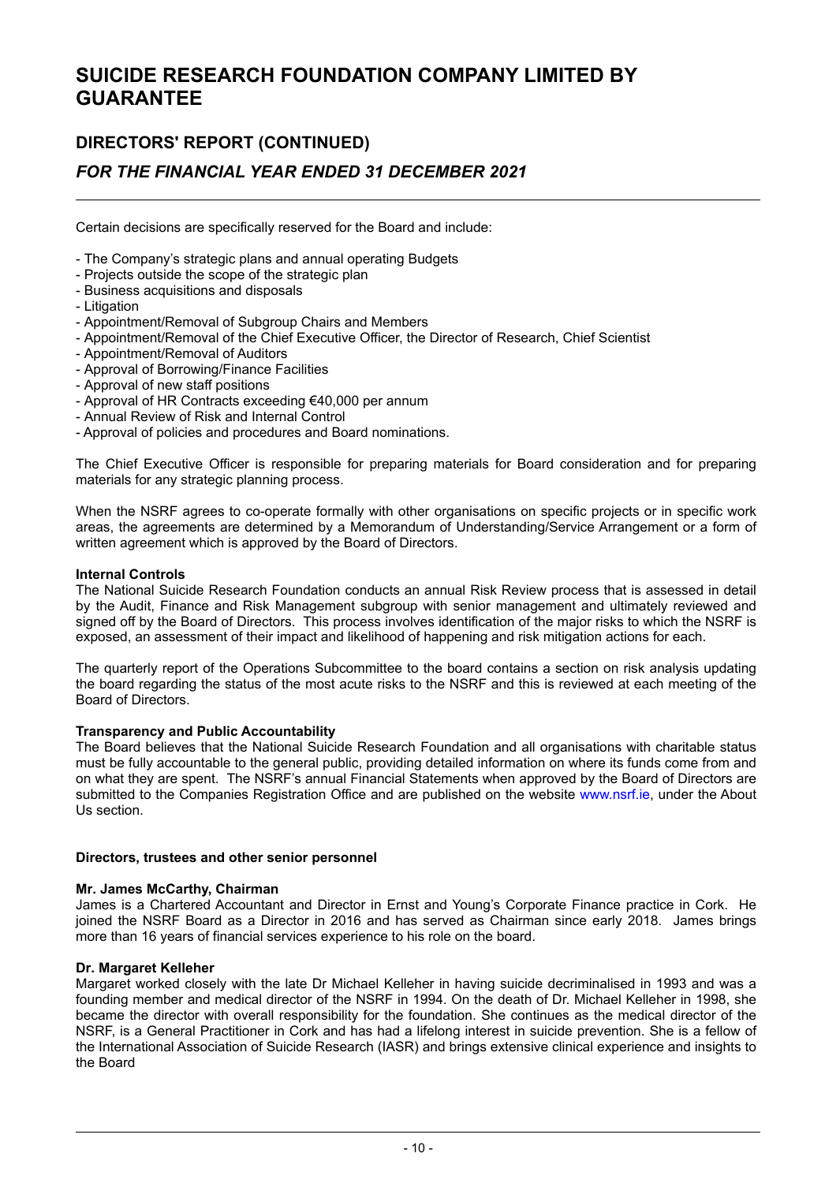Certain decisions are specifically reserved for the Board and include:

- The Company's strategic plans and annual operating Budgets
- Projects outside the scope of the strategic plan
- Business acquisitions and disposals
- Litigation
- Appointment/Removal of Subgroup Chairs and Members
- Appointment/Removal of the Chief Executive Officer, the Director of Research, Chief Scientist
- Appointment/Removal of Auditors
- Approval of Borrowing/Finance Facilities
- Approval of new staff positions
- Approval of HR Contracts exceeding €40,000 per annum
- Annual Review of Risk and Internal Control
- Approval of policies and procedures and Board nominations.

The Chief Executive Officer is responsible for preparing materials for Board consideration and for preparing materials for any strategic planning process.

When the NSRF agrees to co-operate formally with other organisations on specific projects or in specific work areas, the agreements are determined by a Memorandum of Understanding/Service Arrangement or a form of written agreement which is approved by the Board of Directors.

**Internal Controls**

The National Suicide Research Foundation conducts an annual Risk Review process that is assessed in detail by the Audit, Finance and Risk Management subgroup with senior management and ultimately reviewed and signed off by the Board of Directors. This process involves identification of the major risks to which the NSRF is exposed, an assessment of their impact and likelihood of happening and risk mitigation actions for each.

The quarterly report of the Operations Subcommittee to the board contains a section on risk analysis updating the board regarding the status of the most acute risks to the NSRF and this is reviewed at each meeting of the Board of Directors.

**Transparency and Public Accountability**

The Board believes that the National Suicide Research Foundation and all organisations with charitable status must be fully accountable to the general public, providing detailed information on where its funds come from and on what they are spent. The NSRF's annual Financial Statements when approved by the Board of Directors are submitted to the Companies Registration Office and are published on the website www.nsrf.ie, under the About Us section.

**Directors, trustees and other senior personnel**

**Mr. James McCarthy, Chairman**

James is a Chartered Accountant and Director in Ernst and Young's Corporate Finance practice in Cork. He joined the NSRF Board as a Director in 2016 and has served as Chairman since early 2018. James brings more than 16 years of financial services experience to his role on the board.

**Dr. Margaret Kelleher**

Margaret worked closely with the late Dr Michael Kelleher in having suicide decriminalised in 1993 and was a founding member and medical director of the NSRF in 1994. On the death of Dr. Michael Kelleher in 1998, she became the director with overall responsibility for the foundation. She continues as the medical director of the NSRF, is a General Practitioner in Cork and has had a lifelong interest in suicide prevention. She is a fellow of the International Association of Suicide Research (IASR) and brings extensive clinical experience and insights to the Board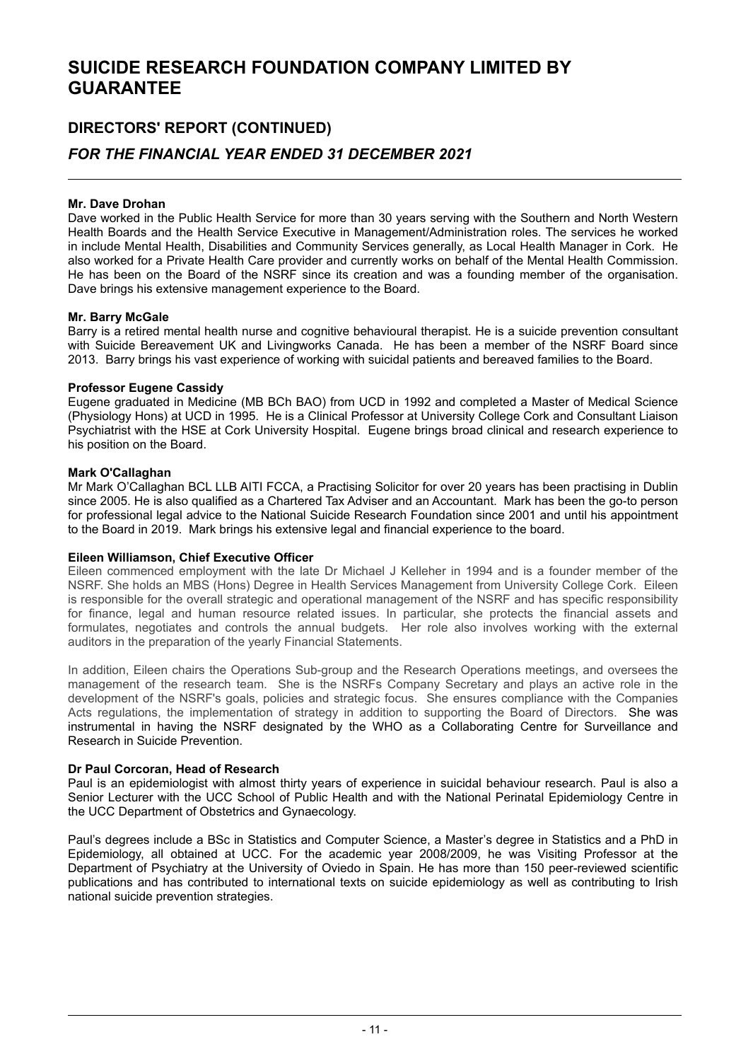# SUICIDE RESEARCH FOUNDATION COMPANY LIMITED BY GUARANTEE

## DIRECTORS' REPORT (CONTINUED)

### *FOR THE FINANCIAL YEAR ENDED 31 DECEMBER 2021*

**Mr. Dave Drohan**
Dave worked in the Public Health Service for more than 30 years serving with the Southern and North Western Health Boards and the Health Service Executive in Management/Administration roles. The services he worked in include Mental Health, Disabilities and Community Services generally, as Local Health Manager in Cork. He also worked for a Private Health Care provider and currently works on behalf of the Mental Health Commission. He has been on the Board of the NSRF since its creation and was a founding member of the organisation. Dave brings his extensive management experience to the Board.

**Mr. Barry McGale**
Barry is a retired mental health nurse and cognitive behavioural therapist. He is a suicide prevention consultant with Suicide Bereavement UK and Livingworks Canada. He has been a member of the NSRF Board since 2013. Barry brings his vast experience of working with suicidal patients and bereaved families to the Board.

**Professor Eugene Cassidy**
Eugene graduated in Medicine (MB BCh BAO) from UCD in 1992 and completed a Master of Medical Science (Physiology Hons) at UCD in 1995. He is a Clinical Professor at University College Cork and Consultant Liaison Psychiatrist with the HSE at Cork University Hospital. Eugene brings broad clinical and research experience to his position on the Board.

**Mark O'Callaghan**
Mr Mark O'Callaghan BCL LLB AITI FCCA, a Practising Solicitor for over 20 years has been practising in Dublin since 2005. He is also qualified as a Chartered Tax Adviser and an Accountant. Mark has been the go-to person for professional legal advice to the National Suicide Research Foundation since 2001 and until his appointment to the Board in 2019. Mark brings his extensive legal and financial experience to the board.

**Eileen Williamson, Chief Executive Officer**
Eileen commenced employment with the late Dr Michael J Kelleher in 1994 and is a founder member of the NSRF. She holds an MBS (Hons) Degree in Health Services Management from University College Cork. Eileen is responsible for the overall strategic and operational management of the NSRF and has specific responsibility for finance, legal and human resource related issues. In particular, she protects the financial assets and formulates, negotiates and controls the annual budgets. Her role also involves working with the external auditors in the preparation of the yearly Financial Statements.

In addition, Eileen chairs the Operations Sub-group and the Research Operations meetings, and oversees the management of the research team. She is the NSRFs Company Secretary and plays an active role in the development of the NSRF's goals, policies and strategic focus. She ensures compliance with the Companies Acts regulations, the implementation of strategy in addition to supporting the Board of Directors. She was instrumental in having the NSRF designated by the WHO as a Collaborating Centre for Surveillance and Research in Suicide Prevention.

**Dr Paul Corcoran, Head of Research**
Paul is an epidemiologist with almost thirty years of experience in suicidal behaviour research. Paul is also a Senior Lecturer with the UCC School of Public Health and with the National Perinatal Epidemiology Centre in the UCC Department of Obstetrics and Gynaecology.

Paul's degrees include a BSc in Statistics and Computer Science, a Master's degree in Statistics and a PhD in Epidemiology, all obtained at UCC. For the academic year 2008/2009, he was Visiting Professor at the Department of Psychiatry at the University of Oviedo in Spain. He has more than 150 peer-reviewed scientific publications and has contributed to international texts on suicide epidemiology as well as contributing to Irish national suicide prevention strategies.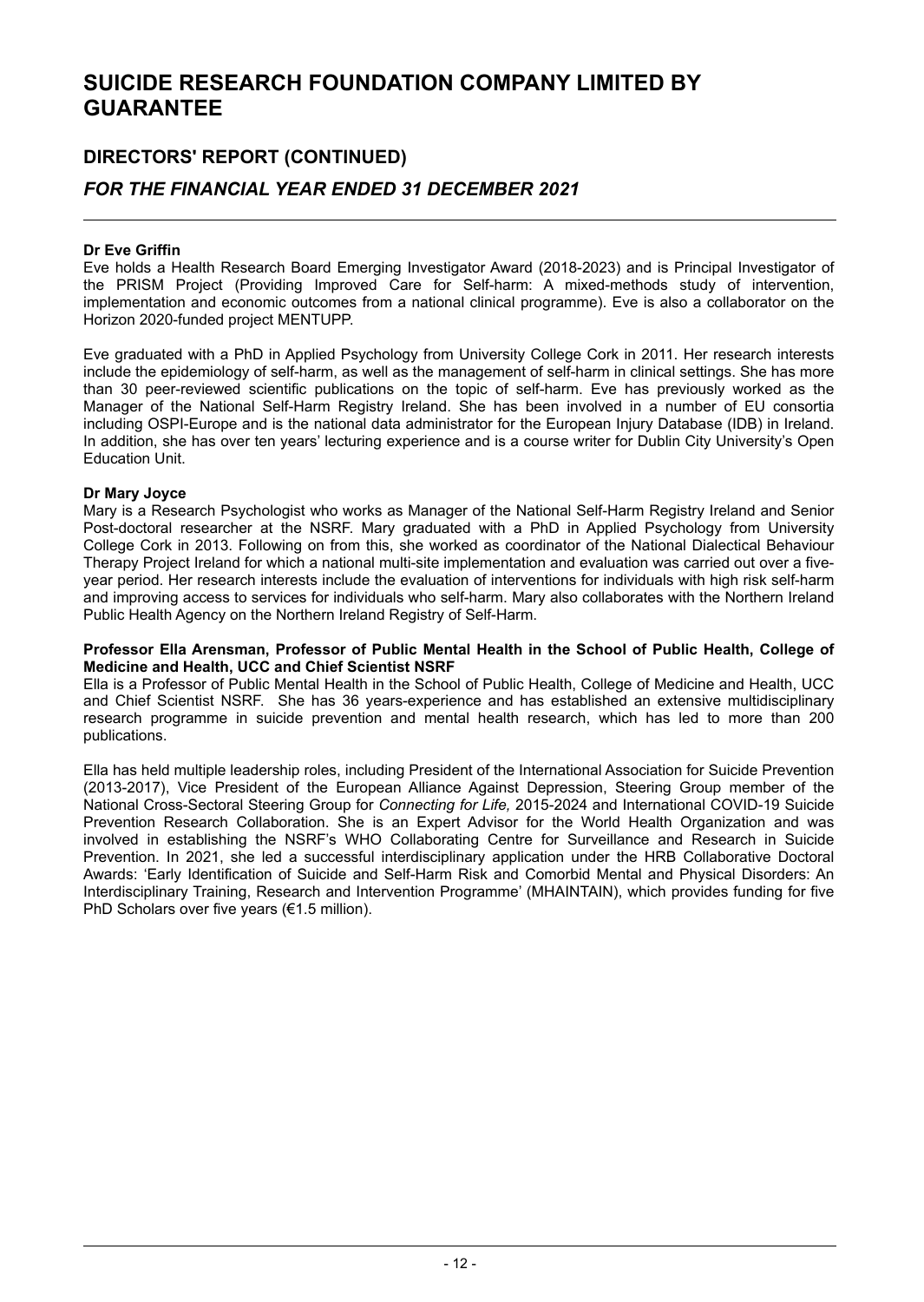**Dr Eve Griffin**

Eve holds a Health Research Board Emerging Investigator Award (2018-2023) and is Principal Investigator of the PRISM Project (Providing Improved Care for Self-harm: A mixed-methods study of intervention, implementation and economic outcomes from a national clinical programme). Eve is also a collaborator on the Horizon 2020-funded project MENTUPP.

Eve graduated with a PhD in Applied Psychology from University College Cork in 2011. Her research interests include the epidemiology of self-harm, as well as the management of self-harm in clinical settings. She has more than 30 peer-reviewed scientific publications on the topic of self-harm. Eve has previously worked as the Manager of the National Self-Harm Registry Ireland. She has been involved in a number of EU consortia including OSPI-Europe and is the national data administrator for the European Injury Database (IDB) in Ireland. In addition, she has over ten years' lecturing experience and is a course writer for Dublin City University's Open Education Unit.

**Dr Mary Joyce**

Mary is a Research Psychologist who works as Manager of the National Self-Harm Registry Ireland and Senior Post-doctoral researcher at the NSRF. Mary graduated with a PhD in Applied Psychology from University College Cork in 2013. Following on from this, she worked as coordinator of the National Dialectical Behaviour Therapy Project Ireland for which a national multi-site implementation and evaluation was carried out over a five-year period. Her research interests include the evaluation of interventions for individuals with high risk self-harm and improving access to services for individuals who self-harm. Mary also collaborates with the Northern Ireland Public Health Agency on the Northern Ireland Registry of Self-Harm.

**Professor Ella Arensman, Professor of Public Mental Health in the School of Public Health, College of Medicine and Health, UCC and Chief Scientist NSRF**

Ella is a Professor of Public Mental Health in the School of Public Health, College of Medicine and Health, UCC and Chief Scientist NSRF. She has 36 years-experience and has established an extensive multidisciplinary research programme in suicide prevention and mental health research, which has led to more than 200 publications.

Ella has held multiple leadership roles, including President of the International Association for Suicide Prevention (2013-2017), Vice President of the European Alliance Against Depression, Steering Group member of the National Cross-Sectoral Steering Group for *Connecting for Life,* 2015-2024 and International COVID-19 Suicide Prevention Research Collaboration. She is an Expert Advisor for the World Health Organization and was involved in establishing the NSRF's WHO Collaborating Centre for Surveillance and Research in Suicide Prevention. In 2021, she led a successful interdisciplinary application under the HRB Collaborative Doctoral Awards: 'Early Identification of Suicide and Self-Harm Risk and Comorbid Mental and Physical Disorders: An Interdisciplinary Training, Research and Intervention Programme' (MHAINTAIN), which provides funding for five PhD Scholars over five years (€1.5 million).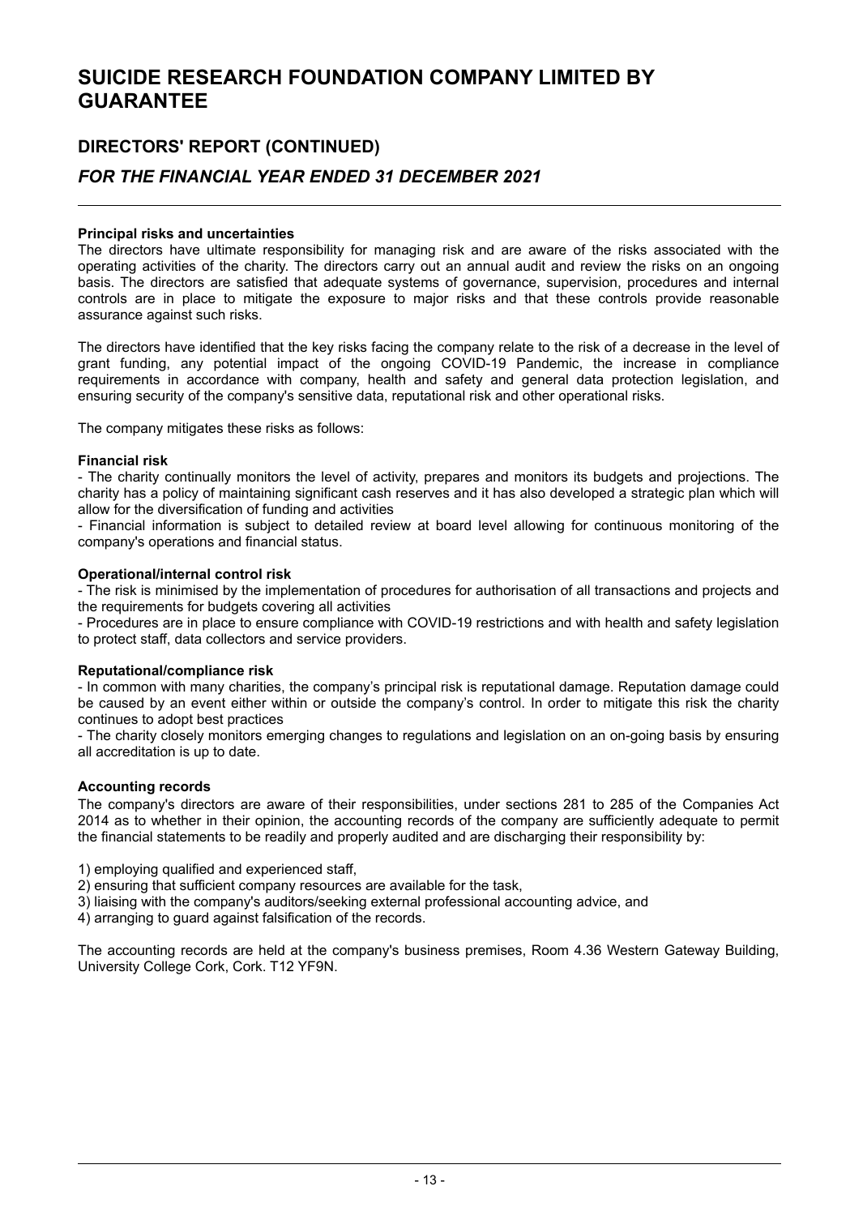# SUICIDE RESEARCH FOUNDATION COMPANY LIMITED BY GUARANTEE

## DIRECTORS' REPORT (CONTINUED)

### *FOR THE FINANCIAL YEAR ENDED 31 DECEMBER 2021*

**Principal risks and uncertainties**

The directors have ultimate responsibility for managing risk and are aware of the risks associated with the operating activities of the charity. The directors carry out an annual audit and review the risks on an ongoing basis. The directors are satisfied that adequate systems of governance, supervision, procedures and internal controls are in place to mitigate the exposure to major risks and that these controls provide reasonable assurance against such risks.

The directors have identified that the key risks facing the company relate to the risk of a decrease in the level of grant funding, any potential impact of the ongoing COVID-19 Pandemic, the increase in compliance requirements in accordance with company, health and safety and general data protection legislation, and ensuring security of the company's sensitive data, reputational risk and other operational risks.

The company mitigates these risks as follows:

**Financial risk**

- The charity continually monitors the level of activity, prepares and monitors its budgets and projections. The charity has a policy of maintaining significant cash reserves and it has also developed a strategic plan which will allow for the diversification of funding and activities
- Financial information is subject to detailed review at board level allowing for continuous monitoring of the company's operations and financial status.

**Operational/internal control risk**

- The risk is minimised by the implementation of procedures for authorisation of all transactions and projects and the requirements for budgets covering all activities
- Procedures are in place to ensure compliance with COVID-19 restrictions and with health and safety legislation to protect staff, data collectors and service providers.

**Reputational/compliance risk**

- In common with many charities, the company's principal risk is reputational damage. Reputation damage could be caused by an event either within or outside the company's control. In order to mitigate this risk the charity continues to adopt best practices
- The charity closely monitors emerging changes to regulations and legislation on an on-going basis by ensuring all accreditation is up to date.

**Accounting records**

The company's directors are aware of their responsibilities, under sections 281 to 285 of the Companies Act 2014 as to whether in their opinion, the accounting records of the company are sufficiently adequate to permit the financial statements to be readily and properly audited and are discharging their responsibility by:

1) employing qualified and experienced staff,
2) ensuring that sufficient company resources are available for the task,
3) liaising with the company's auditors/seeking external professional accounting advice, and
4) arranging to guard against falsification of the records.

The accounting records are held at the company's business premises, Room 4.36 Western Gateway Building, University College Cork, Cork. T12 YF9N.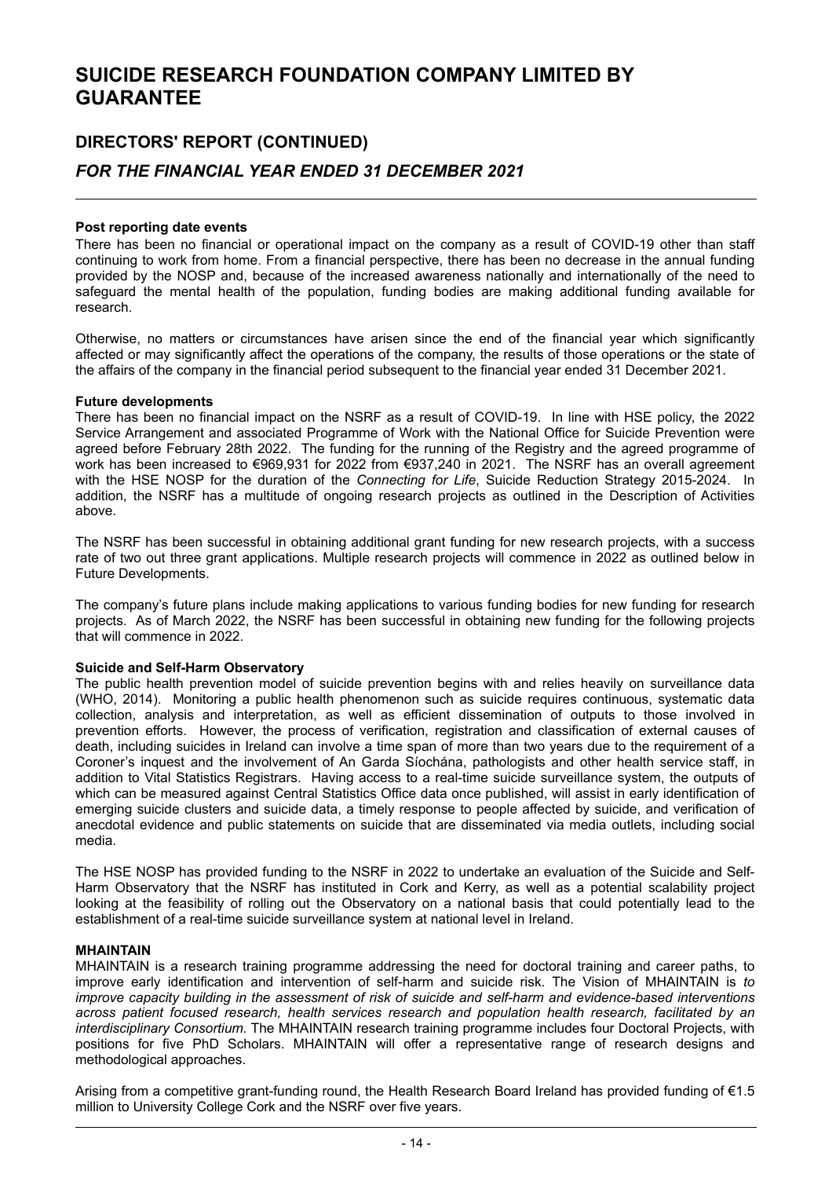# SUICIDE RESEARCH FOUNDATION COMPANY LIMITED BY GUARANTEE

## DIRECTORS' REPORT (CONTINUED)

### *FOR THE FINANCIAL YEAR ENDED 31 DECEMBER 2021*

**Post reporting date events**

There has been no financial or operational impact on the company as a result of COVID-19 other than staff continuing to work from home. From a financial perspective, there has been no decrease in the annual funding provided by the NOSP and, because of the increased awareness nationally and internationally of the need to safeguard the mental health of the population, funding bodies are making additional funding available for research.

Otherwise, no matters or circumstances have arisen since the end of the financial year which significantly affected or may significantly affect the operations of the company, the results of those operations or the state of the affairs of the company in the financial period subsequent to the financial year ended 31 December 2021.

**Future developments**

There has been no financial impact on the NSRF as a result of COVID-19. In line with HSE policy, the 2022 Service Arrangement and associated Programme of Work with the National Office for Suicide Prevention were agreed before February 28th 2022. The funding for the running of the Registry and the agreed programme of work has been increased to €969,931 for 2022 from €937,240 in 2021. The NSRF has an overall agreement with the HSE NOSP for the duration of the *Connecting for Life*, Suicide Reduction Strategy 2015-2024. In addition, the NSRF has a multitude of ongoing research projects as outlined in the Description of Activities above.

The NSRF has been successful in obtaining additional grant funding for new research projects, with a success rate of two out three grant applications. Multiple research projects will commence in 2022 as outlined below in Future Developments.

The company's future plans include making applications to various funding bodies for new funding for research projects. As of March 2022, the NSRF has been successful in obtaining new funding for the following projects that will commence in 2022.

**Suicide and Self-Harm Observatory**

The public health prevention model of suicide prevention begins with and relies heavily on surveillance data (WHO, 2014). Monitoring a public health phenomenon such as suicide requires continuous, systematic data collection, analysis and interpretation, as well as efficient dissemination of outputs to those involved in prevention efforts. However, the process of verification, registration and classification of external causes of death, including suicides in Ireland can involve a time span of more than two years due to the requirement of a Coroner's inquest and the involvement of An Garda Síochána, pathologists and other health service staff, in addition to Vital Statistics Registrars. Having access to a real-time suicide surveillance system, the outputs of which can be measured against Central Statistics Office data once published, will assist in early identification of emerging suicide clusters and suicide data, a timely response to people affected by suicide, and verification of anecdotal evidence and public statements on suicide that are disseminated via media outlets, including social media.

The HSE NOSP has provided funding to the NSRF in 2022 to undertake an evaluation of the Suicide and Self-Harm Observatory that the NSRF has instituted in Cork and Kerry, as well as a potential scalability project looking at the feasibility of rolling out the Observatory on a national basis that could potentially lead to the establishment of a real-time suicide surveillance system at national level in Ireland.

**MHAINTAIN**

MHAINTAIN is a research training programme addressing the need for doctoral training and career paths, to improve early identification and intervention of self-harm and suicide risk. The Vision of MHAINTAIN is *to improve capacity building in the assessment of risk of suicide and self-harm and evidence-based interventions across patient focused research, health services research and population health research, facilitated by an interdisciplinary Consortium.* The MHAINTAIN research training programme includes four Doctoral Projects, with positions for five PhD Scholars. MHAINTAIN will offer a representative range of research designs and methodological approaches.

Arising from a competitive grant-funding round, the Health Research Board Ireland has provided funding of €1.5 million to University College Cork and the NSRF over five years.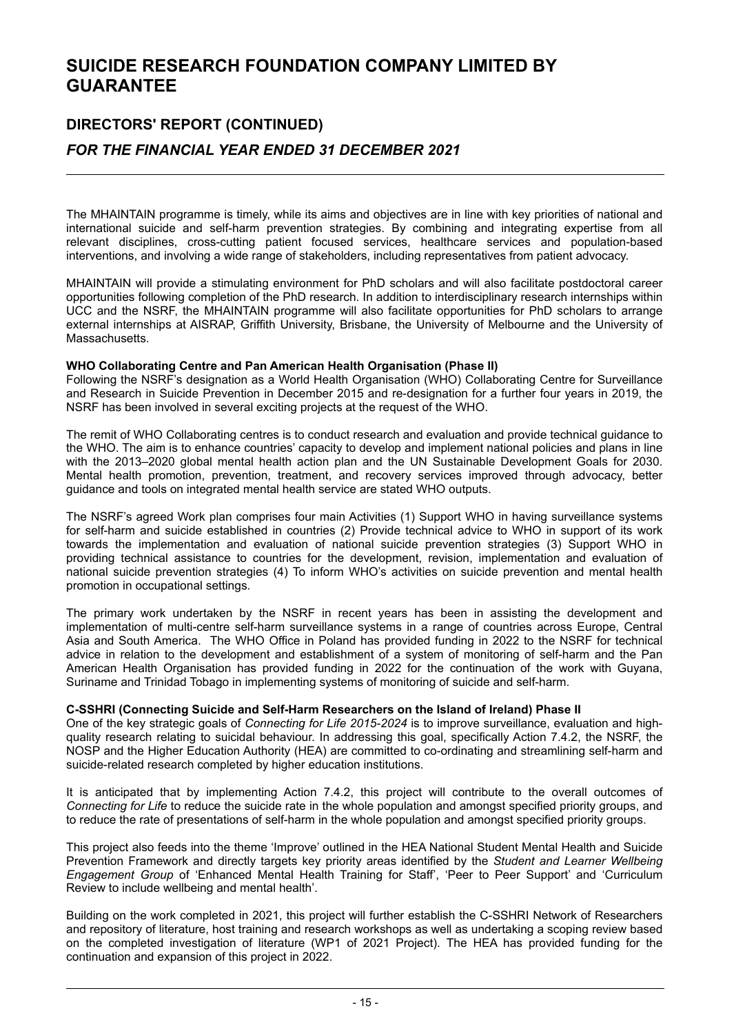The MHAINTAIN programme is timely, while its aims and objectives are in line with key priorities of national and international suicide and self-harm prevention strategies. By combining and integrating expertise from all relevant disciplines, cross-cutting patient focused services, healthcare services and population-based interventions, and involving a wide range of stakeholders, including representatives from patient advocacy.

MHAINTAIN will provide a stimulating environment for PhD scholars and will also facilitate postdoctoral career opportunities following completion of the PhD research. In addition to interdisciplinary research internships within UCC and the NSRF, the MHAINTAIN programme will also facilitate opportunities for PhD scholars to arrange external internships at AISRAP, Griffith University, Brisbane, the University of Melbourne and the University of Massachusetts.

**WHO Collaborating Centre and Pan American Health Organisation (Phase II)**

Following the NSRF's designation as a World Health Organisation (WHO) Collaborating Centre for Surveillance and Research in Suicide Prevention in December 2015 and re-designation for a further four years in 2019, the NSRF has been involved in several exciting projects at the request of the WHO.

The remit of WHO Collaborating centres is to conduct research and evaluation and provide technical guidance to the WHO. The aim is to enhance countries' capacity to develop and implement national policies and plans in line with the 2013–2020 global mental health action plan and the UN Sustainable Development Goals for 2030. Mental health promotion, prevention, treatment, and recovery services improved through advocacy, better guidance and tools on integrated mental health service are stated WHO outputs.

The NSRF's agreed Work plan comprises four main Activities (1) Support WHO in having surveillance systems for self-harm and suicide established in countries (2) Provide technical advice to WHO in support of its work towards the implementation and evaluation of national suicide prevention strategies (3) Support WHO in providing technical assistance to countries for the development, revision, implementation and evaluation of national suicide prevention strategies (4) To inform WHO's activities on suicide prevention and mental health promotion in occupational settings.

The primary work undertaken by the NSRF in recent years has been in assisting the development and implementation of multi-centre self-harm surveillance systems in a range of countries across Europe, Central Asia and South America. The WHO Office in Poland has provided funding in 2022 to the NSRF for technical advice in relation to the development and establishment of a system of monitoring of self-harm and the Pan American Health Organisation has provided funding in 2022 for the continuation of the work with Guyana, Suriname and Trinidad Tobago in implementing systems of monitoring of suicide and self-harm.

**C-SSHRI (Connecting Suicide and Self-Harm Researchers on the Island of Ireland) Phase II**

One of the key strategic goals of *Connecting for Life 2015-2024* is to improve surveillance, evaluation and high-quality research relating to suicidal behaviour. In addressing this goal, specifically Action 7.4.2, the NSRF, the NOSP and the Higher Education Authority (HEA) are committed to co-ordinating and streamlining self-harm and suicide-related research completed by higher education institutions.

It is anticipated that by implementing Action 7.4.2, this project will contribute to the overall outcomes of *Connecting for Life* to reduce the suicide rate in the whole population and amongst specified priority groups, and to reduce the rate of presentations of self-harm in the whole population and amongst specified priority groups.

This project also feeds into the theme 'Improve' outlined in the HEA National Student Mental Health and Suicide Prevention Framework and directly targets key priority areas identified by the *Student and Learner Wellbeing Engagement Group* of 'Enhanced Mental Health Training for Staff', 'Peer to Peer Support' and 'Curriculum Review to include wellbeing and mental health'.

Building on the work completed in 2021, this project will further establish the C-SSHRI Network of Researchers and repository of literature, host training and research workshops as well as undertaking a scoping review based on the completed investigation of literature (WP1 of 2021 Project). The HEA has provided funding for the continuation and expansion of this project in 2022.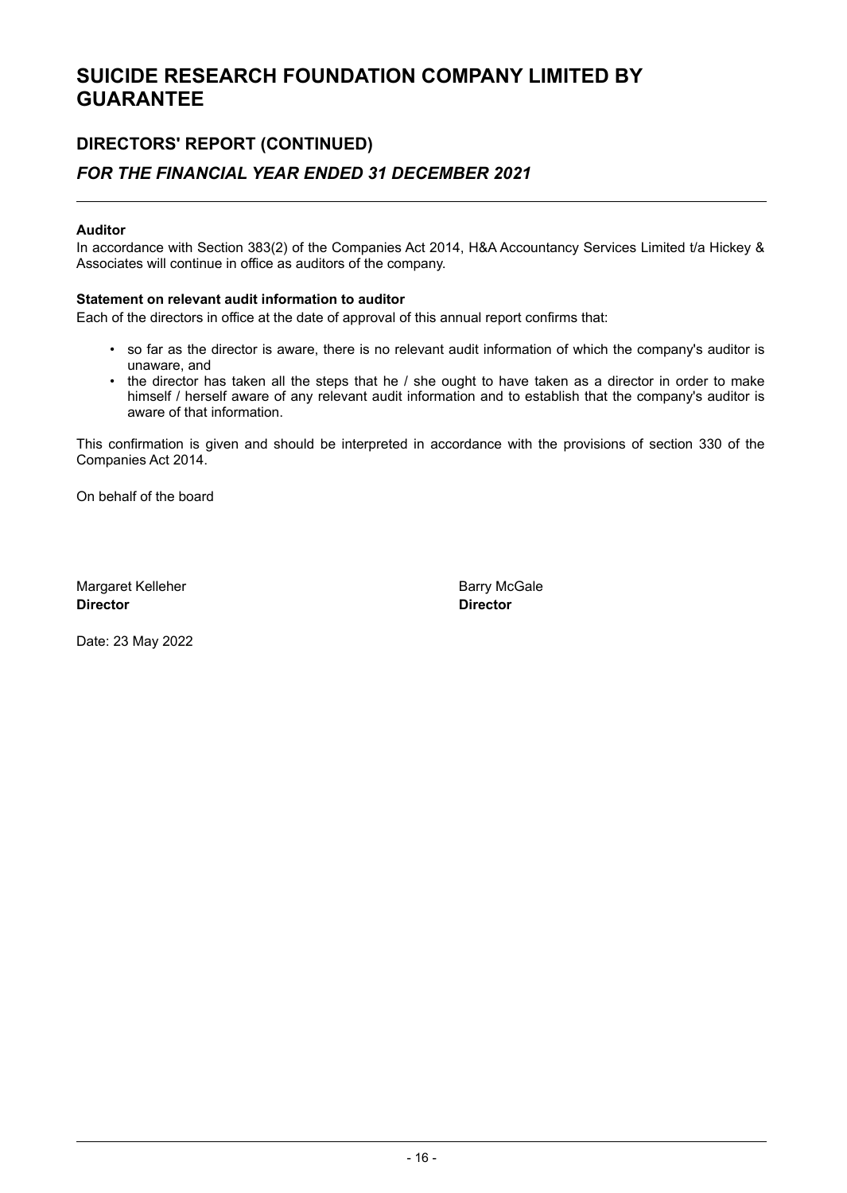# SUICIDE RESEARCH FOUNDATION COMPANY LIMITED BY GUARANTEE

## DIRECTORS' REPORT (CONTINUED)

### *FOR THE FINANCIAL YEAR ENDED 31 DECEMBER 2021*

**Auditor**

In accordance with Section 383(2) of the Companies Act 2014, H&A Accountancy Services Limited t/a Hickey & Associates will continue in office as auditors of the company.

**Statement on relevant audit information to auditor**

Each of the directors in office at the date of approval of this annual report confirms that:

- so far as the director is aware, there is no relevant audit information of which the company's auditor is unaware, and
- the director has taken all the steps that he / she ought to have taken as a director in order to make himself / herself aware of any relevant audit information and to establish that the company's auditor is aware of that information.

This confirmation is given and should be interpreted in accordance with the provisions of section 330 of the Companies Act 2014.

On behalf of the board

| | |
|---|---|
| Margaret Kelleher | Barry McGale |
| **Director** | **Director** |

Date: 23 May 2022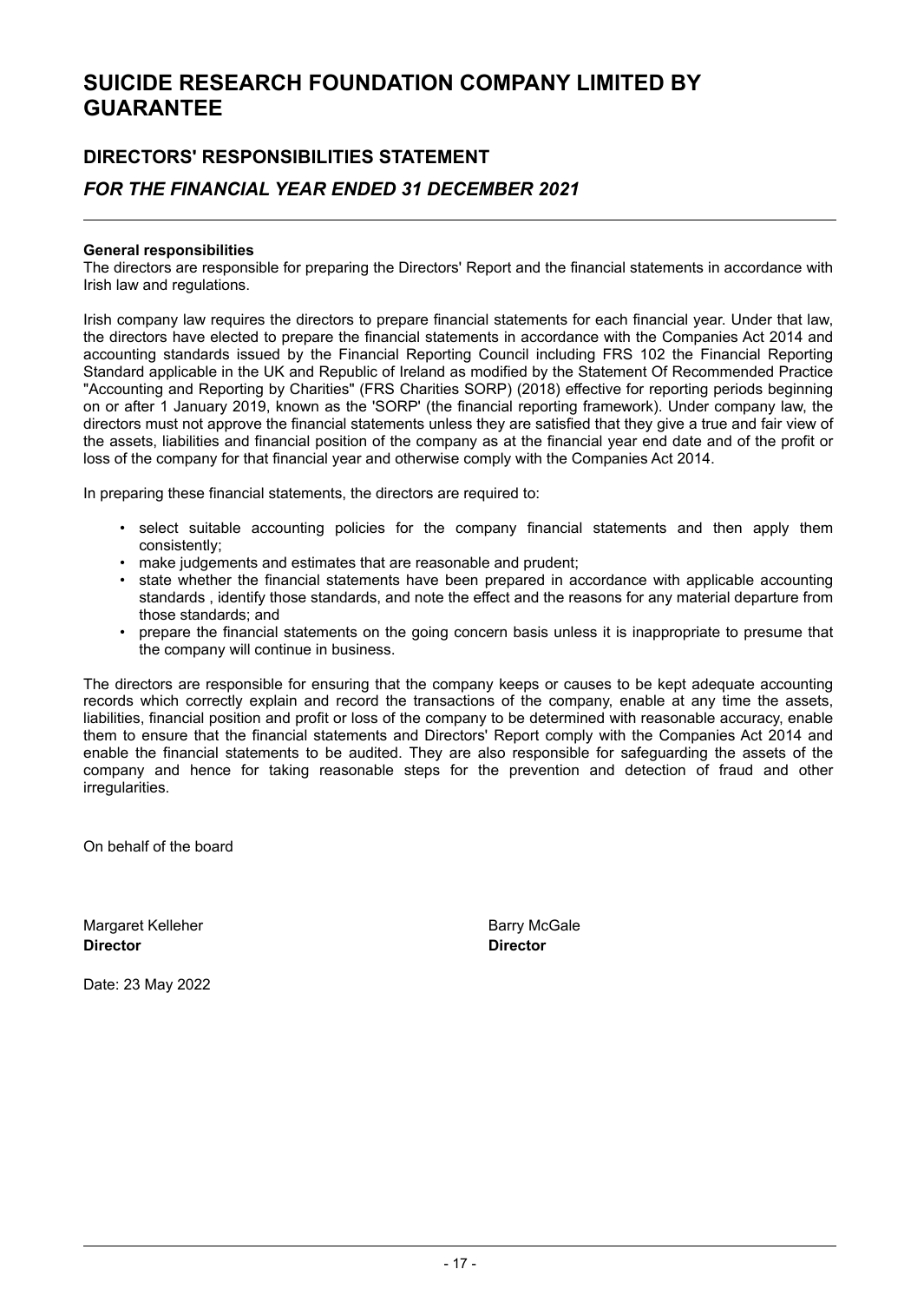# SUICIDE RESEARCH FOUNDATION COMPANY LIMITED BY GUARANTEE

## DIRECTORS' RESPONSIBILITIES STATEMENT

### *FOR THE FINANCIAL YEAR ENDED 31 DECEMBER 2021*

**General responsibilities**
The directors are responsible for preparing the Directors' Report and the financial statements in accordance with Irish law and regulations.

Irish company law requires the directors to prepare financial statements for each financial year. Under that law, the directors have elected to prepare the financial statements in accordance with the Companies Act 2014 and accounting standards issued by the Financial Reporting Council including FRS 102 the Financial Reporting Standard applicable in the UK and Republic of Ireland as modified by the Statement Of Recommended Practice "Accounting and Reporting by Charities" (FRS Charities SORP) (2018) effective for reporting periods beginning on or after 1 January 2019, known as the 'SORP' (the financial reporting framework). Under company law, the directors must not approve the financial statements unless they are satisfied that they give a true and fair view of the assets, liabilities and financial position of the company as at the financial year end date and of the profit or loss of the company for that financial year and otherwise comply with the Companies Act 2014.

In preparing these financial statements, the directors are required to:

- select suitable accounting policies for the company financial statements and then apply them consistently;
- make judgements and estimates that are reasonable and prudent;
- state whether the financial statements have been prepared in accordance with applicable accounting standards , identify those standards, and note the effect and the reasons for any material departure from those standards; and
- prepare the financial statements on the going concern basis unless it is inappropriate to presume that the company will continue in business.

The directors are responsible for ensuring that the company keeps or causes to be kept adequate accounting records which correctly explain and record the transactions of the company, enable at any time the assets, liabilities, financial position and profit or loss of the company to be determined with reasonable accuracy, enable them to ensure that the financial statements and Directors' Report comply with the Companies Act 2014 and enable the financial statements to be audited. They are also responsible for safeguarding the assets of the company and hence for taking reasonable steps for the prevention and detection of fraud and other irregularities.

On behalf of the board

| | |
|---|---|
| Margaret Kelleher | Barry McGale |
| **Director** | **Director** |

Date: 23 May 2022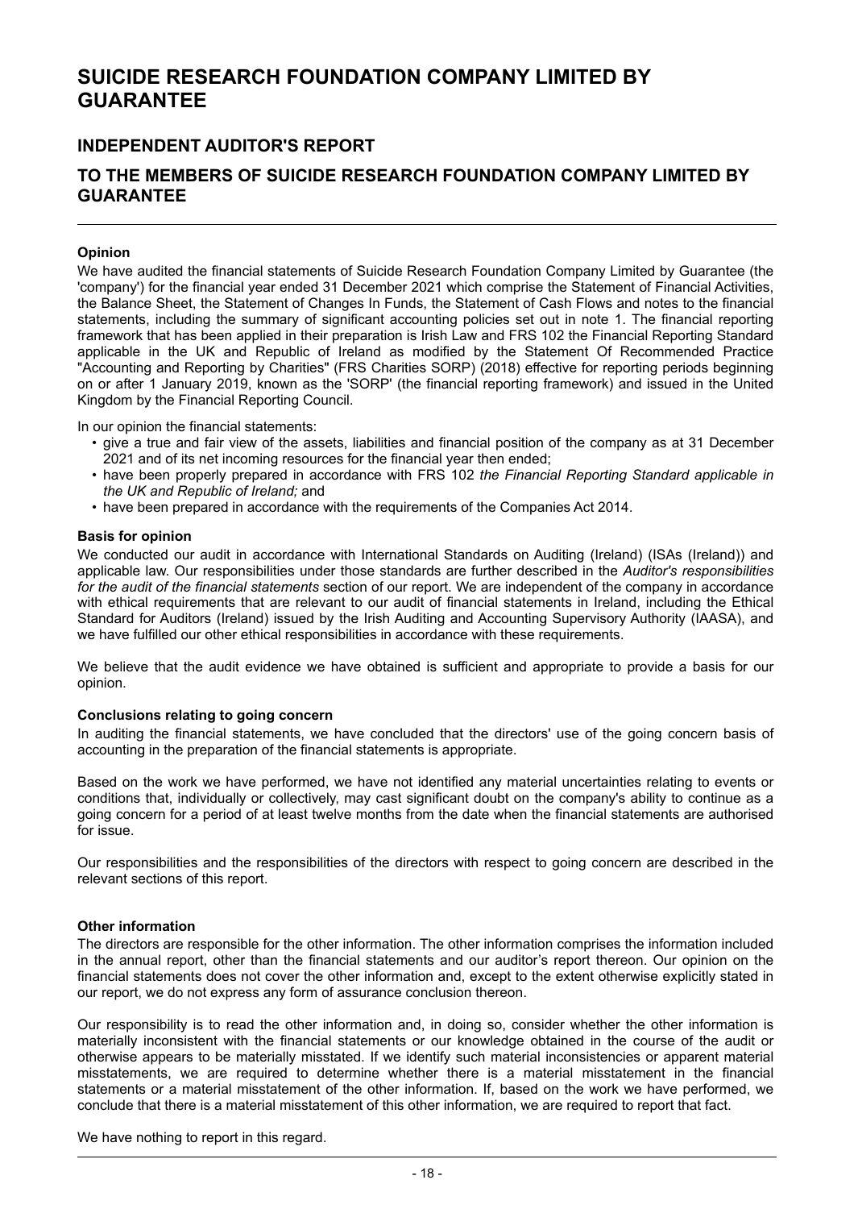# SUICIDE RESEARCH FOUNDATION COMPANY LIMITED BY GUARANTEE

## INDEPENDENT AUDITOR'S REPORT

## TO THE MEMBERS OF SUICIDE RESEARCH FOUNDATION COMPANY LIMITED BY GUARANTEE

**Opinion**

We have audited the financial statements of Suicide Research Foundation Company Limited by Guarantee (the 'company') for the financial year ended 31 December 2021 which comprise the Statement of Financial Activities, the Balance Sheet, the Statement of Changes In Funds, the Statement of Cash Flows and notes to the financial statements, including the summary of significant accounting policies set out in note 1. The financial reporting framework that has been applied in their preparation is Irish Law and FRS 102 the Financial Reporting Standard applicable in the UK and Republic of Ireland as modified by the Statement Of Recommended Practice "Accounting and Reporting by Charities" (FRS Charities SORP) (2018) effective for reporting periods beginning on or after 1 January 2019, known as the 'SORP' (the financial reporting framework) and issued in the United Kingdom by the Financial Reporting Council.

In our opinion the financial statements:

- give a true and fair view of the assets, liabilities and financial position of the company as at 31 December 2021 and of its net incoming resources for the financial year then ended;
- have been properly prepared in accordance with FRS 102 *the Financial Reporting Standard applicable in the UK and Republic of Ireland;* and
- have been prepared in accordance with the requirements of the Companies Act 2014.

**Basis for opinion**

We conducted our audit in accordance with International Standards on Auditing (Ireland) (ISAs (Ireland)) and applicable law. Our responsibilities under those standards are further described in the *Auditor's responsibilities for the audit of the financial statements* section of our report. We are independent of the company in accordance with ethical requirements that are relevant to our audit of financial statements in Ireland, including the Ethical Standard for Auditors (Ireland) issued by the Irish Auditing and Accounting Supervisory Authority (IAASA), and we have fulfilled our other ethical responsibilities in accordance with these requirements.

We believe that the audit evidence we have obtained is sufficient and appropriate to provide a basis for our opinion.

**Conclusions relating to going concern**

In auditing the financial statements, we have concluded that the directors' use of the going concern basis of accounting in the preparation of the financial statements is appropriate.

Based on the work we have performed, we have not identified any material uncertainties relating to events or conditions that, individually or collectively, may cast significant doubt on the company's ability to continue as a going concern for a period of at least twelve months from the date when the financial statements are authorised for issue.

Our responsibilities and the responsibilities of the directors with respect to going concern are described in the relevant sections of this report.

**Other information**

The directors are responsible for the other information. The other information comprises the information included in the annual report, other than the financial statements and our auditor's report thereon. Our opinion on the financial statements does not cover the other information and, except to the extent otherwise explicitly stated in our report, we do not express any form of assurance conclusion thereon.

Our responsibility is to read the other information and, in doing so, consider whether the other information is materially inconsistent with the financial statements or our knowledge obtained in the course of the audit or otherwise appears to be materially misstated. If we identify such material inconsistencies or apparent material misstatements, we are required to determine whether there is a material misstatement in the financial statements or a material misstatement of the other information. If, based on the work we have performed, we conclude that there is a material misstatement of this other information, we are required to report that fact.

We have nothing to report in this regard.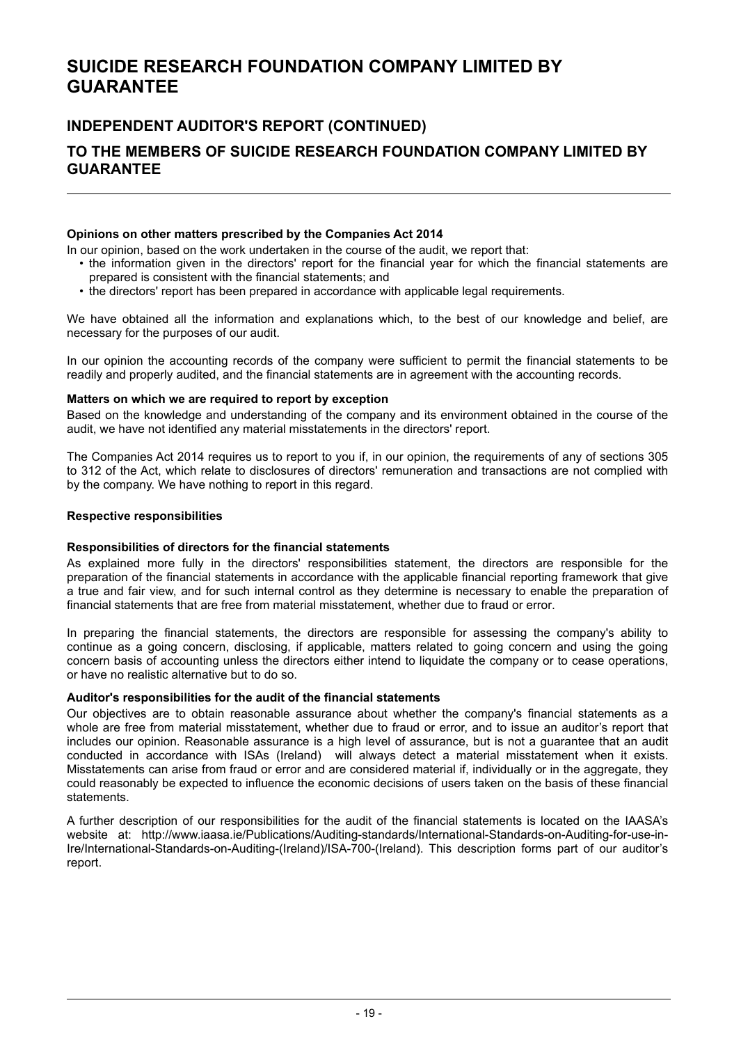# SUICIDE RESEARCH FOUNDATION COMPANY LIMITED BY GUARANTEE

## INDEPENDENT AUDITOR'S REPORT (CONTINUED)

## TO THE MEMBERS OF SUICIDE RESEARCH FOUNDATION COMPANY LIMITED BY GUARANTEE

**Opinions on other matters prescribed by the Companies Act 2014**

In our opinion, based on the work undertaken in the course of the audit, we report that:

- the information given in the directors' report for the financial year for which the financial statements are prepared is consistent with the financial statements; and
- the directors' report has been prepared in accordance with applicable legal requirements.

We have obtained all the information and explanations which, to the best of our knowledge and belief, are necessary for the purposes of our audit.

In our opinion the accounting records of the company were sufficient to permit the financial statements to be readily and properly audited, and the financial statements are in agreement with the accounting records.

**Matters on which we are required to report by exception**

Based on the knowledge and understanding of the company and its environment obtained in the course of the audit, we have not identified any material misstatements in the directors' report.

The Companies Act 2014 requires us to report to you if, in our opinion, the requirements of any of sections 305 to 312 of the Act, which relate to disclosures of directors' remuneration and transactions are not complied with by the company. We have nothing to report in this regard.

**Respective responsibilities**

**Responsibilities of directors for the financial statements**

As explained more fully in the directors' responsibilities statement, the directors are responsible for the preparation of the financial statements in accordance with the applicable financial reporting framework that give a true and fair view, and for such internal control as they determine is necessary to enable the preparation of financial statements that are free from material misstatement, whether due to fraud or error.

In preparing the financial statements, the directors are responsible for assessing the company's ability to continue as a going concern, disclosing, if applicable, matters related to going concern and using the going concern basis of accounting unless the directors either intend to liquidate the company or to cease operations, or have no realistic alternative but to do so.

**Auditor's responsibilities for the audit of the financial statements**

Our objectives are to obtain reasonable assurance about whether the company's financial statements as a whole are free from material misstatement, whether due to fraud or error, and to issue an auditor's report that includes our opinion. Reasonable assurance is a high level of assurance, but is not a guarantee that an audit conducted in accordance with ISAs (Ireland) will always detect a material misstatement when it exists. Misstatements can arise from fraud or error and are considered material if, individually or in the aggregate, they could reasonably be expected to influence the economic decisions of users taken on the basis of these financial statements.

A further description of our responsibilities for the audit of the financial statements is located on the IAASA's website at: http://www.iaasa.ie/Publications/Auditing-standards/International-Standards-on-Auditing-for-use-in-Ire/International-Standards-on-Auditing-(Ireland)/ISA-700-(Ireland). This description forms part of our auditor's report.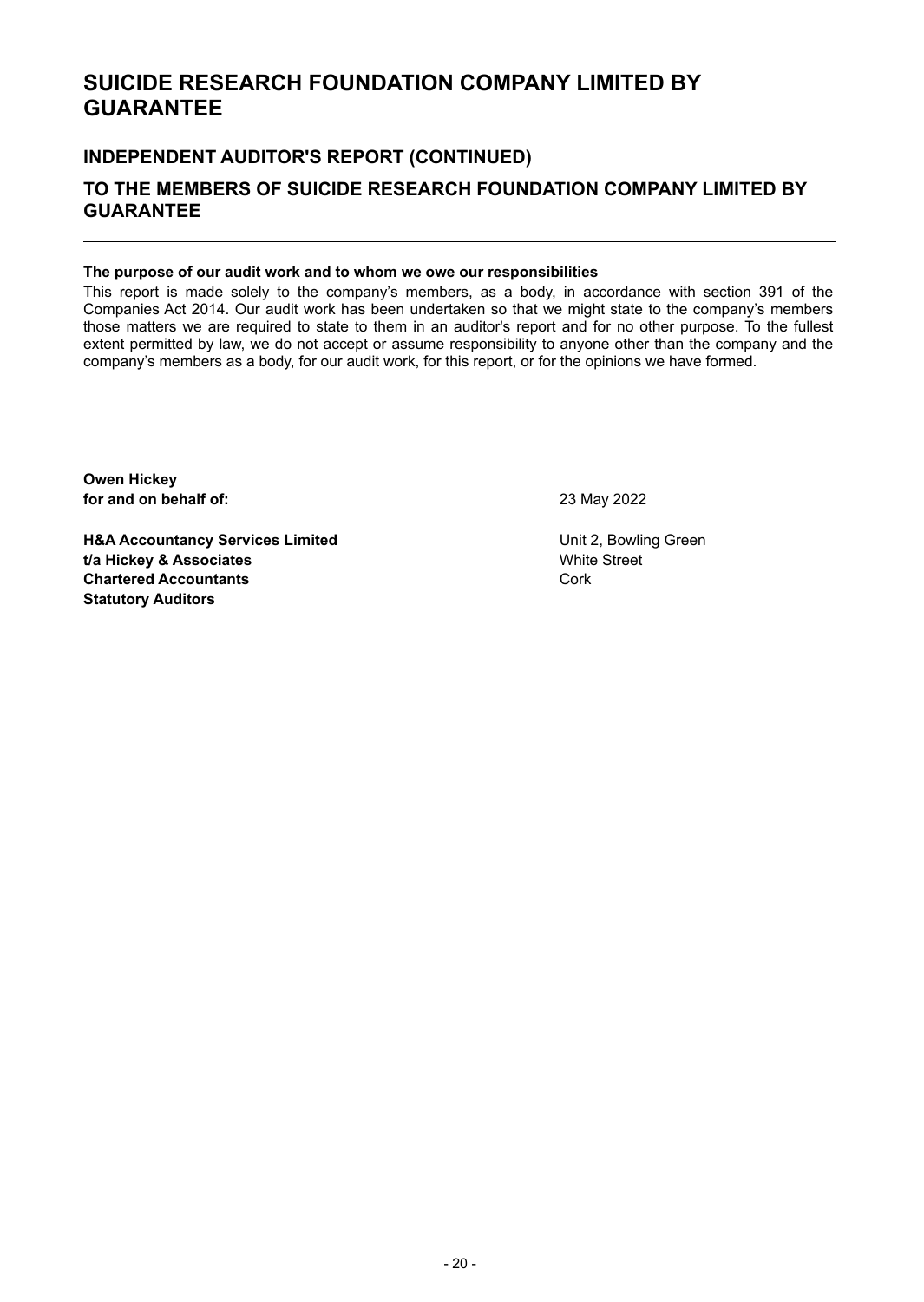# SUICIDE RESEARCH FOUNDATION COMPANY LIMITED BY GUARANTEE

## INDEPENDENT AUDITOR'S REPORT (CONTINUED)

## TO THE MEMBERS OF SUICIDE RESEARCH FOUNDATION COMPANY LIMITED BY GUARANTEE

**The purpose of our audit work and to whom we owe our responsibilities**

This report is made solely to the company's members, as a body, in accordance with section 391 of the Companies Act 2014. Our audit work has been undertaken so that we might state to the company's members those matters we are required to state to them in an auditor's report and for no other purpose. To the fullest extent permitted by law, we do not accept or assume responsibility to anyone other than the company and the company's members as a body, for our audit work, for this report, or for the opinions we have formed.

**Owen Hickey**
**for and on behalf of:**

23 May 2022

**H&A Accountancy Services Limited**
**t/a Hickey & Associates**
**Chartered Accountants**
**Statutory Auditors**

Unit 2, Bowling Green
White Street
Cork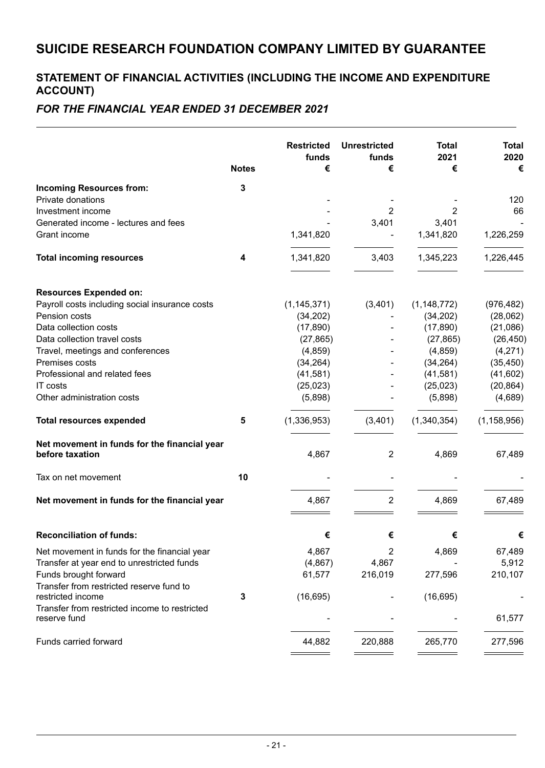# SUICIDE RESEARCH FOUNDATION COMPANY LIMITED BY GUARANTEE

## STATEMENT OF FINANCIAL ACTIVITIES (INCLUDING THE INCOME AND EXPENDITURE ACCOUNT)

### *FOR THE FINANCIAL YEAR ENDED 31 DECEMBER 2021*

| | Notes | Restricted funds € | Unrestricted funds € | Total 2021 € | Total 2020 € |
|---|---|---|---|---|---|
| **Incoming Resources from:** | **3** | | | | |
| Private donations | | - | - | - | 120 |
| Investment income | | - | 2 | 2 | 66 |
| Generated income - lectures and fees | | - | 3,401 | 3,401 | - |
| Grant income | | 1,341,820 | - | 1,341,820 | 1,226,259 |
| **Total incoming resources** | **4** | 1,341,820 | 3,403 | 1,345,223 | 1,226,445 |
| **Resources Expended on:** | | | | | |
| Payroll costs including social insurance costs | | (1,145,371) | (3,401) | (1,148,772) | (976,482) |
| Pension costs | | (34,202) | - | (34,202) | (28,062) |
| Data collection costs | | (17,890) | - | (17,890) | (21,086) |
| Data collection travel costs | | (27,865) | - | (27,865) | (26,450) |
| Travel, meetings and conferences | | (4,859) | - | (4,859) | (4,271) |
| Premises costs | | (34,264) | - | (34,264) | (35,450) |
| Professional and related fees | | (41,581) | - | (41,581) | (41,602) |
| IT costs | | (25,023) | - | (25,023) | (20,864) |
| Other administration costs | | (5,898) | - | (5,898) | (4,689) |
| **Total resources expended** | **5** | (1,336,953) | (3,401) | (1,340,354) | (1,158,956) |
| **Net movement in funds for the financial year before taxation** | | 4,867 | 2 | 4,869 | 67,489 |
| Tax on net movement | **10** | - | - | - | - |
| **Net movement in funds for the financial year** | | 4,867 | 2 | 4,869 | 67,489 |
| **Reconciliation of funds:** | | **€** | **€** | **€** | **€** |
| Net movement in funds for the financial year | | 4,867 | 2 | 4,869 | 67,489 |
| Transfer at year end to unrestricted funds | | (4,867) | 4,867 | - | 5,912 |
| Funds brought forward | | 61,577 | 216,019 | 277,596 | 210,107 |
| Transfer from restricted reserve fund to restricted income | **3** | (16,695) | - | (16,695) | - |
| Transfer from restricted income to restricted reserve fund | | - | - | - | 61,577 |
| Funds carried forward | | 44,882 | 220,888 | 265,770 | 277,596 |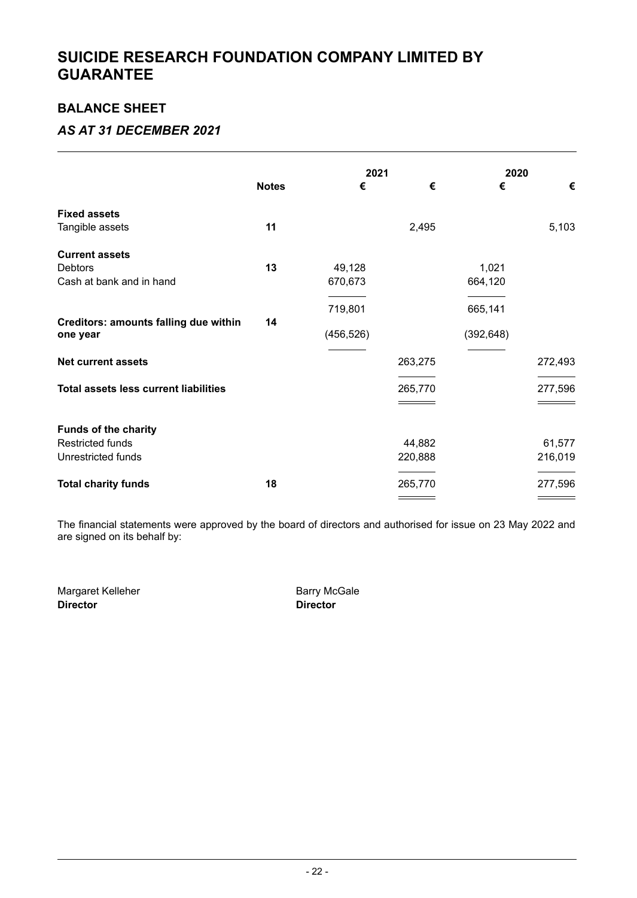# SUICIDE RESEARCH FOUNDATION COMPANY LIMITED BY GUARANTEE

## BALANCE SHEET

### *AS AT 31 DECEMBER 2021*

| | Notes | 2021 € | 2021 € | 2020 € | 2020 € |
|---|---|---|---|---|---|
| **Fixed assets** | | | | | |
| Tangible assets | 11 | | 2,495 | | 5,103 |
| **Current assets** | | | | | |
| Debtors | 13 | 49,128 | | 1,021 | |
| Cash at bank and in hand | | 670,673 | | 664,120 | |
| | | 719,801 | | 665,141 | |
| **Creditors: amounts falling due within one year** | 14 | (456,526) | | (392,648) | |
| **Net current assets** | | | 263,275 | | 272,493 |
| **Total assets less current liabilities** | | | 265,770 | | 277,596 |
| **Funds of the charity** | | | | | |
| Restricted funds | | | 44,882 | | 61,577 |
| Unrestricted funds | | | 220,888 | | 216,019 |
| **Total charity funds** | 18 | | 265,770 | | 277,596 |

The financial statements were approved by the board of directors and authorised for issue on 23 May 2022 and are signed on its behalf by:

Margaret Kelleher
**Director**

Barry McGale
**Director**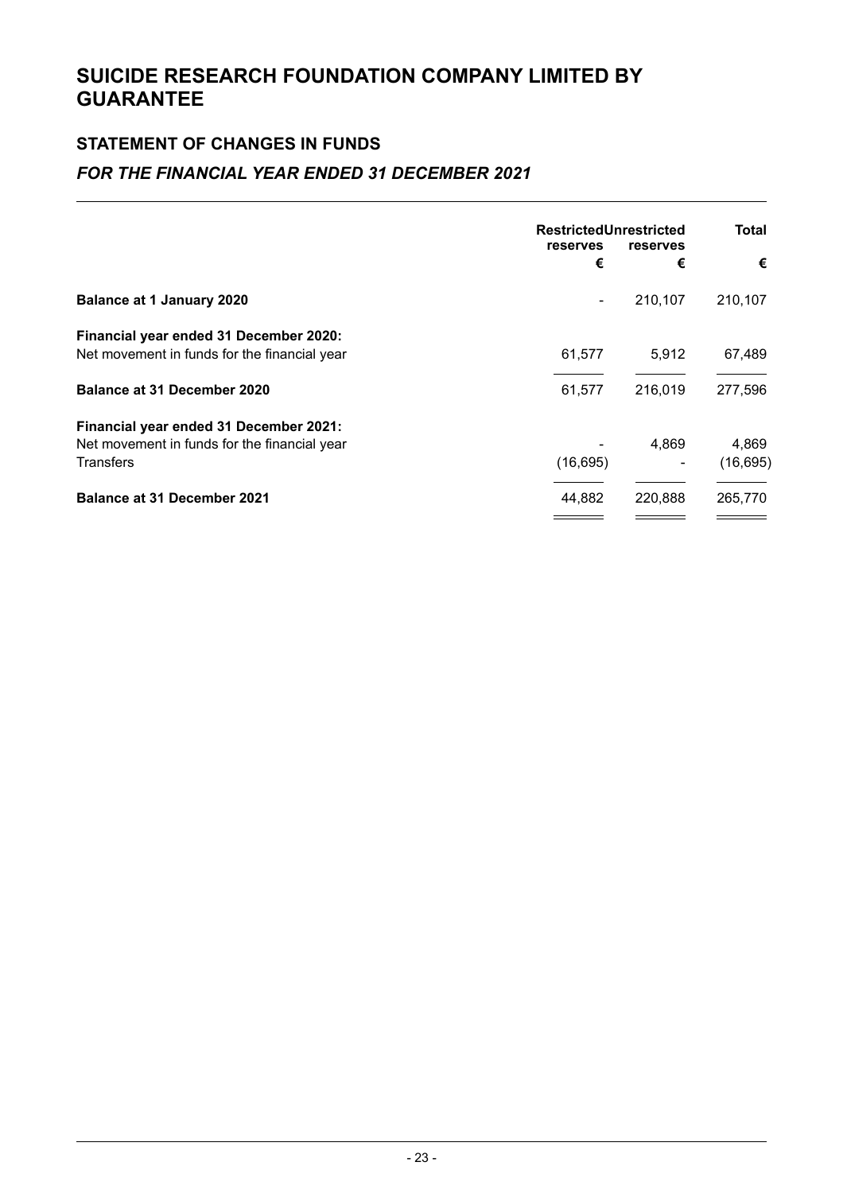# SUICIDE RESEARCH FOUNDATION COMPANY LIMITED BY GUARANTEE

## STATEMENT OF CHANGES IN FUNDS

### *FOR THE FINANCIAL YEAR ENDED 31 DECEMBER 2021*

| | Restricted reserves | Unrestricted reserves | Total |
|---|---|---|---|
| | € | € | € |
| **Balance at 1 January 2020** | - | 210,107 | 210,107 |
| **Financial year ended 31 December 2020:** | | | |
| Net movement in funds for the financial year | 61,577 | 5,912 | 67,489 |
| **Balance at 31 December 2020** | 61,577 | 216,019 | 277,596 |
| **Financial year ended 31 December 2021:** | | | |
| Net movement in funds for the financial year | - | 4,869 | 4,869 |
| Transfers | (16,695) | - | (16,695) |
| **Balance at 31 December 2021** | 44,882 | 220,888 | 265,770 |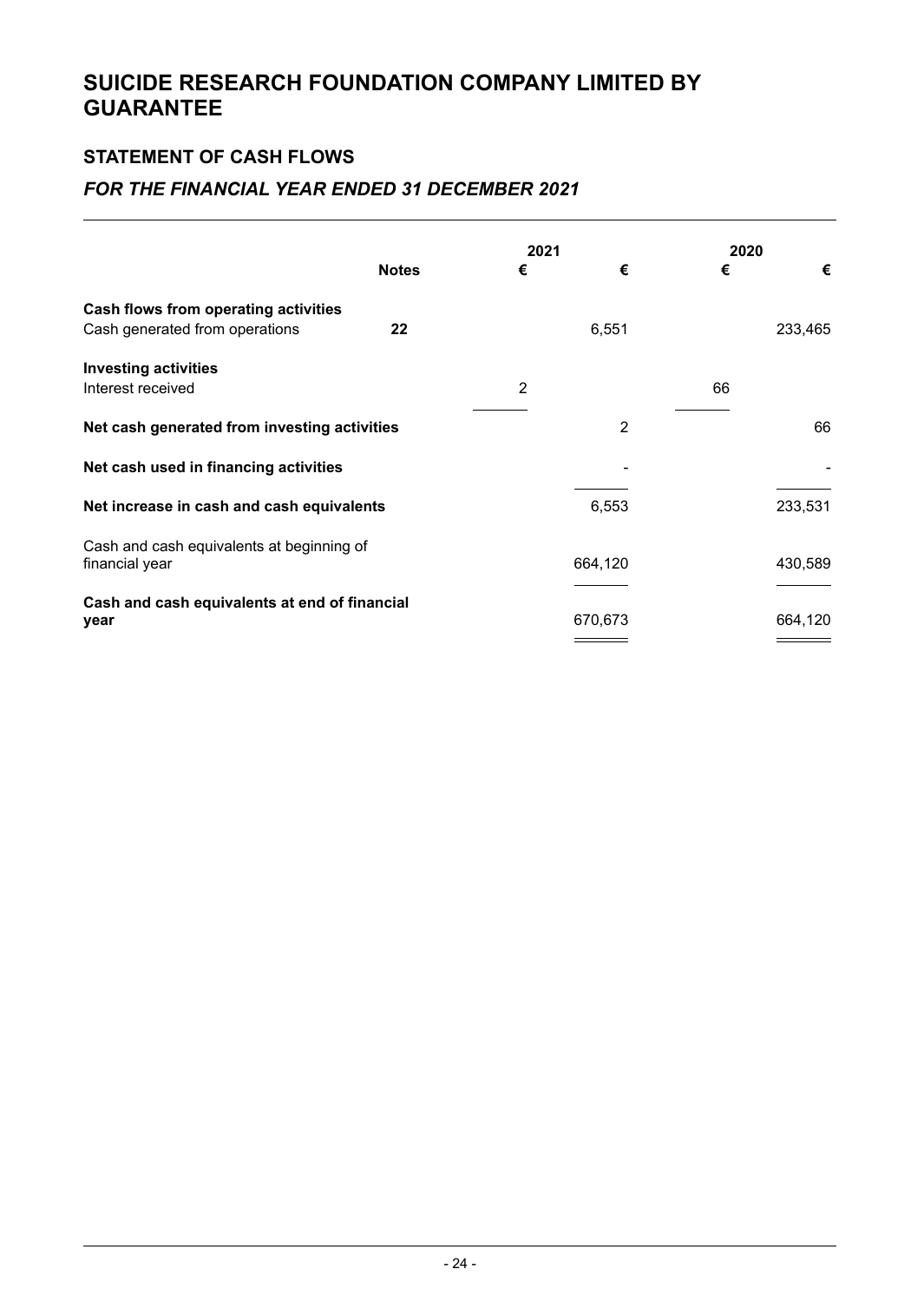# SUICIDE RESEARCH FOUNDATION COMPANY LIMITED BY GUARANTEE

## STATEMENT OF CASH FLOWS

### *FOR THE FINANCIAL YEAR ENDED 31 DECEMBER 2021*

| | Notes | 2021 € | 2021 € | 2020 € | 2020 € |
|---|---|---|---|---|---|
| **Cash flows from operating activities** | | | | | |
| Cash generated from operations | **22** | | 6,551 | | 233,465 |
| **Investing activities** | | | | | |
| Interest received | | 2 | | 66 | |
| **Net cash generated from investing activities** | | | 2 | | 66 |
| **Net cash used in financing activities** | | | - | | - |
| **Net increase in cash and cash equivalents** | | | 6,553 | | 233,531 |
| Cash and cash equivalents at beginning of financial year | | | 664,120 | | 430,589 |
| **Cash and cash equivalents at end of financial year** | | | 670,673 | | 664,120 |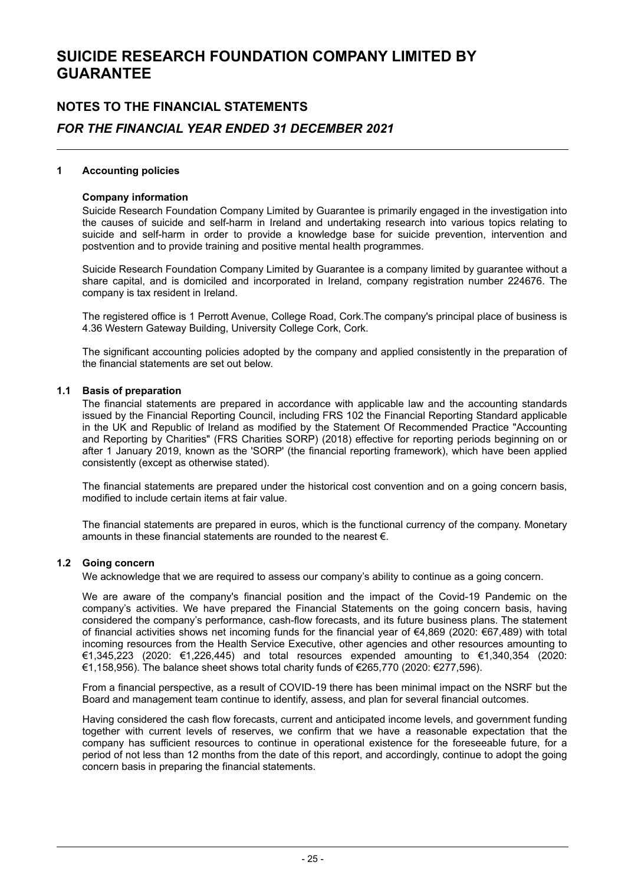# SUICIDE RESEARCH FOUNDATION COMPANY LIMITED BY GUARANTEE

## NOTES TO THE FINANCIAL STATEMENTS

## *FOR THE FINANCIAL YEAR ENDED 31 DECEMBER 2021*

### 1 Accounting policies

**Company information**

Suicide Research Foundation Company Limited by Guarantee is primarily engaged in the investigation into the causes of suicide and self-harm in Ireland and undertaking research into various topics relating to suicide and self-harm in order to provide a knowledge base for suicide prevention, intervention and postvention and to provide training and positive mental health programmes.

Suicide Research Foundation Company Limited by Guarantee is a company limited by guarantee without a share capital, and is domiciled and incorporated in Ireland, company registration number 224676. The company is tax resident in Ireland.

The registered office is 1 Perrott Avenue, College Road, Cork.The company's principal place of business is 4.36 Western Gateway Building, University College Cork, Cork.

The significant accounting policies adopted by the company and applied consistently in the preparation of the financial statements are set out below.

### 1.1 Basis of preparation

The financial statements are prepared in accordance with applicable law and the accounting standards issued by the Financial Reporting Council, including FRS 102 the Financial Reporting Standard applicable in the UK and Republic of Ireland as modified by the Statement Of Recommended Practice "Accounting and Reporting by Charities" (FRS Charities SORP) (2018) effective for reporting periods beginning on or after 1 January 2019, known as the 'SORP' (the financial reporting framework), which have been applied consistently (except as otherwise stated).

The financial statements are prepared under the historical cost convention and on a going concern basis, modified to include certain items at fair value.

The financial statements are prepared in euros, which is the functional currency of the company. Monetary amounts in these financial statements are rounded to the nearest €.

### 1.2 Going concern

We acknowledge that we are required to assess our company's ability to continue as a going concern.

We are aware of the company's financial position and the impact of the Covid-19 Pandemic on the company's activities. We have prepared the Financial Statements on the going concern basis, having considered the company's performance, cash-flow forecasts, and its future business plans. The statement of financial activities shows net incoming funds for the financial year of €4,869 (2020: €67,489) with total incoming resources from the Health Service Executive, other agencies and other resources amounting to €1,345,223 (2020: €1,226,445) and total resources expended amounting to €1,340,354 (2020: €1,158,956). The balance sheet shows total charity funds of €265,770 (2020: €277,596).

From a financial perspective, as a result of COVID-19 there has been minimal impact on the NSRF but the Board and management team continue to identify, assess, and plan for several financial outcomes.

Having considered the cash flow forecasts, current and anticipated income levels, and government funding together with current levels of reserves, we confirm that we have a reasonable expectation that the company has sufficient resources to continue in operational existence for the foreseeable future, for a period of not less than 12 months from the date of this report, and accordingly, continue to adopt the going concern basis in preparing the financial statements.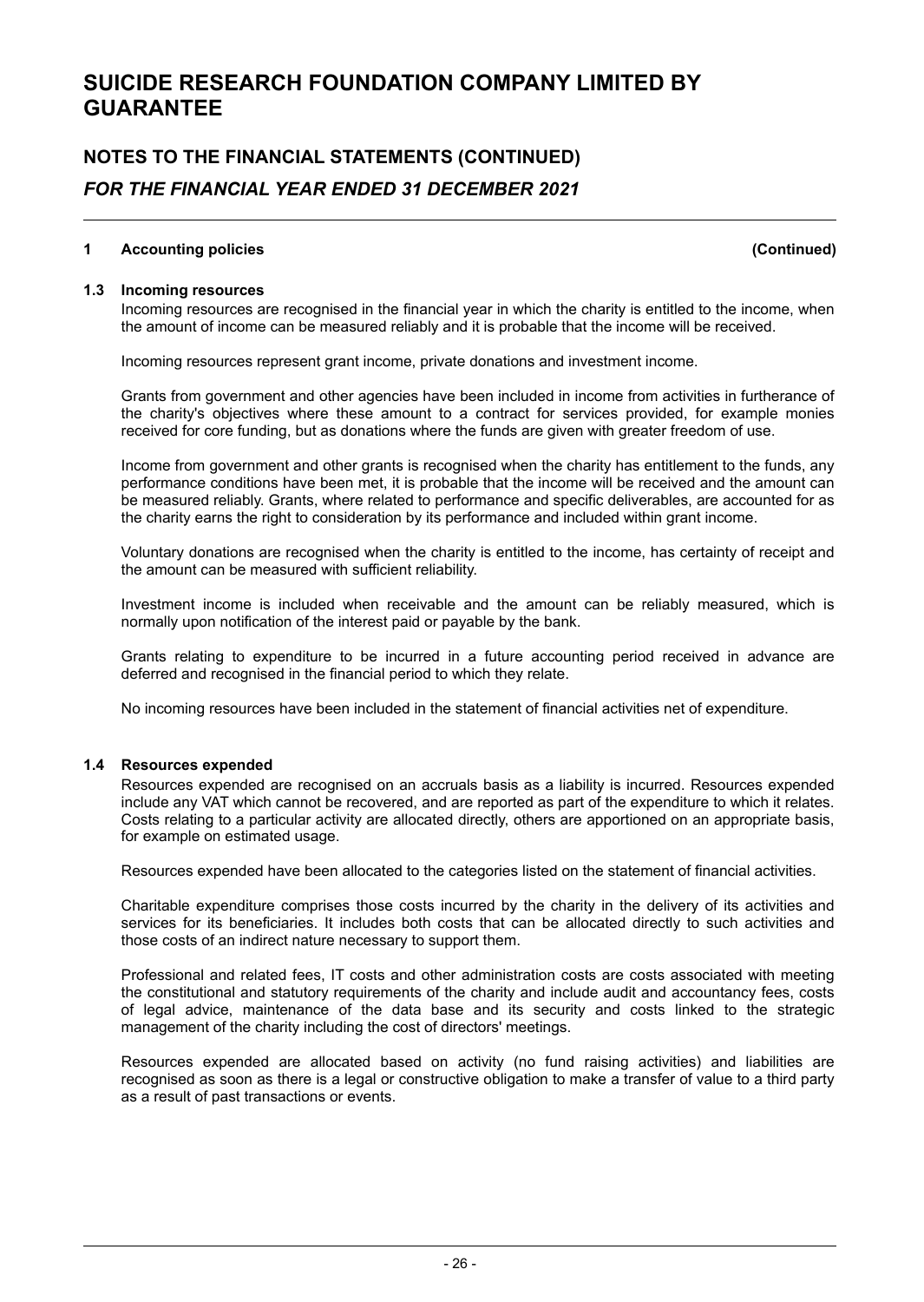## 1 Accounting policies (Continued)

### 1.3 Incoming resources

Incoming resources are recognised in the financial year in which the charity is entitled to the income, when the amount of income can be measured reliably and it is probable that the income will be received.

Incoming resources represent grant income, private donations and investment income.

Grants from government and other agencies have been included in income from activities in furtherance of the charity's objectives where these amount to a contract for services provided, for example monies received for core funding, but as donations where the funds are given with greater freedom of use.

Income from government and other grants is recognised when the charity has entitlement to the funds, any performance conditions have been met, it is probable that the income will be received and the amount can be measured reliably. Grants, where related to performance and specific deliverables, are accounted for as the charity earns the right to consideration by its performance and included within grant income.

Voluntary donations are recognised when the charity is entitled to the income, has certainty of receipt and the amount can be measured with sufficient reliability.

Investment income is included when receivable and the amount can be reliably measured, which is normally upon notification of the interest paid or payable by the bank.

Grants relating to expenditure to be incurred in a future accounting period received in advance are deferred and recognised in the financial period to which they relate.

No incoming resources have been included in the statement of financial activities net of expenditure.

### 1.4 Resources expended

Resources expended are recognised on an accruals basis as a liability is incurred. Resources expended include any VAT which cannot be recovered, and are reported as part of the expenditure to which it relates. Costs relating to a particular activity are allocated directly, others are apportioned on an appropriate basis, for example on estimated usage.

Resources expended have been allocated to the categories listed on the statement of financial activities.

Charitable expenditure comprises those costs incurred by the charity in the delivery of its activities and services for its beneficiaries. It includes both costs that can be allocated directly to such activities and those costs of an indirect nature necessary to support them.

Professional and related fees, IT costs and other administration costs are costs associated with meeting the constitutional and statutory requirements of the charity and include audit and accountancy fees, costs of legal advice, maintenance of the data base and its security and costs linked to the strategic management of the charity including the cost of directors' meetings.

Resources expended are allocated based on activity (no fund raising activities) and liabilities are recognised as soon as there is a legal or constructive obligation to make a transfer of value to a third party as a result of past transactions or events.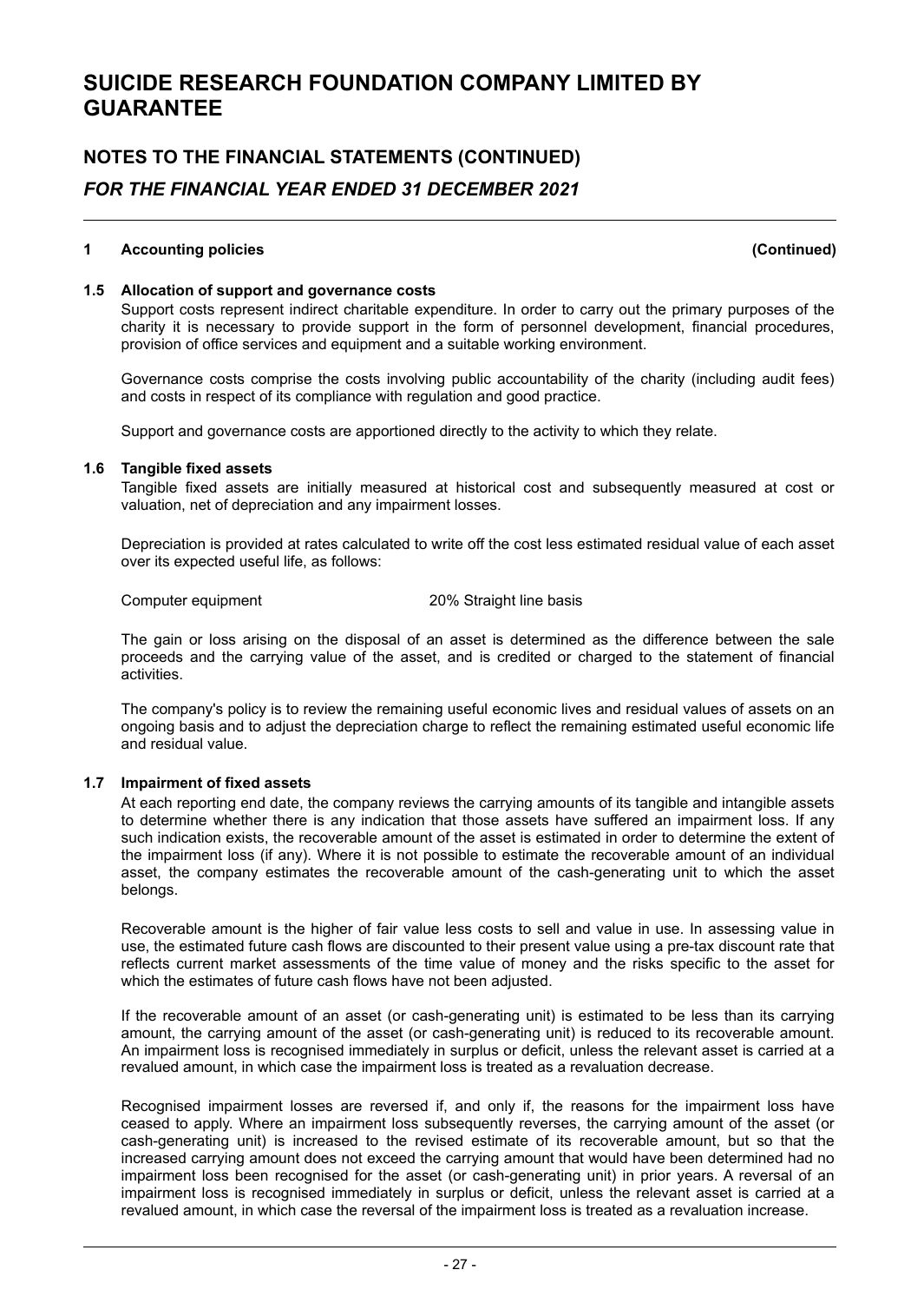# SUICIDE RESEARCH FOUNDATION COMPANY LIMITED BY GUARANTEE

## NOTES TO THE FINANCIAL STATEMENTS (CONTINUED)

### *FOR THE FINANCIAL YEAR ENDED 31 DECEMBER 2021*

**1 Accounting policies (Continued)**

**1.5 Allocation of support and governance costs**

Support costs represent indirect charitable expenditure. In order to carry out the primary purposes of the charity it is necessary to provide support in the form of personnel development, financial procedures, provision of office services and equipment and a suitable working environment.

Governance costs comprise the costs involving public accountability of the charity (including audit fees) and costs in respect of its compliance with regulation and good practice.

Support and governance costs are apportioned directly to the activity to which they relate.

**1.6 Tangible fixed assets**

Tangible fixed assets are initially measured at historical cost and subsequently measured at cost or valuation, net of depreciation and any impairment losses.

Depreciation is provided at rates calculated to write off the cost less estimated residual value of each asset over its expected useful life, as follows:

| | |
|---|---|
| Computer equipment | 20% Straight line basis |

The gain or loss arising on the disposal of an asset is determined as the difference between the sale proceeds and the carrying value of the asset, and is credited or charged to the statement of financial activities.

The company's policy is to review the remaining useful economic lives and residual values of assets on an ongoing basis and to adjust the depreciation charge to reflect the remaining estimated useful economic life and residual value.

**1.7 Impairment of fixed assets**

At each reporting end date, the company reviews the carrying amounts of its tangible and intangible assets to determine whether there is any indication that those assets have suffered an impairment loss. If any such indication exists, the recoverable amount of the asset is estimated in order to determine the extent of the impairment loss (if any). Where it is not possible to estimate the recoverable amount of an individual asset, the company estimates the recoverable amount of the cash-generating unit to which the asset belongs.

Recoverable amount is the higher of fair value less costs to sell and value in use. In assessing value in use, the estimated future cash flows are discounted to their present value using a pre-tax discount rate that reflects current market assessments of the time value of money and the risks specific to the asset for which the estimates of future cash flows have not been adjusted.

If the recoverable amount of an asset (or cash-generating unit) is estimated to be less than its carrying amount, the carrying amount of the asset (or cash-generating unit) is reduced to its recoverable amount. An impairment loss is recognised immediately in surplus or deficit, unless the relevant asset is carried at a revalued amount, in which case the impairment loss is treated as a revaluation decrease.

Recognised impairment losses are reversed if, and only if, the reasons for the impairment loss have ceased to apply. Where an impairment loss subsequently reverses, the carrying amount of the asset (or cash-generating unit) is increased to the revised estimate of its recoverable amount, but so that the increased carrying amount does not exceed the carrying amount that would have been determined had no impairment loss been recognised for the asset (or cash-generating unit) in prior years. A reversal of an impairment loss is recognised immediately in surplus or deficit, unless the relevant asset is carried at a revalued amount, in which case the reversal of the impairment loss is treated as a revaluation increase.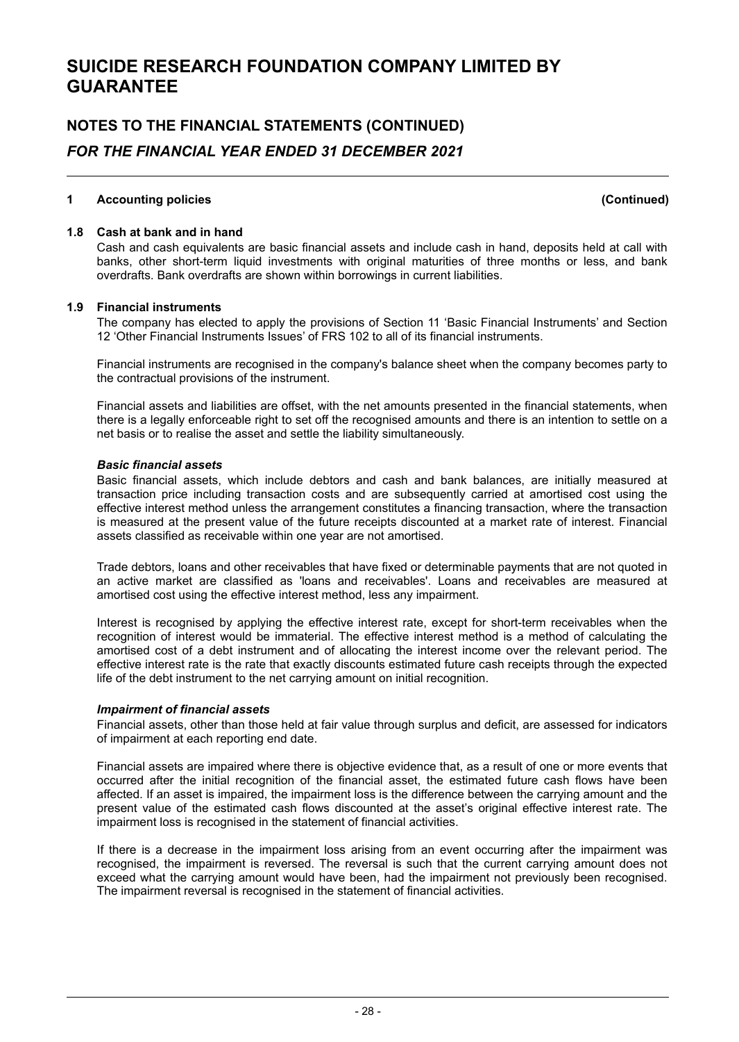# SUICIDE RESEARCH FOUNDATION COMPANY LIMITED BY GUARANTEE

## NOTES TO THE FINANCIAL STATEMENTS (CONTINUED)

### *FOR THE FINANCIAL YEAR ENDED 31 DECEMBER 2021*

**1 Accounting policies (Continued)**

**1.8 Cash at bank and in hand**

Cash and cash equivalents are basic financial assets and include cash in hand, deposits held at call with banks, other short-term liquid investments with original maturities of three months or less, and bank overdrafts. Bank overdrafts are shown within borrowings in current liabilities.

**1.9 Financial instruments**

The company has elected to apply the provisions of Section 11 'Basic Financial Instruments' and Section 12 'Other Financial Instruments Issues' of FRS 102 to all of its financial instruments.

Financial instruments are recognised in the company's balance sheet when the company becomes party to the contractual provisions of the instrument.

Financial assets and liabilities are offset, with the net amounts presented in the financial statements, when there is a legally enforceable right to set off the recognised amounts and there is an intention to settle on a net basis or to realise the asset and settle the liability simultaneously.

***Basic financial assets***

Basic financial assets, which include debtors and cash and bank balances, are initially measured at transaction price including transaction costs and are subsequently carried at amortised cost using the effective interest method unless the arrangement constitutes a financing transaction, where the transaction is measured at the present value of the future receipts discounted at a market rate of interest. Financial assets classified as receivable within one year are not amortised.

Trade debtors, loans and other receivables that have fixed or determinable payments that are not quoted in an active market are classified as 'loans and receivables'. Loans and receivables are measured at amortised cost using the effective interest method, less any impairment.

Interest is recognised by applying the effective interest rate, except for short-term receivables when the recognition of interest would be immaterial. The effective interest method is a method of calculating the amortised cost of a debt instrument and of allocating the interest income over the relevant period. The effective interest rate is the rate that exactly discounts estimated future cash receipts through the expected life of the debt instrument to the net carrying amount on initial recognition.

***Impairment of financial assets***

Financial assets, other than those held at fair value through surplus and deficit, are assessed for indicators of impairment at each reporting end date.

Financial assets are impaired where there is objective evidence that, as a result of one or more events that occurred after the initial recognition of the financial asset, the estimated future cash flows have been affected. If an asset is impaired, the impairment loss is the difference between the carrying amount and the present value of the estimated cash flows discounted at the asset's original effective interest rate. The impairment loss is recognised in the statement of financial activities.

If there is a decrease in the impairment loss arising from an event occurring after the impairment was recognised, the impairment is reversed. The reversal is such that the current carrying amount does not exceed what the carrying amount would have been, had the impairment not previously been recognised. The impairment reversal is recognised in the statement of financial activities.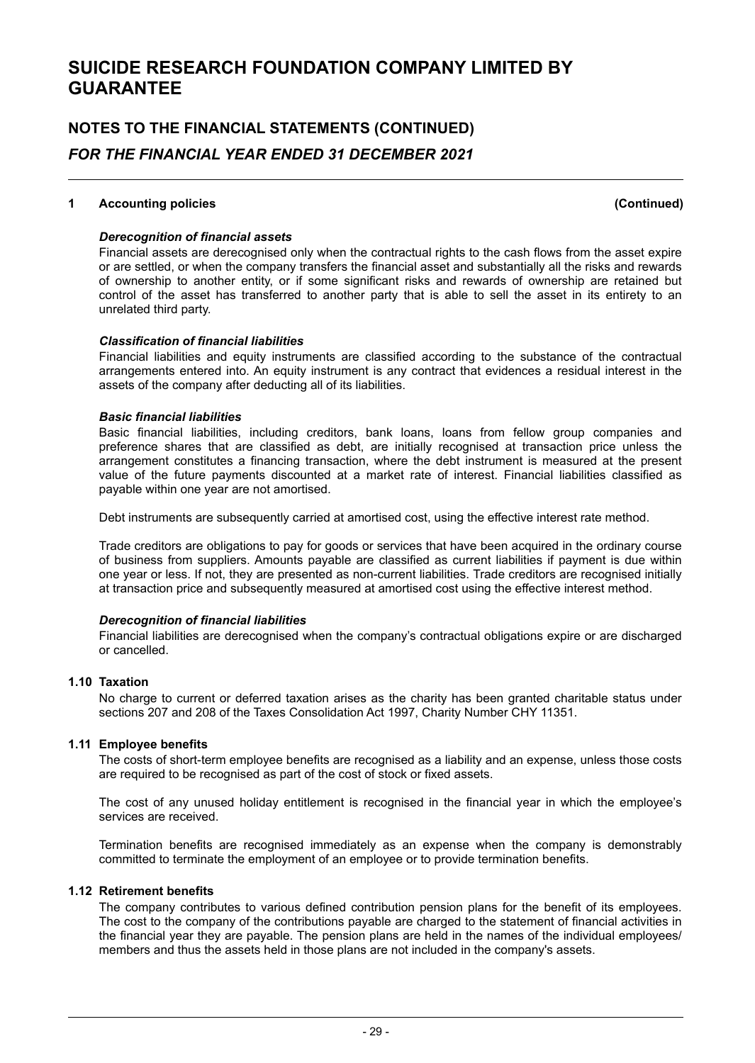## 1 Accounting policies (Continued)

***Derecognition of financial assets***

Financial assets are derecognised only when the contractual rights to the cash flows from the asset expire or are settled, or when the company transfers the financial asset and substantially all the risks and rewards of ownership to another entity, or if some significant risks and rewards of ownership are retained but control of the asset has transferred to another party that is able to sell the asset in its entirety to an unrelated third party.

***Classification of financial liabilities***

Financial liabilities and equity instruments are classified according to the substance of the contractual arrangements entered into. An equity instrument is any contract that evidences a residual interest in the assets of the company after deducting all of its liabilities.

***Basic financial liabilities***

Basic financial liabilities, including creditors, bank loans, loans from fellow group companies and preference shares that are classified as debt, are initially recognised at transaction price unless the arrangement constitutes a financing transaction, where the debt instrument is measured at the present value of the future payments discounted at a market rate of interest. Financial liabilities classified as payable within one year are not amortised.

Debt instruments are subsequently carried at amortised cost, using the effective interest rate method.

Trade creditors are obligations to pay for goods or services that have been acquired in the ordinary course of business from suppliers. Amounts payable are classified as current liabilities if payment is due within one year or less. If not, they are presented as non-current liabilities. Trade creditors are recognised initially at transaction price and subsequently measured at amortised cost using the effective interest method.

***Derecognition of financial liabilities***

Financial liabilities are derecognised when the company's contractual obligations expire or are discharged or cancelled.

### 1.10 Taxation

No charge to current or deferred taxation arises as the charity has been granted charitable status under sections 207 and 208 of the Taxes Consolidation Act 1997, Charity Number CHY 11351.

### 1.11 Employee benefits

The costs of short-term employee benefits are recognised as a liability and an expense, unless those costs are required to be recognised as part of the cost of stock or fixed assets.

The cost of any unused holiday entitlement is recognised in the financial year in which the employee's services are received.

Termination benefits are recognised immediately as an expense when the company is demonstrably committed to terminate the employment of an employee or to provide termination benefits.

### 1.12 Retirement benefits

The company contributes to various defined contribution pension plans for the benefit of its employees. The cost to the company of the contributions payable are charged to the statement of financial activities in the financial year they are payable. The pension plans are held in the names of the individual employees/ members and thus the assets held in those plans are not included in the company's assets.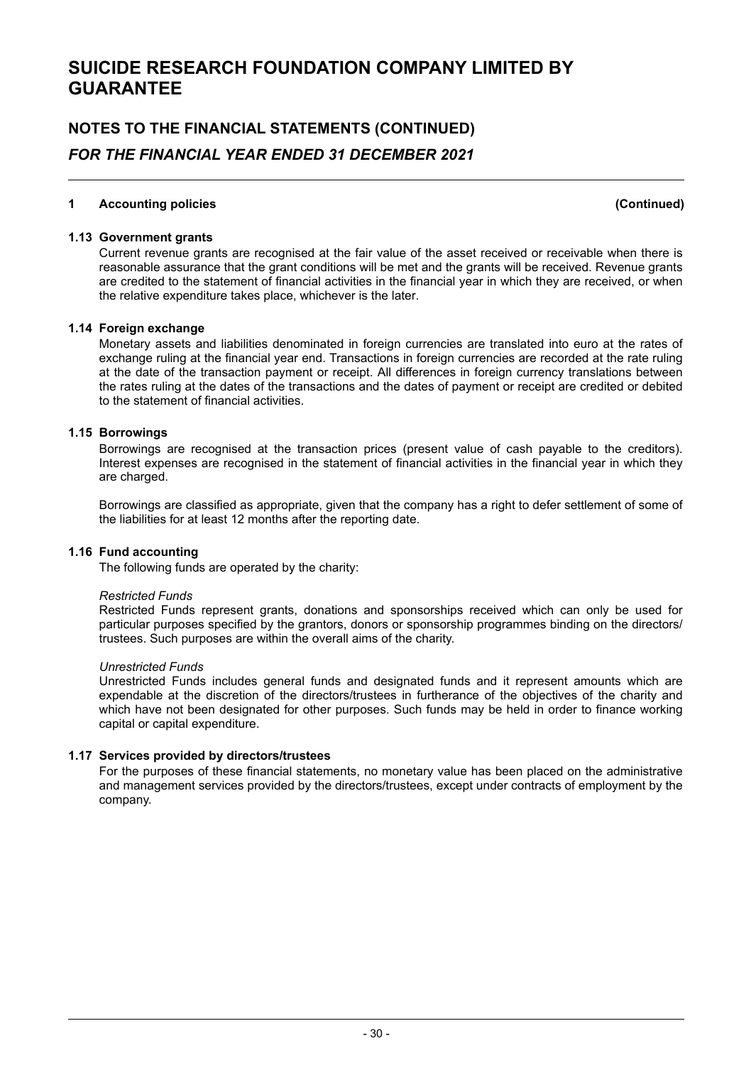# SUICIDE RESEARCH FOUNDATION COMPANY LIMITED BY GUARANTEE

## NOTES TO THE FINANCIAL STATEMENTS (CONTINUED)

### *FOR THE FINANCIAL YEAR ENDED 31 DECEMBER 2021*

**1 Accounting policies (Continued)**

**1.13 Government grants**

Current revenue grants are recognised at the fair value of the asset received or receivable when there is reasonable assurance that the grant conditions will be met and the grants will be received. Revenue grants are credited to the statement of financial activities in the financial year in which they are received, or when the relative expenditure takes place, whichever is the later.

**1.14 Foreign exchange**

Monetary assets and liabilities denominated in foreign currencies are translated into euro at the rates of exchange ruling at the financial year end. Transactions in foreign currencies are recorded at the rate ruling at the date of the transaction payment or receipt. All differences in foreign currency translations between the rates ruling at the dates of the transactions and the dates of payment or receipt are credited or debited to the statement of financial activities.

**1.15 Borrowings**

Borrowings are recognised at the transaction prices (present value of cash payable to the creditors). Interest expenses are recognised in the statement of financial activities in the financial year in which they are charged.

Borrowings are classified as appropriate, given that the company has a right to defer settlement of some of the liabilities for at least 12 months after the reporting date.

**1.16 Fund accounting**

The following funds are operated by the charity:

*Restricted Funds*

Restricted Funds represent grants, donations and sponsorships received which can only be used for particular purposes specified by the grantors, donors or sponsorship programmes binding on the directors/ trustees. Such purposes are within the overall aims of the charity.

*Unrestricted Funds*

Unrestricted Funds includes general funds and designated funds and it represent amounts which are expendable at the discretion of the directors/trustees in furtherance of the objectives of the charity and which have not been designated for other purposes. Such funds may be held in order to finance working capital or capital expenditure.

**1.17 Services provided by directors/trustees**

For the purposes of these financial statements, no monetary value has been placed on the administrative and management services provided by the directors/trustees, except under contracts of employment by the company.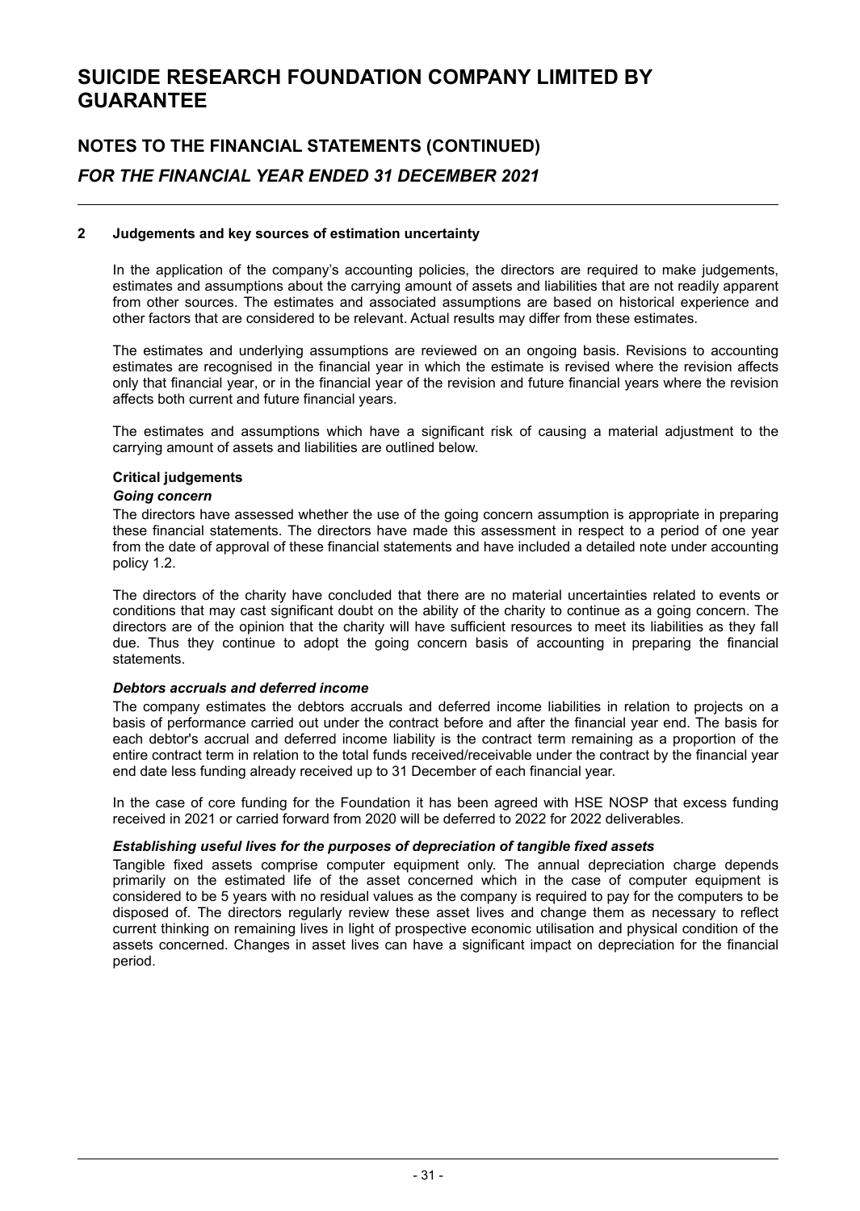# SUICIDE RESEARCH FOUNDATION COMPANY LIMITED BY GUARANTEE

## NOTES TO THE FINANCIAL STATEMENTS (CONTINUED)

### *FOR THE FINANCIAL YEAR ENDED 31 DECEMBER 2021*

**2 Judgements and key sources of estimation uncertainty**

In the application of the company's accounting policies, the directors are required to make judgements, estimates and assumptions about the carrying amount of assets and liabilities that are not readily apparent from other sources. The estimates and associated assumptions are based on historical experience and other factors that are considered to be relevant. Actual results may differ from these estimates.

The estimates and underlying assumptions are reviewed on an ongoing basis. Revisions to accounting estimates are recognised in the financial year in which the estimate is revised where the revision affects only that financial year, or in the financial year of the revision and future financial years where the revision affects both current and future financial years.

The estimates and assumptions which have a significant risk of causing a material adjustment to the carrying amount of assets and liabilities are outlined below.

**Critical judgements**

***Going concern***

The directors have assessed whether the use of the going concern assumption is appropriate in preparing these financial statements. The directors have made this assessment in respect to a period of one year from the date of approval of these financial statements and have included a detailed note under accounting policy 1.2.

The directors of the charity have concluded that there are no material uncertainties related to events or conditions that may cast significant doubt on the ability of the charity to continue as a going concern. The directors are of the opinion that the charity will have sufficient resources to meet its liabilities as they fall due. Thus they continue to adopt the going concern basis of accounting in preparing the financial statements.

***Debtors accruals and deferred income***

The company estimates the debtors accruals and deferred income liabilities in relation to projects on a basis of performance carried out under the contract before and after the financial year end. The basis for each debtor's accrual and deferred income liability is the contract term remaining as a proportion of the entire contract term in relation to the total funds received/receivable under the contract by the financial year end date less funding already received up to 31 December of each financial year.

In the case of core funding for the Foundation it has been agreed with HSE NOSP that excess funding received in 2021 or carried forward from 2020 will be deferred to 2022 for 2022 deliverables.

***Establishing useful lives for the purposes of depreciation of tangible fixed assets***

Tangible fixed assets comprise computer equipment only. The annual depreciation charge depends primarily on the estimated life of the asset concerned which in the case of computer equipment is considered to be 5 years with no residual values as the company is required to pay for the computers to be disposed of. The directors regularly review these asset lives and change them as necessary to reflect current thinking on remaining lives in light of prospective economic utilisation and physical condition of the assets concerned. Changes in asset lives can have a significant impact on depreciation for the financial period.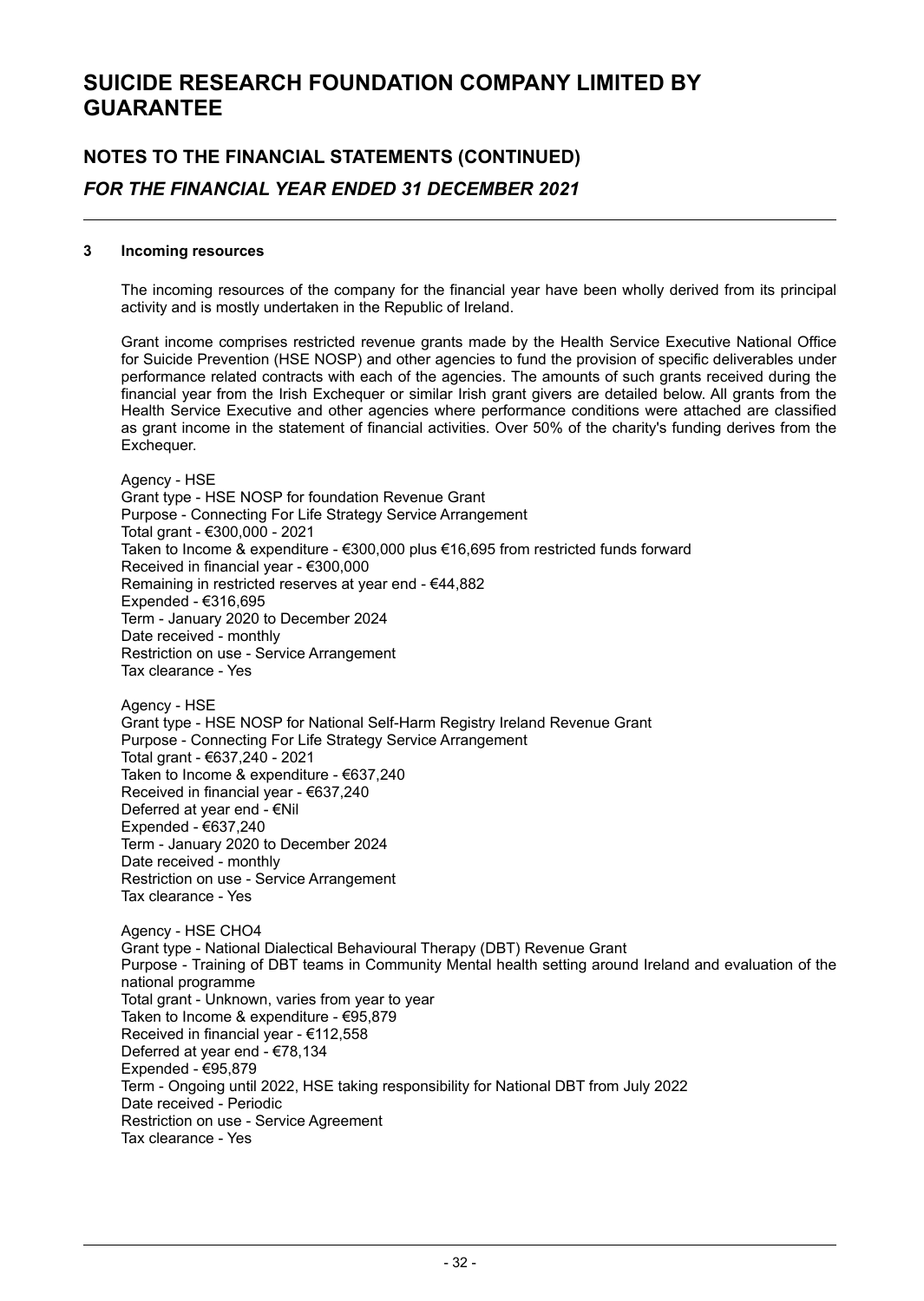# SUICIDE RESEARCH FOUNDATION COMPANY LIMITED BY GUARANTEE

## NOTES TO THE FINANCIAL STATEMENTS (CONTINUED)

### *FOR THE FINANCIAL YEAR ENDED 31 DECEMBER 2021*

**3 Incoming resources**

The incoming resources of the company for the financial year have been wholly derived from its principal activity and is mostly undertaken in the Republic of Ireland.

Grant income comprises restricted revenue grants made by the Health Service Executive National Office for Suicide Prevention (HSE NOSP) and other agencies to fund the provision of specific deliverables under performance related contracts with each of the agencies. The amounts of such grants received during the financial year from the Irish Exchequer or similar Irish grant givers are detailed below. All grants from the Health Service Executive and other agencies where performance conditions were attached are classified as grant income in the statement of financial activities. Over 50% of the charity's funding derives from the Exchequer.

Agency - HSE
Grant type - HSE NOSP for foundation Revenue Grant
Purpose - Connecting For Life Strategy Service Arrangement
Total grant - €300,000 - 2021
Taken to Income & expenditure - €300,000 plus €16,695 from restricted funds forward
Received in financial year - €300,000
Remaining in restricted reserves at year end - €44,882
Expended - €316,695
Term - January 2020 to December 2024
Date received - monthly
Restriction on use - Service Arrangement
Tax clearance - Yes

Agency - HSE
Grant type - HSE NOSP for National Self-Harm Registry Ireland Revenue Grant
Purpose - Connecting For Life Strategy Service Arrangement
Total grant - €637,240 - 2021
Taken to Income & expenditure - €637,240
Received in financial year - €637,240
Deferred at year end - €Nil
Expended - €637,240
Term - January 2020 to December 2024
Date received - monthly
Restriction on use - Service Arrangement
Tax clearance - Yes

Agency - HSE CHO4
Grant type - National Dialectical Behavioural Therapy (DBT) Revenue Grant
Purpose - Training of DBT teams in Community Mental health setting around Ireland and evaluation of the national programme
Total grant - Unknown, varies from year to year
Taken to Income & expenditure - €95,879
Received in financial year - €112,558
Deferred at year end - €78,134
Expended - €95,879
Term - Ongoing until 2022, HSE taking responsibility for National DBT from July 2022
Date received - Periodic
Restriction on use - Service Agreement
Tax clearance - Yes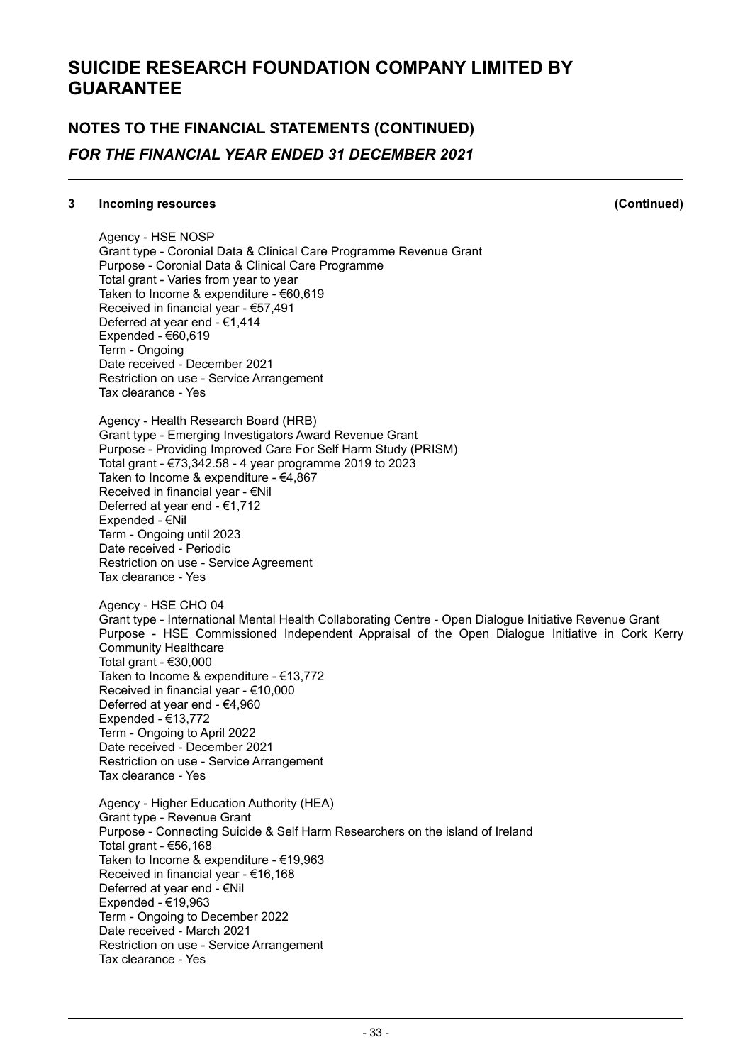# SUICIDE RESEARCH FOUNDATION COMPANY LIMITED BY GUARANTEE

## NOTES TO THE FINANCIAL STATEMENTS (CONTINUED)

### *FOR THE FINANCIAL YEAR ENDED 31 DECEMBER 2021*

**3 Incoming resources (Continued)**

Agency - HSE NOSP
Grant type - Coronial Data & Clinical Care Programme Revenue Grant
Purpose - Coronial Data & Clinical Care Programme
Total grant - Varies from year to year
Taken to Income & expenditure - €60,619
Received in financial year - €57,491
Deferred at year end - €1,414
Expended - €60,619
Term - Ongoing
Date received - December 2021
Restriction on use - Service Arrangement
Tax clearance - Yes

Agency - Health Research Board (HRB)
Grant type - Emerging Investigators Award Revenue Grant
Purpose - Providing Improved Care For Self Harm Study (PRISM)
Total grant - €73,342.58 - 4 year programme 2019 to 2023
Taken to Income & expenditure - €4,867
Received in financial year - €Nil
Deferred at year end - €1,712
Expended - €Nil
Term - Ongoing until 2023
Date received - Periodic
Restriction on use - Service Agreement
Tax clearance - Yes

Agency - HSE CHO 04
Grant type - International Mental Health Collaborating Centre - Open Dialogue Initiative Revenue Grant
Purpose - HSE Commissioned Independent Appraisal of the Open Dialogue Initiative in Cork Kerry Community Healthcare
Total grant - €30,000
Taken to Income & expenditure - €13,772
Received in financial year - €10,000
Deferred at year end - €4,960
Expended - €13,772
Term - Ongoing to April 2022
Date received - December 2021
Restriction on use - Service Arrangement
Tax clearance - Yes

Agency - Higher Education Authority (HEA)
Grant type - Revenue Grant
Purpose - Connecting Suicide & Self Harm Researchers on the island of Ireland
Total grant - €56,168
Taken to Income & expenditure - €19,963
Received in financial year - €16,168
Deferred at year end - €Nil
Expended - €19,963
Term - Ongoing to December 2022
Date received - March 2021
Restriction on use - Service Arrangement
Tax clearance - Yes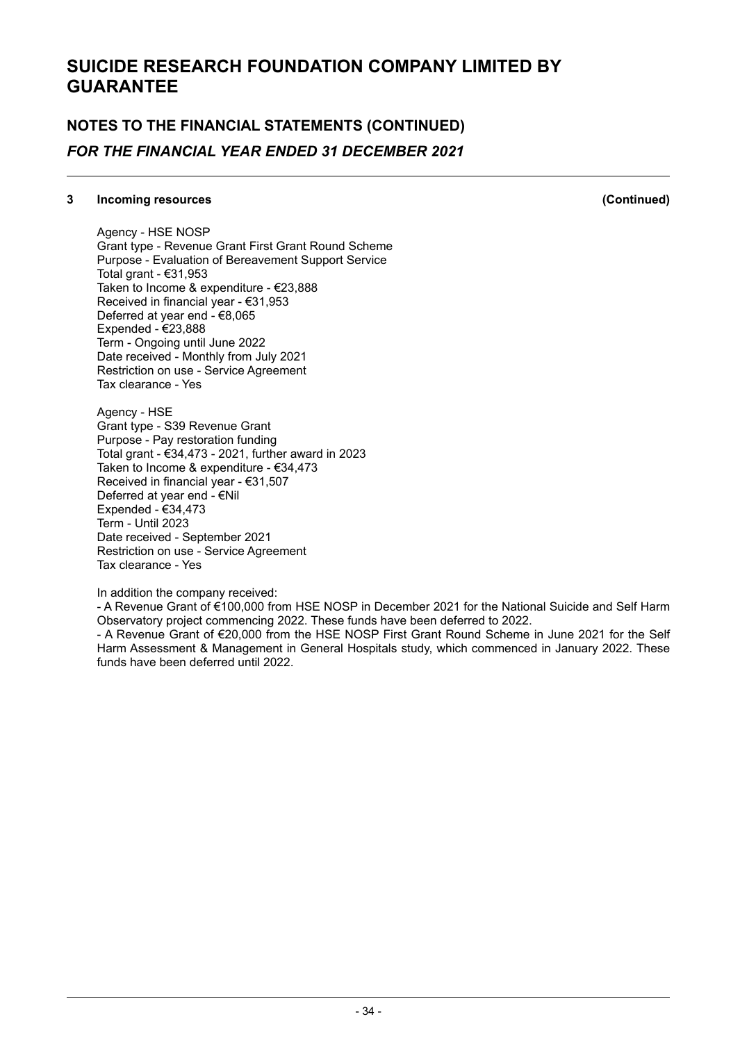# SUICIDE RESEARCH FOUNDATION COMPANY LIMITED BY GUARANTEE

## NOTES TO THE FINANCIAL STATEMENTS (CONTINUED)

### *FOR THE FINANCIAL YEAR ENDED 31 DECEMBER 2021*

**3 Incoming resources (Continued)**

Agency - HSE NOSP
Grant type - Revenue Grant First Grant Round Scheme
Purpose - Evaluation of Bereavement Support Service
Total grant - €31,953
Taken to Income & expenditure - €23,888
Received in financial year - €31,953
Deferred at year end - €8,065
Expended - €23,888
Term - Ongoing until June 2022
Date received - Monthly from July 2021
Restriction on use - Service Agreement
Tax clearance - Yes

Agency - HSE
Grant type - S39 Revenue Grant
Purpose - Pay restoration funding
Total grant - €34,473 - 2021, further award in 2023
Taken to Income & expenditure - €34,473
Received in financial year - €31,507
Deferred at year end - €Nil
Expended - €34,473
Term - Until 2023
Date received - September 2021
Restriction on use - Service Agreement
Tax clearance - Yes

In addition the company received:

- A Revenue Grant of €100,000 from HSE NOSP in December 2021 for the National Suicide and Self Harm Observatory project commencing 2022. These funds have been deferred to 2022.
- A Revenue Grant of €20,000 from the HSE NOSP First Grant Round Scheme in June 2021 for the Self Harm Assessment & Management in General Hospitals study, which commenced in January 2022. These funds have been deferred until 2022.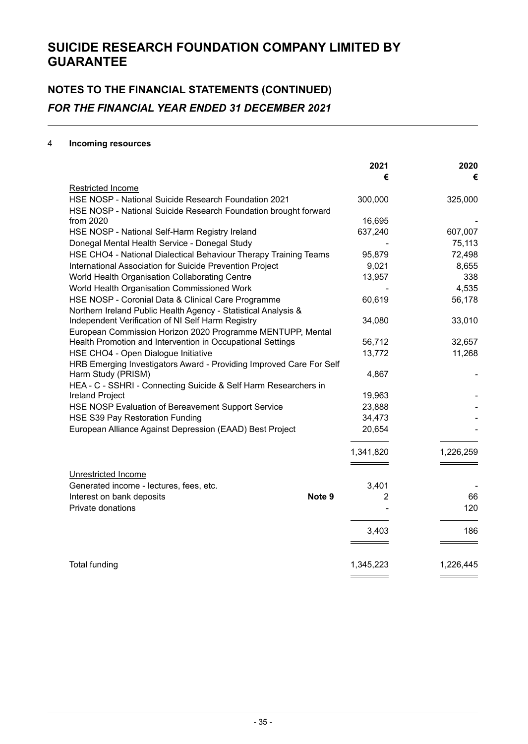# SUICIDE RESEARCH FOUNDATION COMPANY LIMITED BY GUARANTEE

## NOTES TO THE FINANCIAL STATEMENTS (CONTINUED)

### *FOR THE FINANCIAL YEAR ENDED 31 DECEMBER 2021*

**4 Incoming resources**

| | | 2021 € | 2020 € |
|---|---|---|---|
| Restricted Income | | | |
| HSE NOSP - National Suicide Research Foundation 2021 | | 300,000 | 325,000 |
| HSE NOSP - National Suicide Research Foundation brought forward from 2020 | | 16,695 | - |
| HSE NOSP - National Self-Harm Registry Ireland | | 637,240 | 607,007 |
| Donegal Mental Health Service - Donegal Study | | - | 75,113 |
| HSE CHO4 - National Dialectical Behaviour Therapy Training Teams | | 95,879 | 72,498 |
| International Association for Suicide Prevention Project | | 9,021 | 8,655 |
| World Health Organisation Collaborating Centre | | 13,957 | 338 |
| World Health Organisation Commissioned Work | | - | 4,535 |
| HSE NOSP - Coronial Data & Clinical Care Programme | | 60,619 | 56,178 |
| Northern Ireland Public Health Agency - Statistical Analysis & Independent Verification of NI Self Harm Registry | | 34,080 | 33,010 |
| European Commission Horizon 2020 Programme MENTUPP, Mental Health Promotion and Intervention in Occupational Settings | | 56,712 | 32,657 |
| HSE CHO4 - Open Dialogue Initiative | | 13,772 | 11,268 |
| HRB Emerging Investigators Award - Providing Improved Care For Self Harm Study (PRISM) | | 4,867 | - |
| HEA - C - SSHRI - Connecting Suicide & Self Harm Researchers in Ireland Project | | 19,963 | - |
| HSE NOSP Evaluation of Bereavement Support Service | | 23,888 | - |
| HSE S39 Pay Restoration Funding | | 34,473 | - |
| European Alliance Against Depression (EAAD) Best Project | | 20,654 | - |
| | | 1,341,820 | 1,226,259 |
| Unrestricted Income | | | |
| Generated income - lectures, fees, etc. | | 3,401 | - |
| Interest on bank deposits | Note 9 | 2 | 66 |
| Private donations | | - | 120 |
| | | 3,403 | 186 |
| Total funding | | 1,345,223 | 1,226,445 |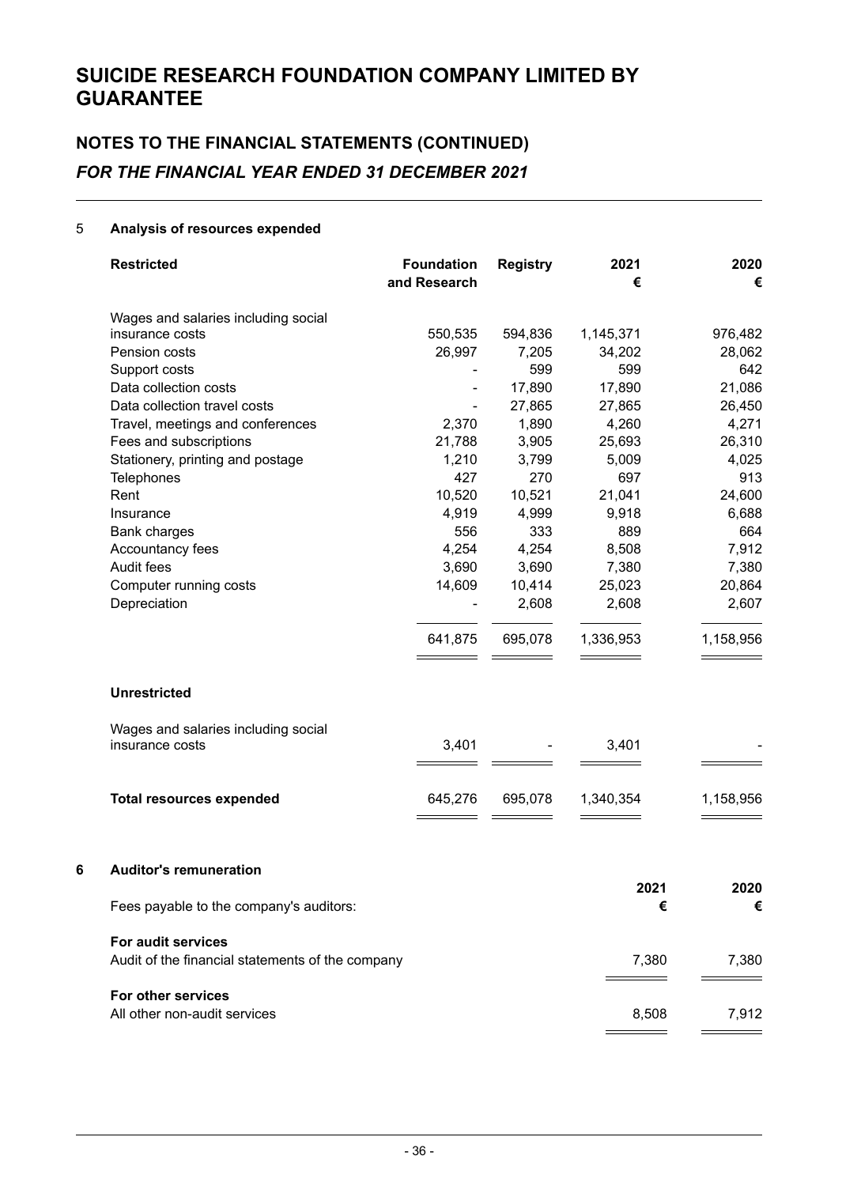# SUICIDE RESEARCH FOUNDATION COMPANY LIMITED BY GUARANTEE

## NOTES TO THE FINANCIAL STATEMENTS (CONTINUED)

### *FOR THE FINANCIAL YEAR ENDED 31 DECEMBER 2021*

### 5 Analysis of resources expended

| **Restricted** | **Foundation and Research** | **Registry** | **2021 €** | **2020 €** |
|---|---|---|---|---|
| Wages and salaries including social insurance costs | 550,535 | 594,836 | 1,145,371 | 976,482 |
| Pension costs | 26,997 | 7,205 | 34,202 | 28,062 |
| Support costs | - | 599 | 599 | 642 |
| Data collection costs | - | 17,890 | 17,890 | 21,086 |
| Data collection travel costs | - | 27,865 | 27,865 | 26,450 |
| Travel, meetings and conferences | 2,370 | 1,890 | 4,260 | 4,271 |
| Fees and subscriptions | 21,788 | 3,905 | 25,693 | 26,310 |
| Stationery, printing and postage | 1,210 | 3,799 | 5,009 | 4,025 |
| Telephones | 427 | 270 | 697 | 913 |
| Rent | 10,520 | 10,521 | 21,041 | 24,600 |
| Insurance | 4,919 | 4,999 | 9,918 | 6,688 |
| Bank charges | 556 | 333 | 889 | 664 |
| Accountancy fees | 4,254 | 4,254 | 8,508 | 7,912 |
| Audit fees | 3,690 | 3,690 | 7,380 | 7,380 |
| Computer running costs | 14,609 | 10,414 | 25,023 | 20,864 |
| Depreciation | - | 2,608 | 2,608 | 2,607 |
| | 641,875 | 695,078 | 1,336,953 | 1,158,956 |
| **Unrestricted** | | | | |
| Wages and salaries including social insurance costs | 3,401 | - | 3,401 | - |
| **Total resources expended** | 645,276 | 695,078 | 1,340,354 | 1,158,956 |

### 6 Auditor's remuneration

| Fees payable to the company's auditors: | 2021 € | 2020 € |
|---|---|---|
| **For audit services** | | |
| Audit of the financial statements of the company | 7,380 | 7,380 |
| **For other services** | | |
| All other non-audit services | 8,508 | 7,912 |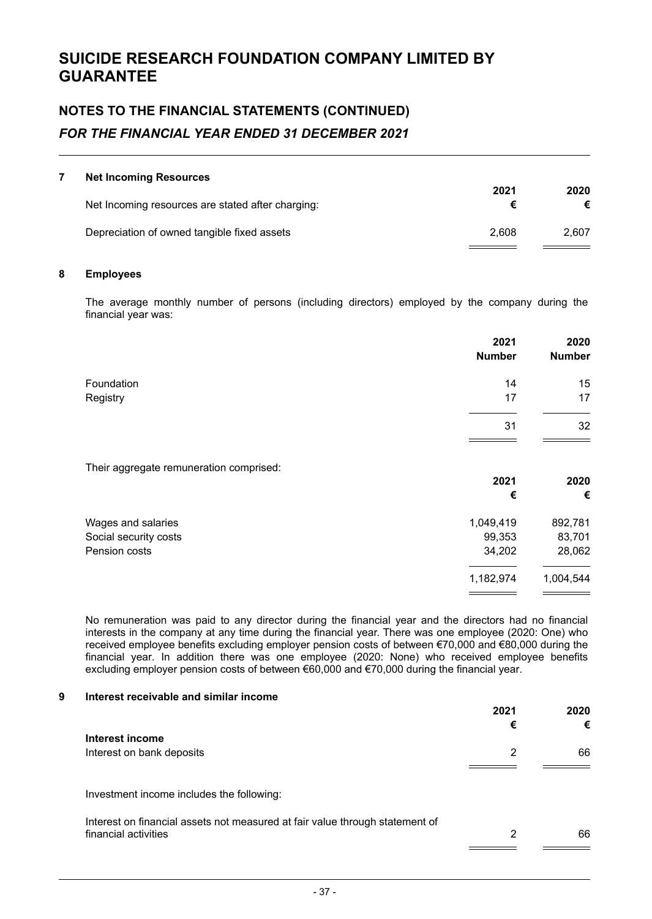# SUICIDE RESEARCH FOUNDATION COMPANY LIMITED BY GUARANTEE

## NOTES TO THE FINANCIAL STATEMENTS (CONTINUED)

### *FOR THE FINANCIAL YEAR ENDED 31 DECEMBER 2021*

**7 Net Incoming Resources**

| Net Incoming resources are stated after charging: | 2021 € | 2020 € |
|---|---|---|
| Depreciation of owned tangible fixed assets | 2,608 | 2,607 |

**8 Employees**

The average monthly number of persons (including directors) employed by the company during the financial year was:

| | 2021 Number | 2020 Number |
|---|---|---|
| Foundation | 14 | 15 |
| Registry | 17 | 17 |
| | 31 | 32 |

Their aggregate remuneration comprised:

| | 2021 € | 2020 € |
|---|---|---|
| Wages and salaries | 1,049,419 | 892,781 |
| Social security costs | 99,353 | 83,701 |
| Pension costs | 34,202 | 28,062 |
| | 1,182,974 | 1,004,544 |

No remuneration was paid to any director during the financial year and the directors had no financial interests in the company at any time during the financial year. There was one employee (2020: One) who received employee benefits excluding employer pension costs of between €70,000 and €80,000 during the financial year. In addition there was one employee (2020: None) who received employee benefits excluding employer pension costs of between €60,000 and €70,000 during the financial year.

**9 Interest receivable and similar income**

| | 2021 € | 2020 € |
|---|---|---|
| **Interest income** | | |
| Interest on bank deposits | 2 | 66 |

Investment income includes the following:

| | 2021 € | 2020 € |
|---|---|---|
| Interest on financial assets not measured at fair value through statement of financial activities | 2 | 66 |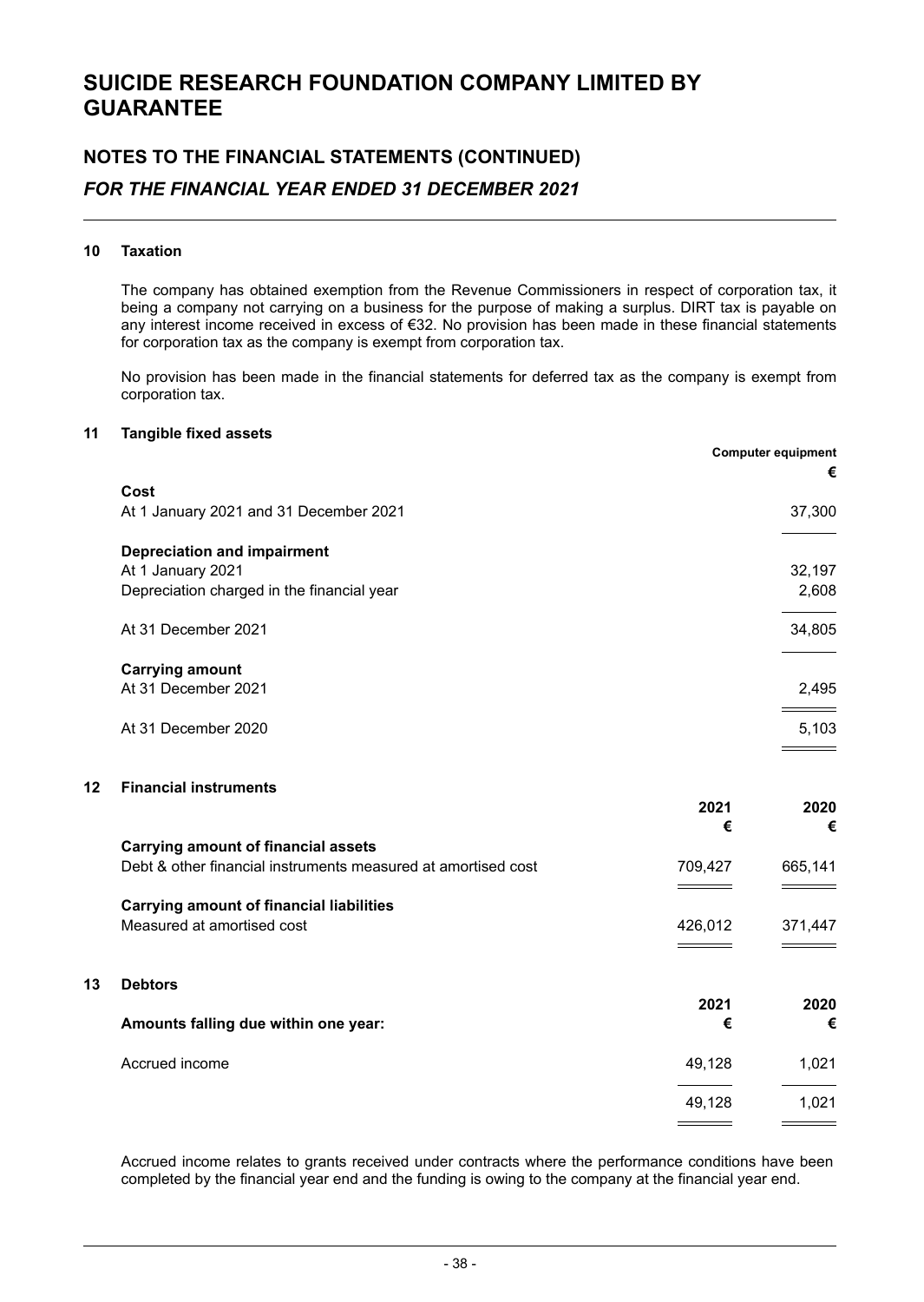# SUICIDE RESEARCH FOUNDATION COMPANY LIMITED BY GUARANTEE

## NOTES TO THE FINANCIAL STATEMENTS (CONTINUED)

### *FOR THE FINANCIAL YEAR ENDED 31 DECEMBER 2021*

#### 10 Taxation

The company has obtained exemption from the Revenue Commissioners in respect of corporation tax, it being a company not carrying on a business for the purpose of making a surplus. DIRT tax is payable on any interest income received in excess of €32. No provision has been made in these financial statements for corporation tax as the company is exempt from corporation tax.

No provision has been made in the financial statements for deferred tax as the company is exempt from corporation tax.

#### 11 Tangible fixed assets

| | Computer equipment |
|---|---|
| | € |
| **Cost** | |
| At 1 January 2021 and 31 December 2021 | 37,300 |
| **Depreciation and impairment** | |
| At 1 January 2021 | 32,197 |
| Depreciation charged in the financial year | 2,608 |
| At 31 December 2021 | 34,805 |
| **Carrying amount** | |
| At 31 December 2021 | 2,495 |
| At 31 December 2020 | 5,103 |

#### 12 Financial instruments

| | 2021 | 2020 |
|---|---|---|
| | € | € |
| **Carrying amount of financial assets** | | |
| Debt & other financial instruments measured at amortised cost | 709,427 | 665,141 |
| **Carrying amount of financial liabilities** | | |
| Measured at amortised cost | 426,012 | 371,447 |

#### 13 Debtors

| | 2021 | 2020 |
|---|---|---|
| **Amounts falling due within one year:** | € | € |
| Accrued income | 49,128 | 1,021 |
| | 49,128 | 1,021 |

Accrued income relates to grants received under contracts where the performance conditions have been completed by the financial year end and the funding is owing to the company at the financial year end.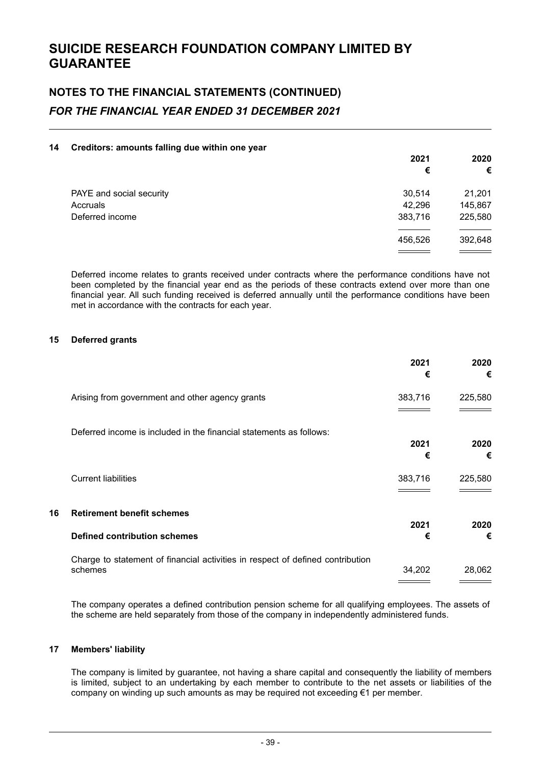# SUICIDE RESEARCH FOUNDATION COMPANY LIMITED BY GUARANTEE

## NOTES TO THE FINANCIAL STATEMENTS (CONTINUED)

### *FOR THE FINANCIAL YEAR ENDED 31 DECEMBER 2021*

**14 Creditors: amounts falling due within one year**

| | 2021 € | 2020 € |
|---|---|---|
| PAYE and social security | 30,514 | 21,201 |
| Accruals | 42,296 | 145,867 |
| Deferred income | 383,716 | 225,580 |
| | 456,526 | 392,648 |

Deferred income relates to grants received under contracts where the performance conditions have not been completed by the financial year end as the periods of these contracts extend over more than one financial year. All such funding received is deferred annually until the performance conditions have been met in accordance with the contracts for each year.

**15 Deferred grants**

| | 2021 € | 2020 € |
|---|---|---|
| Arising from government and other agency grants | 383,716 | 225,580 |

Deferred income is included in the financial statements as follows:

| | 2021 € | 2020 € |
|---|---|---|
| Current liabilities | 383,716 | 225,580 |

**16 Retirement benefit schemes**

| **Defined contribution schemes** | 2021 € | 2020 € |
|---|---|---|
| Charge to statement of financial activities in respect of defined contribution schemes | 34,202 | 28,062 |

The company operates a defined contribution pension scheme for all qualifying employees. The assets of the scheme are held separately from those of the company in independently administered funds.

**17 Members' liability**

The company is limited by guarantee, not having a share capital and consequently the liability of members is limited, subject to an undertaking by each member to contribute to the net assets or liabilities of the company on winding up such amounts as may be required not exceeding €1 per member.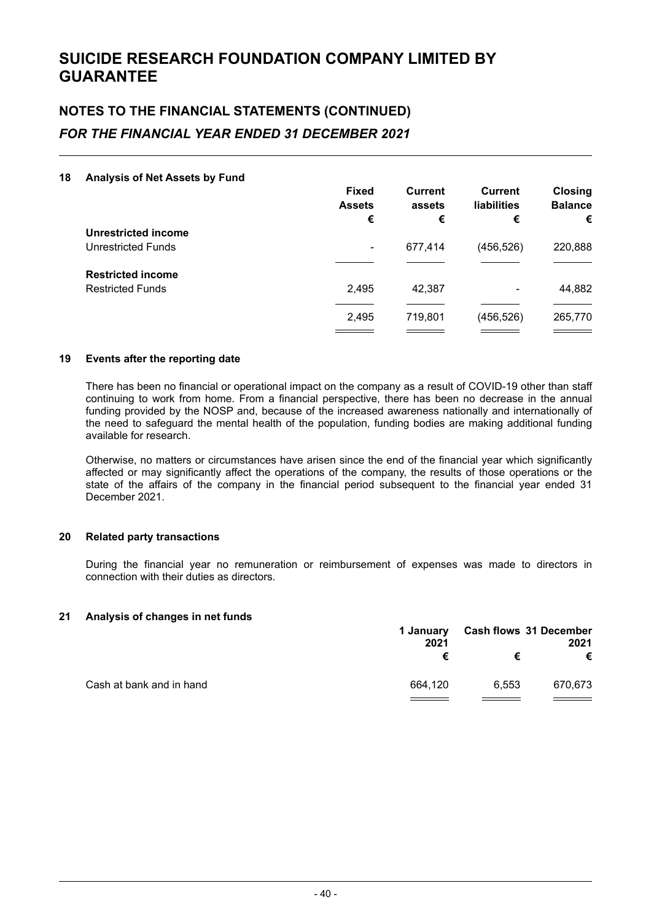# SUICIDE RESEARCH FOUNDATION COMPANY LIMITED BY GUARANTEE

## NOTES TO THE FINANCIAL STATEMENTS (CONTINUED)

### *FOR THE FINANCIAL YEAR ENDED 31 DECEMBER 2021*

**18 Analysis of Net Assets by Fund**

| | Fixed Assets | Current assets | Current liabilities | Closing Balance |
|---|---|---|---|---|
| | € | € | € | € |
| **Unrestricted income** | | | | |
| Unrestricted Funds | - | 677,414 | (456,526) | 220,888 |
| **Restricted income** | | | | |
| Restricted Funds | 2,495 | 42,387 | - | 44,882 |
| | 2,495 | 719,801 | (456,526) | 265,770 |

**19 Events after the reporting date**

There has been no financial or operational impact on the company as a result of COVID-19 other than staff continuing to work from home. From a financial perspective, there has been no decrease in the annual funding provided by the NOSP and, because of the increased awareness nationally and internationally of the need to safeguard the mental health of the population, funding bodies are making additional funding available for research.

Otherwise, no matters or circumstances have arisen since the end of the financial year which significantly affected or may significantly affect the operations of the company, the results of those operations or the state of the affairs of the company in the financial period subsequent to the financial year ended 31 December 2021.

**20 Related party transactions**

During the financial year no remuneration or reimbursement of expenses was made to directors in connection with their duties as directors.

**21 Analysis of changes in net funds**

| | 1 January 2021 | Cash flows | 31 December 2021 |
|---|---|---|---|
| | € | € | € |
| Cash at bank and in hand | 664,120 | 6,553 | 670,673 |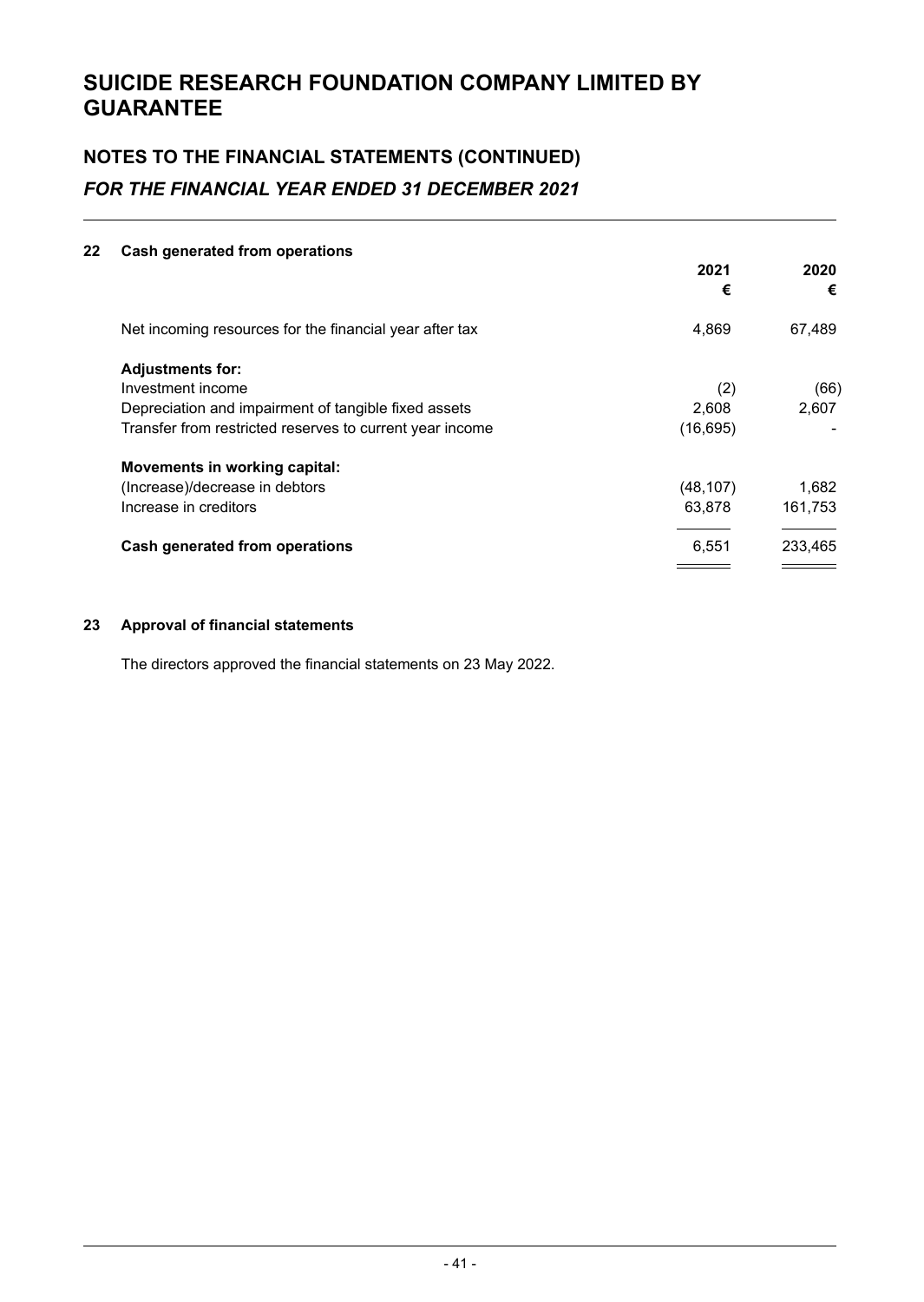# SUICIDE RESEARCH FOUNDATION COMPANY LIMITED BY GUARANTEE

## NOTES TO THE FINANCIAL STATEMENTS (CONTINUED)

### *FOR THE FINANCIAL YEAR ENDED 31 DECEMBER 2021*

### 22 Cash generated from operations

| | 2021 € | 2020 € |
|---|---|---|
| Net incoming resources for the financial year after tax | 4,869 | 67,489 |
| **Adjustments for:** | | |
| Investment income | (2) | (66) |
| Depreciation and impairment of tangible fixed assets | 2,608 | 2,607 |
| Transfer from restricted reserves to current year income | (16,695) | - |
| **Movements in working capital:** | | |
| (Increase)/decrease in debtors | (48,107) | 1,682 |
| Increase in creditors | 63,878 | 161,753 |
| **Cash generated from operations** | 6,551 | 233,465 |

### 23 Approval of financial statements

The directors approved the financial statements on 23 May 2022.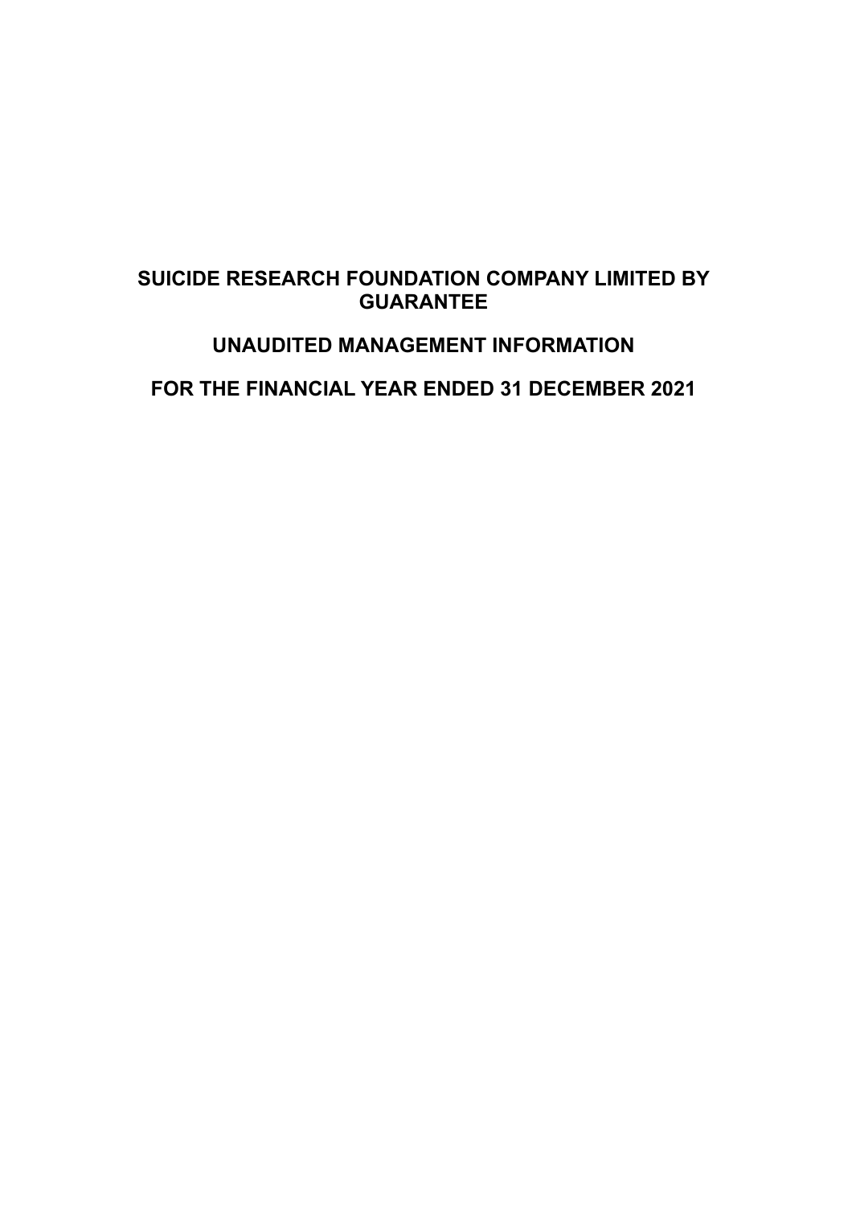# SUICIDE RESEARCH FOUNDATION COMPANY LIMITED BY GUARANTEE

# UNAUDITED MANAGEMENT INFORMATION

# FOR THE FINANCIAL YEAR ENDED 31 DECEMBER 2021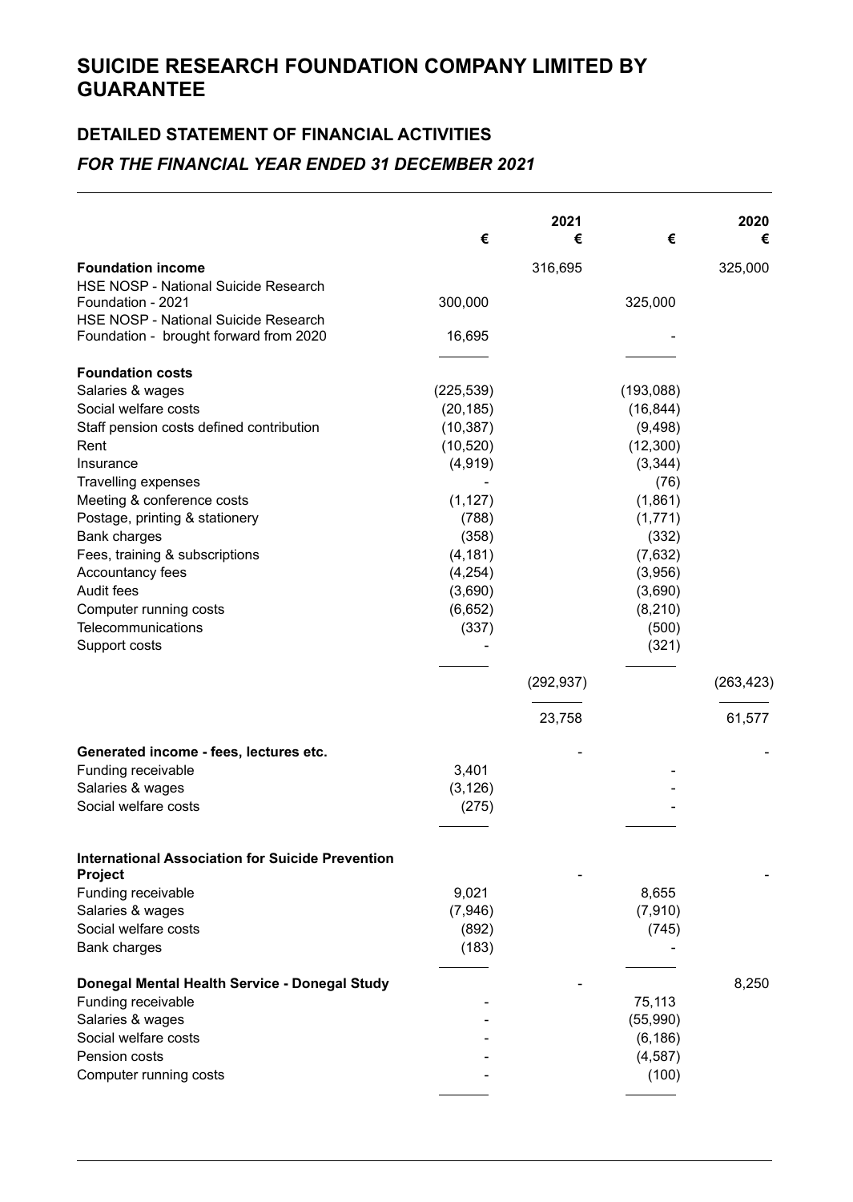# SUICIDE RESEARCH FOUNDATION COMPANY LIMITED BY GUARANTEE

## DETAILED STATEMENT OF FINANCIAL ACTIVITIES

### *FOR THE FINANCIAL YEAR ENDED 31 DECEMBER 2021*

| | € | 2021 € | € | 2020 € |
|---|---|---|---|---|
| **Foundation income** | | 316,695 | | 325,000 |
| HSE NOSP - National Suicide Research Foundation - 2021 | 300,000 | | 325,000 | |
| HSE NOSP - National Suicide Research Foundation - brought forward from 2020 | 16,695 | | - | |
| **Foundation costs** | | | | |
| Salaries & wages | (225,539) | | (193,088) | |
| Social welfare costs | (20,185) | | (16,844) | |
| Staff pension costs defined contribution | (10,387) | | (9,498) | |
| Rent | (10,520) | | (12,300) | |
| Insurance | (4,919) | | (3,344) | |
| Travelling expenses | - | | (76) | |
| Meeting & conference costs | (1,127) | | (1,861) | |
| Postage, printing & stationery | (788) | | (1,771) | |
| Bank charges | (358) | | (332) | |
| Fees, training & subscriptions | (4,181) | | (7,632) | |
| Accountancy fees | (4,254) | | (3,956) | |
| Audit fees | (3,690) | | (3,690) | |
| Computer running costs | (6,652) | | (8,210) | |
| Telecommunications | (337) | | (500) | |
| Support costs | - | | (321) | |
| | | (292,937) | | (263,423) |
| | | 23,758 | | 61,577 |
| **Generated income - fees, lectures etc.** | | - | | - |
| Funding receivable | 3,401 | | - | |
| Salaries & wages | (3,126) | | - | |
| Social welfare costs | (275) | | - | |
| **International Association for Suicide Prevention Project** | | - | | - |
| Funding receivable | 9,021 | | 8,655 | |
| Salaries & wages | (7,946) | | (7,910) | |
| Social welfare costs | (892) | | (745) | |
| Bank charges | (183) | | - | |
| **Donegal Mental Health Service - Donegal Study** | | - | | 8,250 |
| Funding receivable | - | | 75,113 | |
| Salaries & wages | - | | (55,990) | |
| Social welfare costs | - | | (6,186) | |
| Pension costs | - | | (4,587) | |
| Computer running costs | - | | (100) | |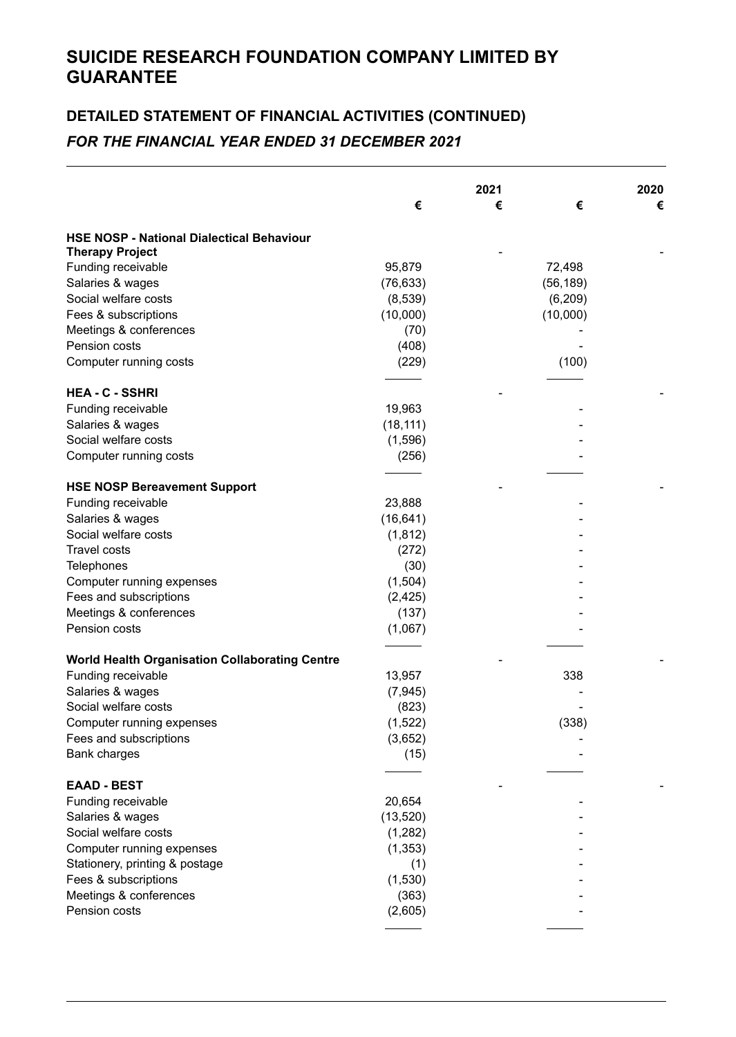# SUICIDE RESEARCH FOUNDATION COMPANY LIMITED BY GUARANTEE

## DETAILED STATEMENT OF FINANCIAL ACTIVITIES (CONTINUED)

### *FOR THE FINANCIAL YEAR ENDED 31 DECEMBER 2021*

| | 2021 | | 2020 | |
|---|---|---|---|---|
| | € | € | € | € |
| **HSE NOSP - National Dialectical Behaviour Therapy Project** | | - | | - |
| Funding receivable | 95,879 | | 72,498 | |
| Salaries & wages | (76,633) | | (56,189) | |
| Social welfare costs | (8,539) | | (6,209) | |
| Fees & subscriptions | (10,000) | | (10,000) | |
| Meetings & conferences | (70) | | - | |
| Pension costs | (408) | | - | |
| Computer running costs | (229) | | (100) | |
| **HEA - C - SSHRI** | | - | | - |
| Funding receivable | 19,963 | | - | |
| Salaries & wages | (18,111) | | - | |
| Social welfare costs | (1,596) | | - | |
| Computer running costs | (256) | | - | |
| **HSE NOSP Bereavement Support** | | - | | - |
| Funding receivable | 23,888 | | - | |
| Salaries & wages | (16,641) | | - | |
| Social welfare costs | (1,812) | | - | |
| Travel costs | (272) | | - | |
| Telephones | (30) | | - | |
| Computer running expenses | (1,504) | | - | |
| Fees and subscriptions | (2,425) | | - | |
| Meetings & conferences | (137) | | - | |
| Pension costs | (1,067) | | - | |
| **World Health Organisation Collaborating Centre** | | - | | - |
| Funding receivable | 13,957 | | 338 | |
| Salaries & wages | (7,945) | | - | |
| Social welfare costs | (823) | | - | |
| Computer running expenses | (1,522) | | (338) | |
| Fees and subscriptions | (3,652) | | - | |
| Bank charges | (15) | | - | |
| **EAAD - BEST** | | - | | - |
| Funding receivable | 20,654 | | - | |
| Salaries & wages | (13,520) | | - | |
| Social welfare costs | (1,282) | | - | |
| Computer running expenses | (1,353) | | - | |
| Stationery, printing & postage | (1) | | - | |
| Fees & subscriptions | (1,530) | | - | |
| Meetings & conferences | (363) | | - | |
| Pension costs | (2,605) | | - | |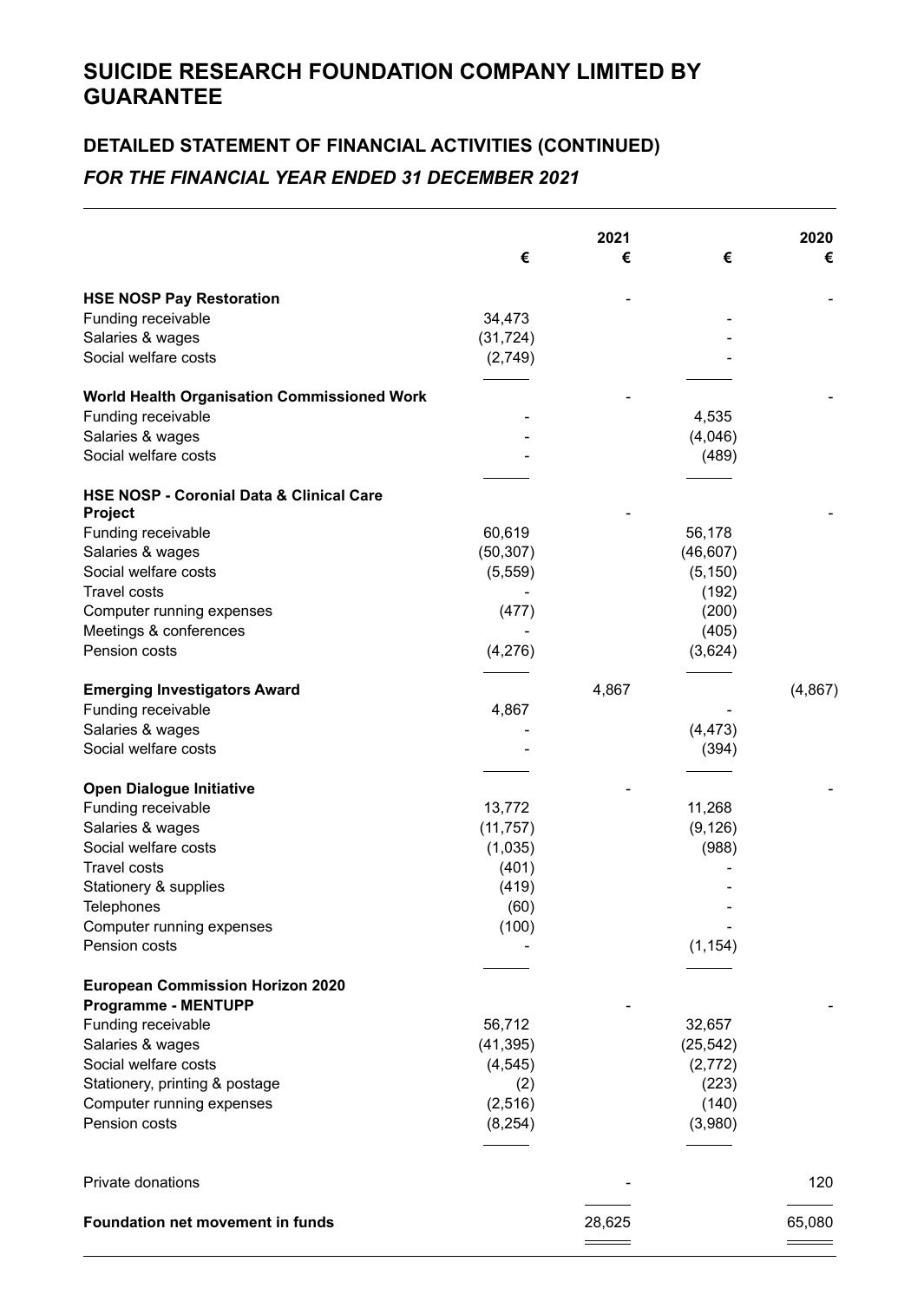# SUICIDE RESEARCH FOUNDATION COMPANY LIMITED BY GUARANTEE

## DETAILED STATEMENT OF FINANCIAL ACTIVITIES (CONTINUED)

### *FOR THE FINANCIAL YEAR ENDED 31 DECEMBER 2021*

| | 2021 € | 2021 € | 2020 € | 2020 € |
|---|---|---|---|---|
| **HSE NOSP Pay Restoration** | | - | | - |
| Funding receivable | 34,473 | | - | |
| Salaries & wages | (31,724) | | - | |
| Social welfare costs | (2,749) | | - | |
| **World Health Organisation Commissioned Work** | | - | | - |
| Funding receivable | - | | 4,535 | |
| Salaries & wages | - | | (4,046) | |
| Social welfare costs | - | | (489) | |
| **HSE NOSP - Coronial Data & Clinical Care Project** | | - | | - |
| Funding receivable | 60,619 | | 56,178 | |
| Salaries & wages | (50,307) | | (46,607) | |
| Social welfare costs | (5,559) | | (5,150) | |
| Travel costs | - | | (192) | |
| Computer running expenses | (477) | | (200) | |
| Meetings & conferences | - | | (405) | |
| Pension costs | (4,276) | | (3,624) | |
| **Emerging Investigators Award** | | 4,867 | | (4,867) |
| Funding receivable | 4,867 | | - | |
| Salaries & wages | - | | (4,473) | |
| Social welfare costs | - | | (394) | |
| **Open Dialogue Initiative** | | - | | - |
| Funding receivable | 13,772 | | 11,268 | |
| Salaries & wages | (11,757) | | (9,126) | |
| Social welfare costs | (1,035) | | (988) | |
| Travel costs | (401) | | - | |
| Stationery & supplies | (419) | | - | |
| Telephones | (60) | | - | |
| Computer running expenses | (100) | | - | |
| Pension costs | - | | (1,154) | |
| **European Commission Horizon 2020 Programme - MENTUPP** | | - | | - |
| Funding receivable | 56,712 | | 32,657 | |
| Salaries & wages | (41,395) | | (25,542) | |
| Social welfare costs | (4,545) | | (2,772) | |
| Stationery, printing & postage | (2) | | (223) | |
| Computer running expenses | (2,516) | | (140) | |
| Pension costs | (8,254) | | (3,980) | |
| Private donations | | - | | 120 |
| **Foundation net movement in funds** | | 28,625 | | 65,080 |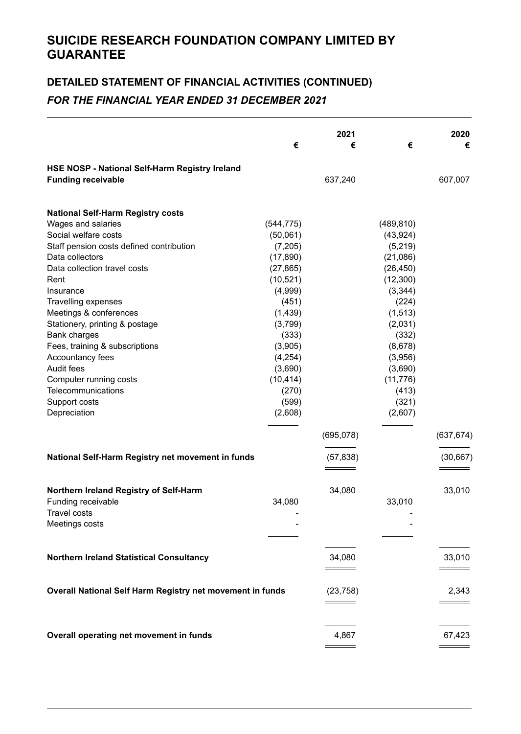# SUICIDE RESEARCH FOUNDATION COMPANY LIMITED BY GUARANTEE

## DETAILED STATEMENT OF FINANCIAL ACTIVITIES (CONTINUED)

### *FOR THE FINANCIAL YEAR ENDED 31 DECEMBER 2021*

| | 2021 € | 2021 € | 2020 € | 2020 € |
|---|---|---|---|---|
| **HSE NOSP - National Self-Harm Registry Ireland** | | | | |
| **Funding receivable** | | 637,240 | | 607,007 |
| **National Self-Harm Registry costs** | | | | |
| Wages and salaries | (544,775) | | (489,810) | |
| Social welfare costs | (50,061) | | (43,924) | |
| Staff pension costs defined contribution | (7,205) | | (5,219) | |
| Data collectors | (17,890) | | (21,086) | |
| Data collection travel costs | (27,865) | | (26,450) | |
| Rent | (10,521) | | (12,300) | |
| Insurance | (4,999) | | (3,344) | |
| Travelling expenses | (451) | | (224) | |
| Meetings & conferences | (1,439) | | (1,513) | |
| Stationery, printing & postage | (3,799) | | (2,031) | |
| Bank charges | (333) | | (332) | |
| Fees, training & subscriptions | (3,905) | | (8,678) | |
| Accountancy fees | (4,254) | | (3,956) | |
| Audit fees | (3,690) | | (3,690) | |
| Computer running costs | (10,414) | | (11,776) | |
| Telecommunications | (270) | | (413) | |
| Support costs | (599) | | (321) | |
| Depreciation | (2,608) | | (2,607) | |
| | | (695,078) | | (637,674) |
| **National Self-Harm Registry net movement in funds** | | (57,838) | | (30,667) |
| **Northern Ireland Registry of Self-Harm** | | 34,080 | | 33,010 |
| Funding receivable | 34,080 | | 33,010 | |
| Travel costs | - | | - | |
| Meetings costs | - | | - | |
| **Northern Ireland Statistical Consultancy** | | 34,080 | | 33,010 |
| **Overall National Self Harm Registry net movement in funds** | | (23,758) | | 2,343 |
| **Overall operating net movement in funds** | | 4,867 | | 67,423 |